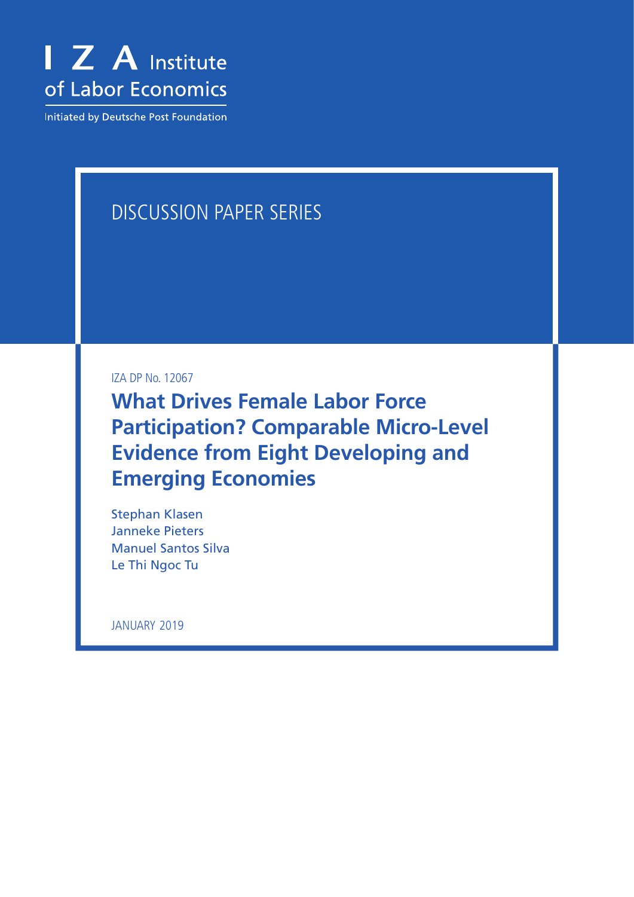I Z A Institute of Labor Economics

Initiated by Deutsche Post Foundation

DISCUSSION PAPER SERIES

IZA DP No. 12067

# What Drives Female Labor Force Participation? Comparable Micro-Level Evidence from Eight Developing and Emerging Economies

Stephan Klasen
Janneke Pieters
Manuel Santos Silva
Le Thi Ngoc Tu

JANUARY 2019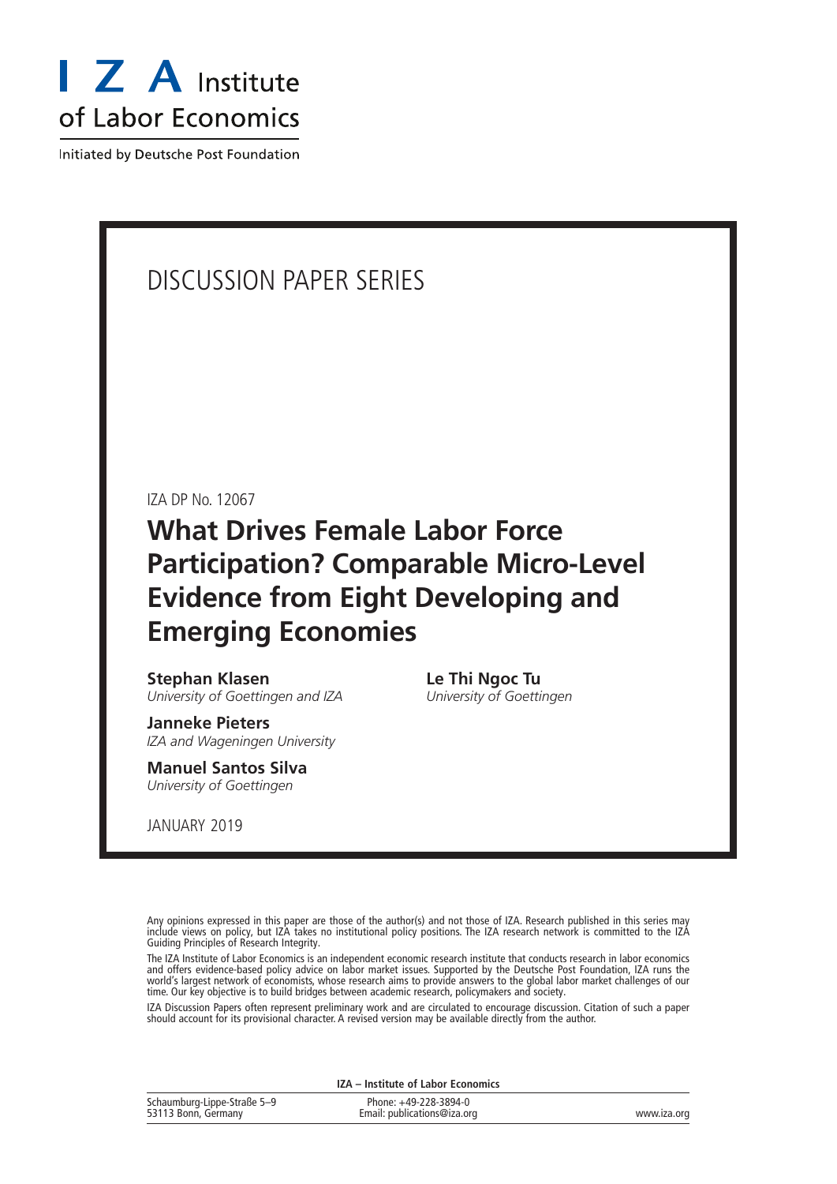I Z A Institute of Labor Economics

Initiated by Deutsche Post Foundation

DISCUSSION PAPER SERIES

IZA DP No. 12067

# What Drives Female Labor Force Participation? Comparable Micro-Level Evidence from Eight Developing and Emerging Economies

**Stephan Klasen**
*University of Goettingen and IZA*

**Le Thi Ngoc Tu**
*University of Goettingen*

**Janneke Pieters**
*IZA and Wageningen University*

**Manuel Santos Silva**
*University of Goettingen*

JANUARY 2019

Any opinions expressed in this paper are those of the author(s) and not those of IZA. Research published in this series may include views on policy, but IZA takes no institutional policy positions. The IZA research network is committed to the IZA Guiding Principles of Research Integrity.

The IZA Institute of Labor Economics is an independent economic research institute that conducts research in labor economics and offers evidence-based policy advice on labor market issues. Supported by the Deutsche Post Foundation, IZA runs the world's largest network of economists, whose research aims to provide answers to the global labor market challenges of our time. Our key objective is to build bridges between academic research, policymakers and society.

IZA Discussion Papers often represent preliminary work and are circulated to encourage discussion. Citation of such a paper should account for its provisional character. A revised version may be available directly from the author.

**IZA – Institute of Labor Economics**

Schaumburg-Lippe-Straße 5–9
53113 Bonn, Germany

Phone: +49-228-3894-0
Email: publications@iza.org

www.iza.org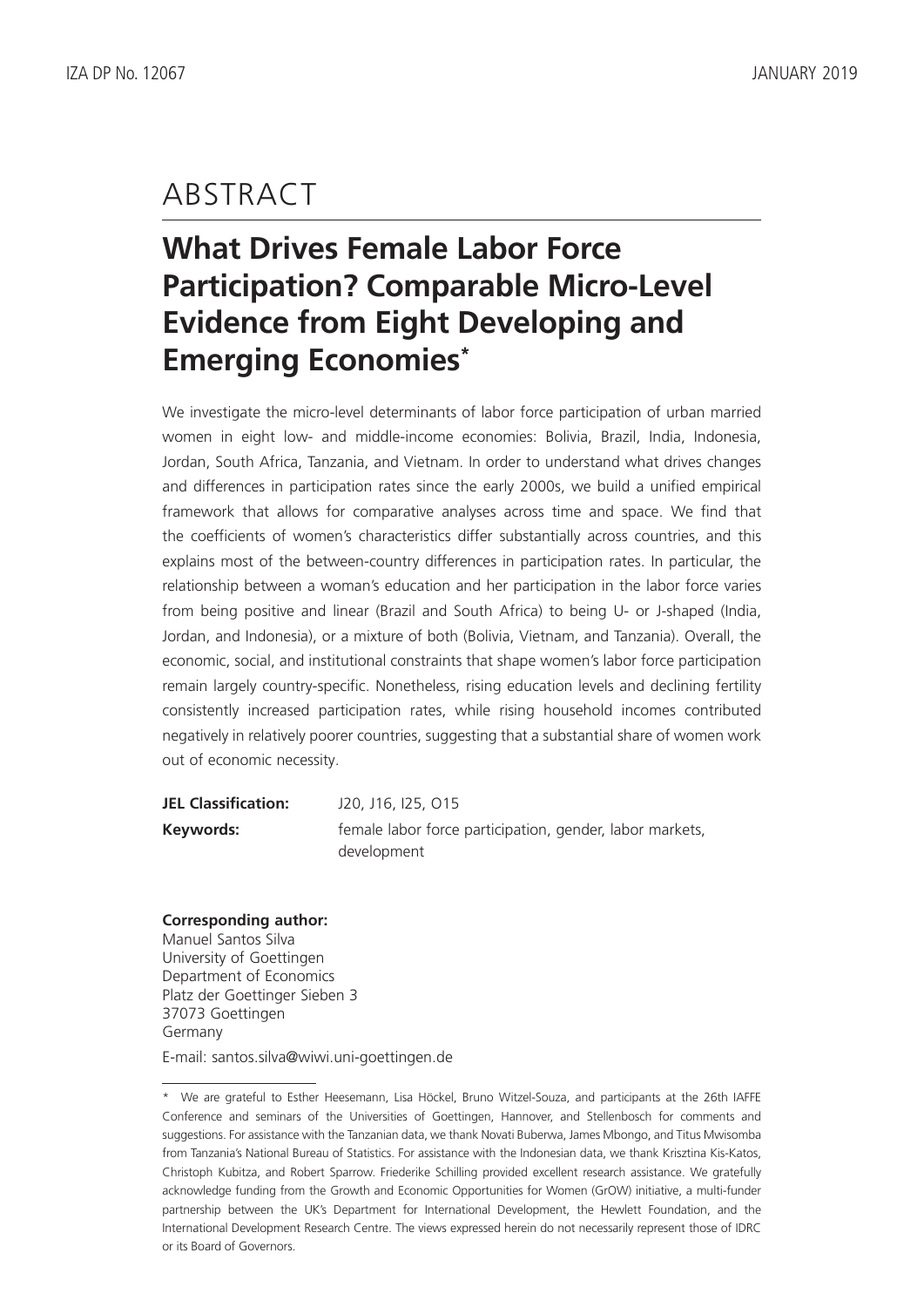# ABSTRACT

## What Drives Female Labor Force Participation? Comparable Micro-Level Evidence from Eight Developing and Emerging Economies*

We investigate the micro-level determinants of labor force participation of urban married women in eight low- and middle-income economies: Bolivia, Brazil, India, Indonesia, Jordan, South Africa, Tanzania, and Vietnam. In order to understand what drives changes and differences in participation rates since the early 2000s, we build a unified empirical framework that allows for comparative analyses across time and space. We find that the coefficients of women's characteristics differ substantially across countries, and this explains most of the between-country differences in participation rates. In particular, the relationship between a woman's education and her participation in the labor force varies from being positive and linear (Brazil and South Africa) to being U- or J-shaped (India, Jordan, and Indonesia), or a mixture of both (Bolivia, Vietnam, and Tanzania). Overall, the economic, social, and institutional constraints that shape women's labor force participation remain largely country-specific. Nonetheless, rising education levels and declining fertility consistently increased participation rates, while rising household incomes contributed negatively in relatively poorer countries, suggesting that a substantial share of women work out of economic necessity.

**JEL Classification:** J20, J16, I25, O15

**Keywords:** female labor force participation, gender, labor markets, development

**Corresponding author:**
Manuel Santos Silva
University of Goettingen
Department of Economics
Platz der Goettinger Sieben 3
37073 Goettingen
Germany

E-mail: santos.silva@wiwi.uni-goettingen.de

\* We are grateful to Esther Heesemann, Lisa Höckel, Bruno Witzel-Souza, and participants at the 26th IAFFE Conference and seminars of the Universities of Goettingen, Hannover, and Stellenbosch for comments and suggestions. For assistance with the Tanzanian data, we thank Novati Buberwa, James Mbongo, and Titus Mwisomba from Tanzania's National Bureau of Statistics. For assistance with the Indonesian data, we thank Krisztina Kis-Katos, Christoph Kubitza, and Robert Sparrow. Friederike Schilling provided excellent research assistance. We gratefully acknowledge funding from the Growth and Economic Opportunities for Women (GrOW) initiative, a multi-funder partnership between the UK's Department for International Development, the Hewlett Foundation, and the International Development Research Centre. The views expressed herein do not necessarily represent those of IDRC or its Board of Governors.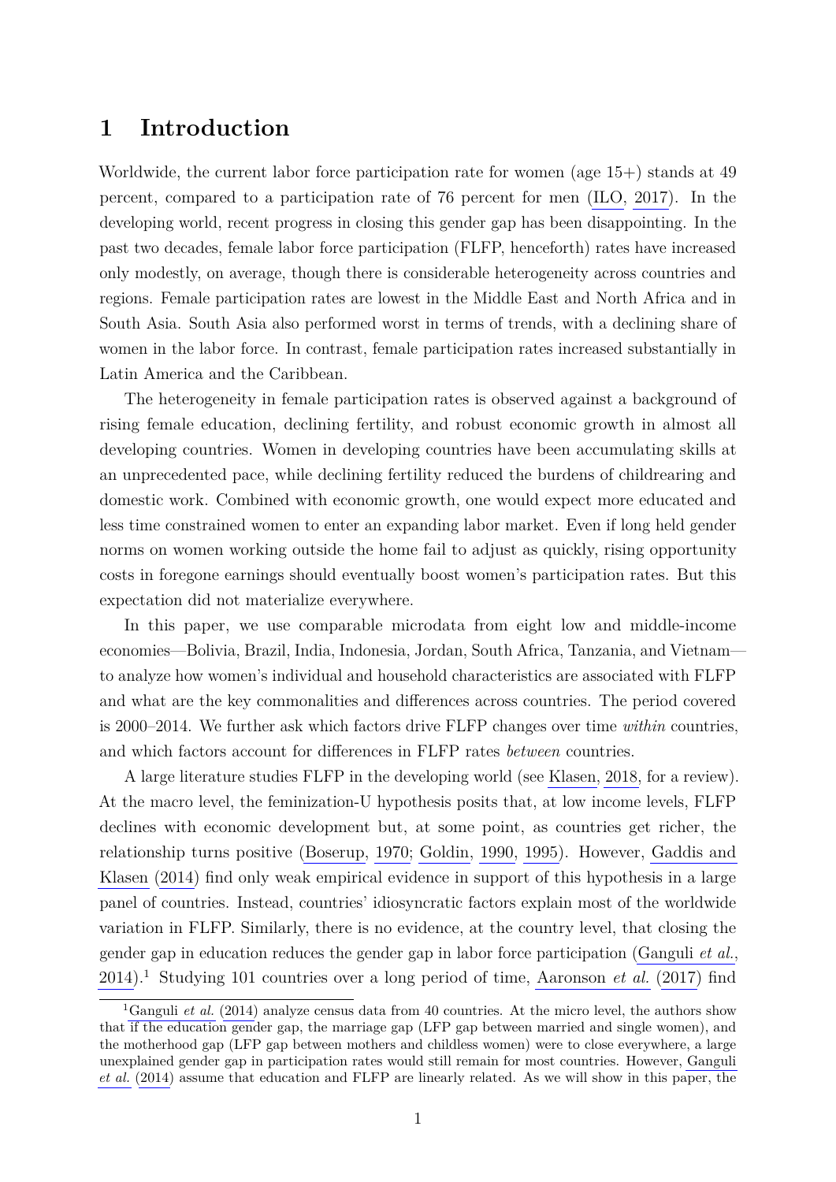# 1 Introduction

Worldwide, the current labor force participation rate for women (age 15+) stands at 49 percent, compared to a participation rate of 76 percent for men (ILO, 2017). In the developing world, recent progress in closing this gender gap has been disappointing. In the past two decades, female labor force participation (FLFP, henceforth) rates have increased only modestly, on average, though there is considerable heterogeneity across countries and regions. Female participation rates are lowest in the Middle East and North Africa and in South Asia. South Asia also performed worst in terms of trends, with a declining share of women in the labor force. In contrast, female participation rates increased substantially in Latin America and the Caribbean.

The heterogeneity in female participation rates is observed against a background of rising female education, declining fertility, and robust economic growth in almost all developing countries. Women in developing countries have been accumulating skills at an unprecedented pace, while declining fertility reduced the burdens of childrearing and domestic work. Combined with economic growth, one would expect more educated and less time constrained women to enter an expanding labor market. Even if long held gender norms on women working outside the home fail to adjust as quickly, rising opportunity costs in foregone earnings should eventually boost women's participation rates. But this expectation did not materialize everywhere.

In this paper, we use comparable microdata from eight low and middle-income economies—Bolivia, Brazil, India, Indonesia, Jordan, South Africa, Tanzania, and Vietnam—to analyze how women's individual and household characteristics are associated with FLFP and what are the key commonalities and differences across countries. The period covered is 2000–2014. We further ask which factors drive FLFP changes over time *within* countries, and which factors account for differences in FLFP rates *between* countries.

A large literature studies FLFP in the developing world (see Klasen, 2018, for a review). At the macro level, the feminization-U hypothesis posits that, at low income levels, FLFP declines with economic development but, at some point, as countries get richer, the relationship turns positive (Boserup, 1970; Goldin, 1990, 1995). However, Gaddis and Klasen (2014) find only weak empirical evidence in support of this hypothesis in a large panel of countries. Instead, countries' idiosyncratic factors explain most of the worldwide variation in FLFP. Similarly, there is no evidence, at the country level, that closing the gender gap in education reduces the gender gap in labor force participation (Ganguli *et al.*, 2014).[1] Studying 101 countries over a long period of time, Aaronson *et al.* (2017) find

[1] Ganguli *et al.* (2014) analyze census data from 40 countries. At the micro level, the authors show that if the education gender gap, the marriage gap (LFP gap between married and single women), and the motherhood gap (LFP gap between mothers and childless women) were to close everywhere, a large unexplained gender gap in participation rates would still remain for most countries. However, Ganguli *et al.* (2014) assume that education and FLFP are linearly related. As we will show in this paper, the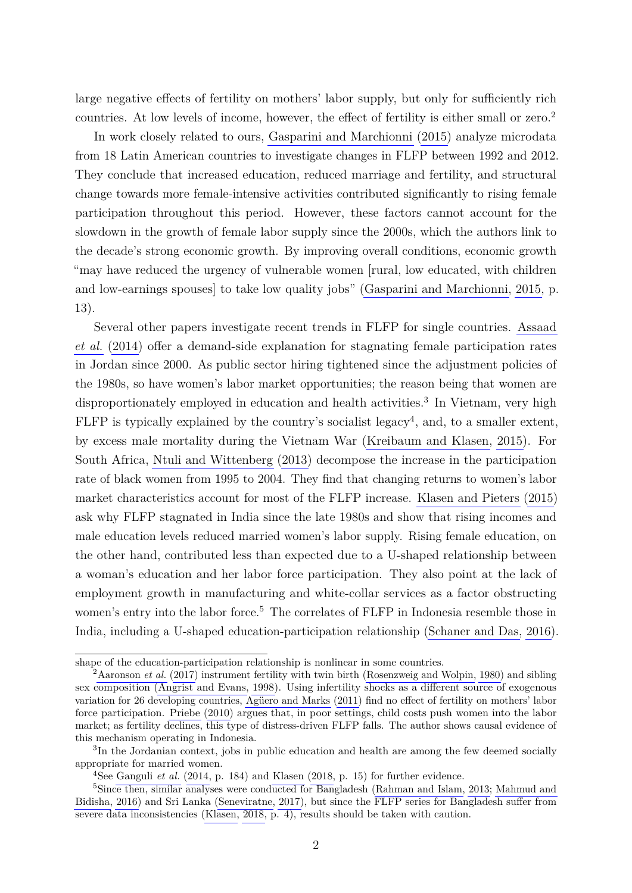large negative effects of fertility on mothers' labor supply, but only for sufficiently rich countries. At low levels of income, however, the effect of fertility is either small or zero.[2]

In work closely related to ours, Gasparini and Marchionni (2015) analyze microdata from 18 Latin American countries to investigate changes in FLFP between 1992 and 2012. They conclude that increased education, reduced marriage and fertility, and structural change towards more female-intensive activities contributed significantly to rising female participation throughout this period. However, these factors cannot account for the slowdown in the growth of female labor supply since the 2000s, which the authors link to the decade's strong economic growth. By improving overall conditions, economic growth "may have reduced the urgency of vulnerable women [rural, low educated, with children and low-earnings spouses] to take low quality jobs" (Gasparini and Marchionni, 2015, p. 13).

Several other papers investigate recent trends in FLFP for single countries. Assaad *et al.* (2014) offer a demand-side explanation for stagnating female participation rates in Jordan since 2000. As public sector hiring tightened since the adjustment policies of the 1980s, so have women's labor market opportunities; the reason being that women are disproportionately employed in education and health activities.[3] In Vietnam, very high FLFP is typically explained by the country's socialist legacy[4], and, to a smaller extent, by excess male mortality during the Vietnam War (Kreibaum and Klasen, 2015). For South Africa, Ntuli and Wittenberg (2013) decompose the increase in the participation rate of black women from 1995 to 2004. They find that changing returns to women's labor market characteristics account for most of the FLFP increase. Klasen and Pieters (2015) ask why FLFP stagnated in India since the late 1980s and show that rising incomes and male education levels reduced married women's labor supply. Rising female education, on the other hand, contributed less than expected due to a U-shaped relationship between a woman's education and her labor force participation. They also point at the lack of employment growth in manufacturing and white-collar services as a factor obstructing women's entry into the labor force.[5] The correlates of FLFP in Indonesia resemble those in India, including a U-shaped education-participation relationship (Schaner and Das, 2016).

---

shape of the education-participation relationship is nonlinear in some countries.

[2] Aaronson *et al.* (2017) instrument fertility with twin birth (Rosenzweig and Wolpin, 1980) and sibling sex composition (Angrist and Evans, 1998). Using infertility shocks as a different source of exogenous variation for 26 developing countries, Agüero and Marks (2011) find no effect of fertility on mothers' labor force participation. Priebe (2010) argues that, in poor settings, child costs push women into the labor market; as fertility declines, this type of distress-driven FLFP falls. The author shows causal evidence of this mechanism operating in Indonesia.

[3] In the Jordanian context, jobs in public education and health are among the few deemed socially appropriate for married women.

[4] See Ganguli *et al.* (2014, p. 184) and Klasen (2018, p. 15) for further evidence.

[5] Since then, similar analyses were conducted for Bangladesh (Rahman and Islam, 2013; Mahmud and Bidisha, 2016) and Sri Lanka (Seneviratne, 2017), but since the FLFP series for Bangladesh suffer from severe data inconsistencies (Klasen, 2018, p. 4), results should be taken with caution.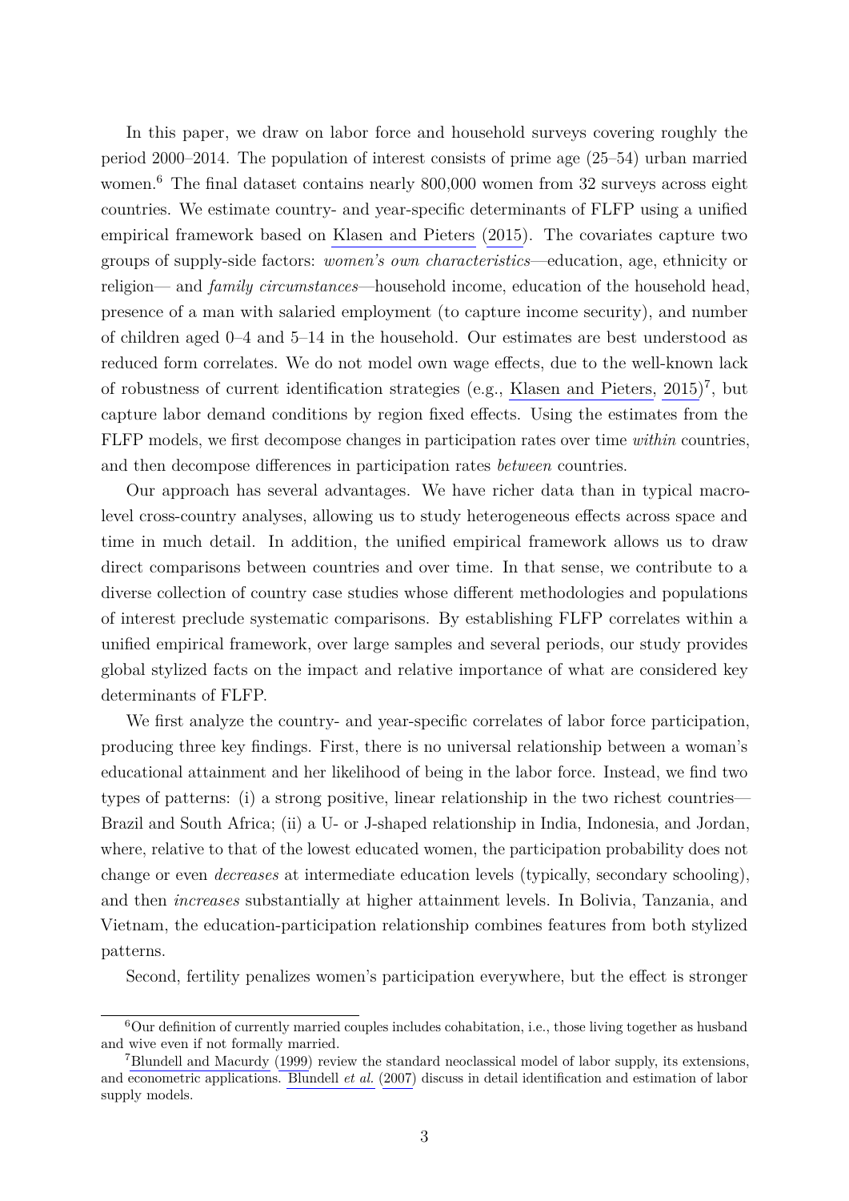In this paper, we draw on labor force and household surveys covering roughly the period 2000–2014. The population of interest consists of prime age (25–54) urban married women.[6] The final dataset contains nearly 800,000 women from 32 surveys across eight countries. We estimate country- and year-specific determinants of FLFP using a unified empirical framework based on Klasen and Pieters (2015). The covariates capture two groups of supply-side factors: *women's own characteristics*—education, age, ethnicity or religion— and *family circumstances*—household income, education of the household head, presence of a man with salaried employment (to capture income security), and number of children aged 0–4 and 5–14 in the household. Our estimates are best understood as reduced form correlates. We do not model own wage effects, due to the well-known lack of robustness of current identification strategies (e.g., Klasen and Pieters, 2015)[7], but capture labor demand conditions by region fixed effects. Using the estimates from the FLFP models, we first decompose changes in participation rates over time *within* countries, and then decompose differences in participation rates *between* countries.

Our approach has several advantages. We have richer data than in typical macro-level cross-country analyses, allowing us to study heterogeneous effects across space and time in much detail. In addition, the unified empirical framework allows us to draw direct comparisons between countries and over time. In that sense, we contribute to a diverse collection of country case studies whose different methodologies and populations of interest preclude systematic comparisons. By establishing FLFP correlates within a unified empirical framework, over large samples and several periods, our study provides global stylized facts on the impact and relative importance of what are considered key determinants of FLFP.

We first analyze the country- and year-specific correlates of labor force participation, producing three key findings. First, there is no universal relationship between a woman's educational attainment and her likelihood of being in the labor force. Instead, we find two types of patterns: (i) a strong positive, linear relationship in the two richest countries—Brazil and South Africa; (ii) a U- or J-shaped relationship in India, Indonesia, and Jordan, where, relative to that of the lowest educated women, the participation probability does not change or even *decreases* at intermediate education levels (typically, secondary schooling), and then *increases* substantially at higher attainment levels. In Bolivia, Tanzania, and Vietnam, the education-participation relationship combines features from both stylized patterns.

Second, fertility penalizes women's participation everywhere, but the effect is stronger

[6] Our definition of currently married couples includes cohabitation, i.e., those living together as husband and wive even if not formally married.

[7] Blundell and Macurdy (1999) review the standard neoclassical model of labor supply, its extensions, and econometric applications. Blundell *et al.* (2007) discuss in detail identification and estimation of labor supply models.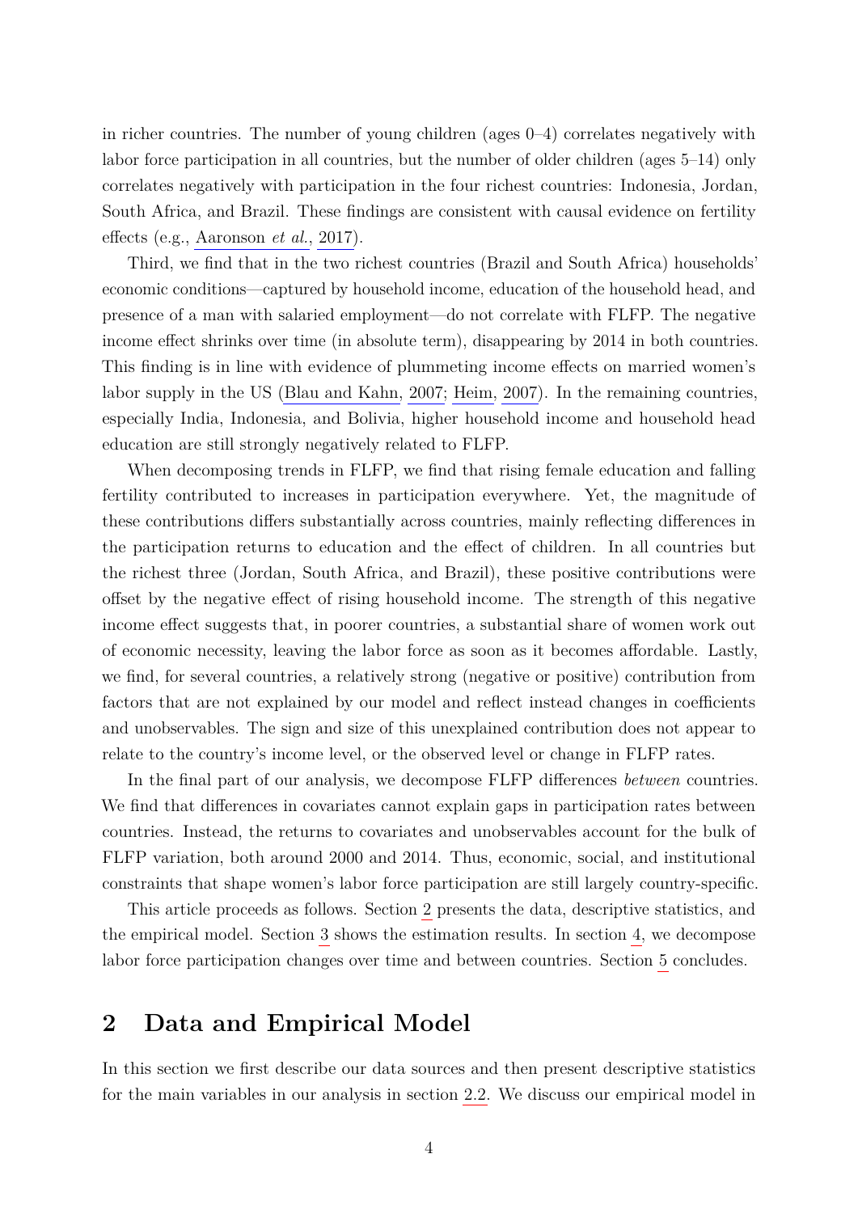in richer countries. The number of young children (ages 0–4) correlates negatively with labor force participation in all countries, but the number of older children (ages 5–14) only correlates negatively with participation in the four richest countries: Indonesia, Jordan, South Africa, and Brazil. These findings are consistent with causal evidence on fertility effects (e.g., Aaronson *et al.*, 2017).

Third, we find that in the two richest countries (Brazil and South Africa) households' economic conditions—captured by household income, education of the household head, and presence of a man with salaried employment—do not correlate with FLFP. The negative income effect shrinks over time (in absolute term), disappearing by 2014 in both countries. This finding is in line with evidence of plummeting income effects on married women's labor supply in the US (Blau and Kahn, 2007; Heim, 2007). In the remaining countries, especially India, Indonesia, and Bolivia, higher household income and household head education are still strongly negatively related to FLFP.

When decomposing trends in FLFP, we find that rising female education and falling fertility contributed to increases in participation everywhere. Yet, the magnitude of these contributions differs substantially across countries, mainly reflecting differences in the participation returns to education and the effect of children. In all countries but the richest three (Jordan, South Africa, and Brazil), these positive contributions were offset by the negative effect of rising household income. The strength of this negative income effect suggests that, in poorer countries, a substantial share of women work out of economic necessity, leaving the labor force as soon as it becomes affordable. Lastly, we find, for several countries, a relatively strong (negative or positive) contribution from factors that are not explained by our model and reflect instead changes in coefficients and unobservables. The sign and size of this unexplained contribution does not appear to relate to the country's income level, or the observed level or change in FLFP rates.

In the final part of our analysis, we decompose FLFP differences *between* countries. We find that differences in covariates cannot explain gaps in participation rates between countries. Instead, the returns to covariates and unobservables account for the bulk of FLFP variation, both around 2000 and 2014. Thus, economic, social, and institutional constraints that shape women's labor force participation are still largely country-specific.

This article proceeds as follows. Section 2 presents the data, descriptive statistics, and the empirical model. Section 3 shows the estimation results. In section 4, we decompose labor force participation changes over time and between countries. Section 5 concludes.

## 2 Data and Empirical Model

In this section we first describe our data sources and then present descriptive statistics for the main variables in our analysis in section 2.2. We discuss our empirical model in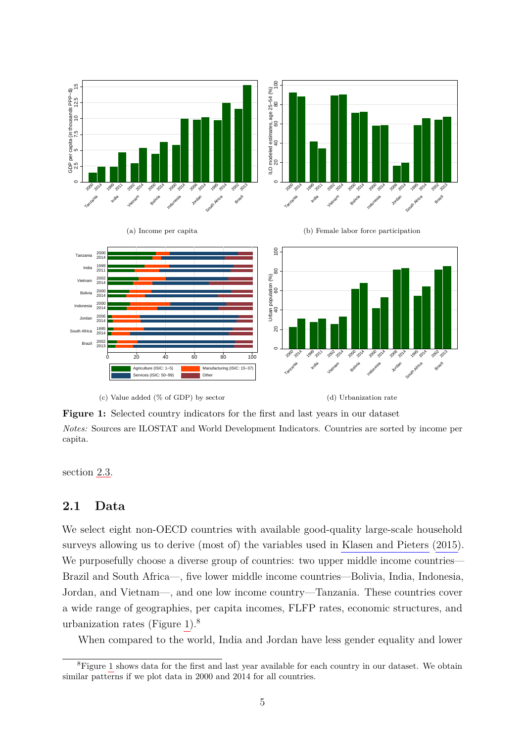(a) Income per capita

(b) Female labor force participation

(c) Value added (% of GDP) by sector

(d) Urbanization rate

**Figure 1:** Selected country indicators for the first and last years in our dataset

*Notes:* Sources are ILOSTAT and World Development Indicators. Countries are sorted by income per capita.

section 2.3.

## 2.1 Data

We select eight non-OECD countries with available good-quality large-scale household surveys allowing us to derive (most of) the variables used in Klasen and Pieters (2015). We purposefully choose a diverse group of countries: two upper middle income countries—Brazil and South Africa—, five lower middle income countries—Bolivia, India, Indonesia, Jordan, and Vietnam—, and one low income country—Tanzania. These countries cover a wide range of geographies, per capita incomes, FLFP rates, economic structures, and urbanization rates (Figure 1).[8]

When compared to the world, India and Jordan have less gender equality and lower

[8] Figure 1 shows data for the first and last year available for each country in our dataset. We obtain similar patterns if we plot data in 2000 and 2014 for all countries.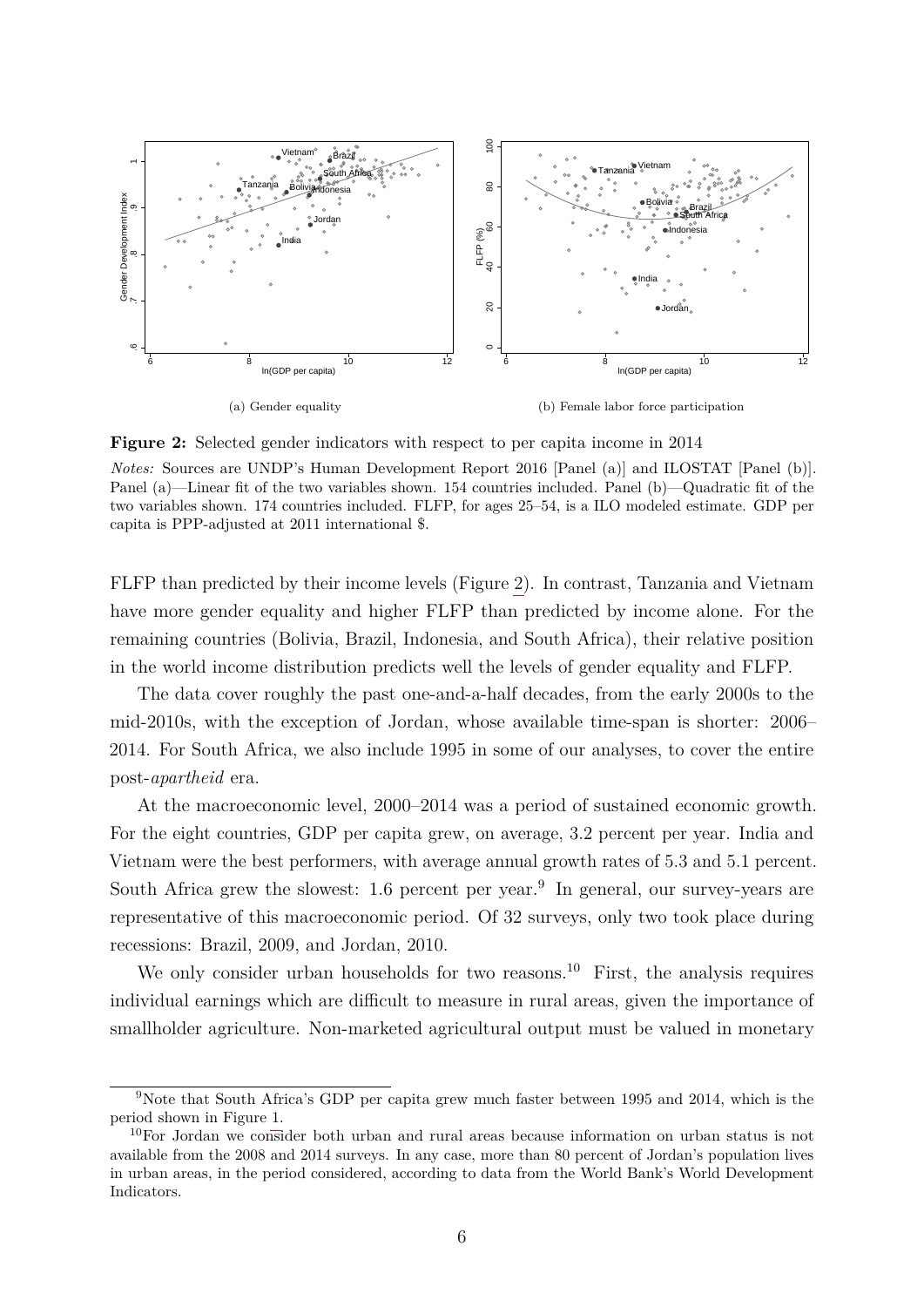(a) Gender equality

(b) Female labor force participation

**Figure 2:** Selected gender indicators with respect to per capita income in 2014

*Notes:* Sources are UNDP's Human Development Report 2016 [Panel (a)] and ILOSTAT [Panel (b)]. Panel (a)—Linear fit of the two variables shown. 154 countries included. Panel (b)—Quadratic fit of the two variables shown. 174 countries included. FLFP, for ages 25–54, is a ILO modeled estimate. GDP per capita is PPP-adjusted at 2011 international $.

FLFP than predicted by their income levels (Figure 2). In contrast, Tanzania and Vietnam have more gender equality and higher FLFP than predicted by income alone. For the remaining countries (Bolivia, Brazil, Indonesia, and South Africa), their relative position in the world income distribution predicts well the levels of gender equality and FLFP.

The data cover roughly the past one-and-a-half decades, from the early 2000s to the mid-2010s, with the exception of Jordan, whose available time-span is shorter: 2006–2014. For South Africa, we also include 1995 in some of our analyses, to cover the entire post-*apartheid* era.

At the macroeconomic level, 2000–2014 was a period of sustained economic growth. For the eight countries, GDP per capita grew, on average, 3.2 percent per year. India and Vietnam were the best performers, with average annual growth rates of 5.3 and 5.1 percent. South Africa grew the slowest: 1.6 percent per year.[9] In general, our survey-years are representative of this macroeconomic period. Of 32 surveys, only two took place during recessions: Brazil, 2009, and Jordan, 2010.

We only consider urban households for two reasons.[10] First, the analysis requires individual earnings which are difficult to measure in rural areas, given the importance of smallholder agriculture. Non-marketed agricultural output must be valued in monetary

[9] Note that South Africa's GDP per capita grew much faster between 1995 and 2014, which is the period shown in Figure 1.

[10] For Jordan we consider both urban and rural areas because information on urban status is not available from the 2008 and 2014 surveys. In any case, more than 80 percent of Jordan's population lives in urban areas, in the period considered, according to data from the World Bank's World Development Indicators.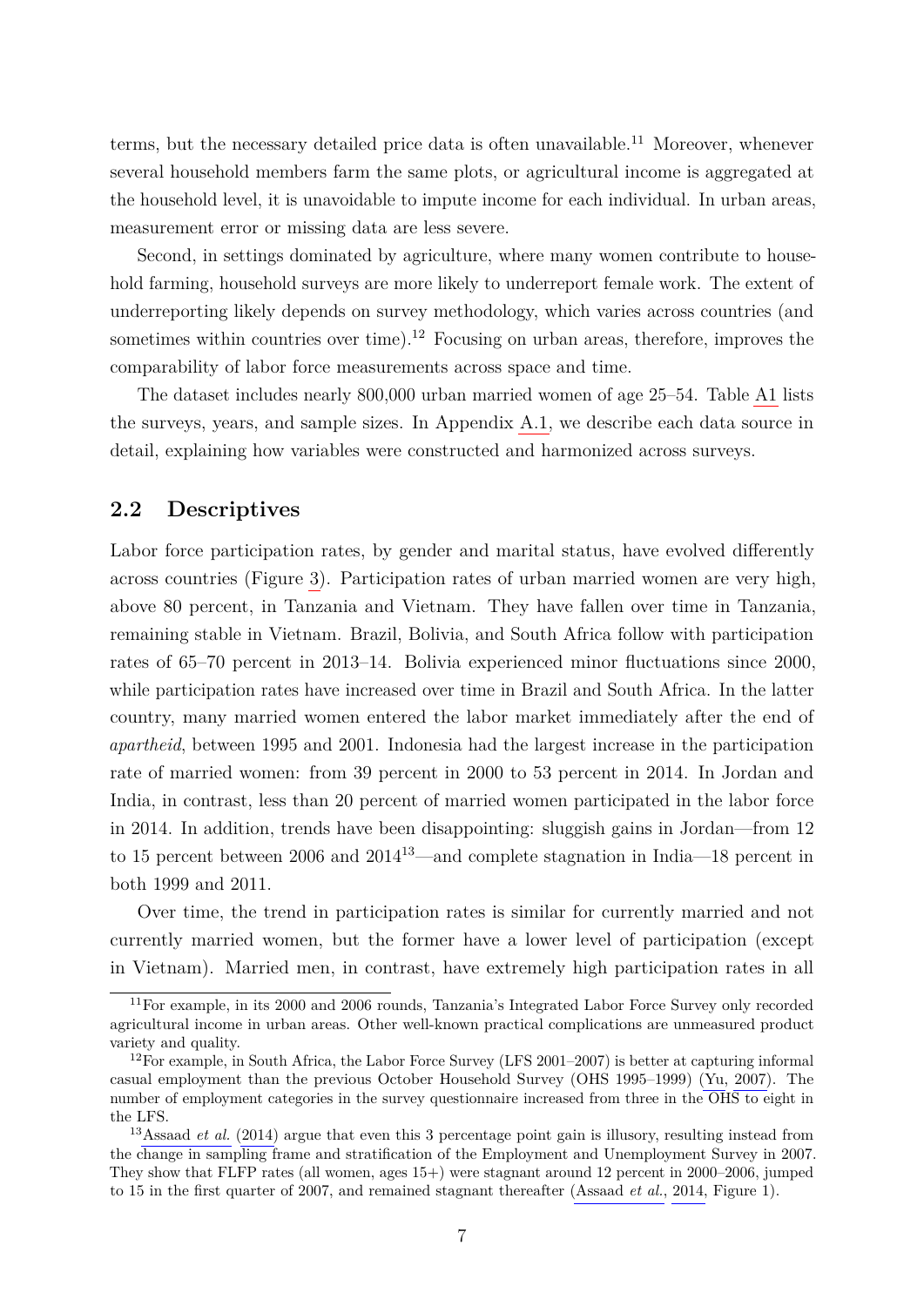terms, but the necessary detailed price data is often unavailable.[11] Moreover, whenever several household members farm the same plots, or agricultural income is aggregated at the household level, it is unavoidable to impute income for each individual. In urban areas, measurement error or missing data are less severe.

Second, in settings dominated by agriculture, where many women contribute to household farming, household surveys are more likely to underreport female work. The extent of underreporting likely depends on survey methodology, which varies across countries (and sometimes within countries over time).[12] Focusing on urban areas, therefore, improves the comparability of labor force measurements across space and time.

The dataset includes nearly 800,000 urban married women of age 25–54. Table A1 lists the surveys, years, and sample sizes. In Appendix A.1, we describe each data source in detail, explaining how variables were constructed and harmonized across surveys.

## 2.2 Descriptives

Labor force participation rates, by gender and marital status, have evolved differently across countries (Figure 3). Participation rates of urban married women are very high, above 80 percent, in Tanzania and Vietnam. They have fallen over time in Tanzania, remaining stable in Vietnam. Brazil, Bolivia, and South Africa follow with participation rates of 65–70 percent in 2013–14. Bolivia experienced minor fluctuations since 2000, while participation rates have increased over time in Brazil and South Africa. In the latter country, many married women entered the labor market immediately after the end of *apartheid*, between 1995 and 2001. Indonesia had the largest increase in the participation rate of married women: from 39 percent in 2000 to 53 percent in 2014. In Jordan and India, in contrast, less than 20 percent of married women participated in the labor force in 2014. In addition, trends have been disappointing: sluggish gains in Jordan—from 12 to 15 percent between 2006 and 2014[13]—and complete stagnation in India—18 percent in both 1999 and 2011.

Over time, the trend in participation rates is similar for currently married and not currently married women, but the former have a lower level of participation (except in Vietnam). Married men, in contrast, have extremely high participation rates in all

[11] For example, in its 2000 and 2006 rounds, Tanzania's Integrated Labor Force Survey only recorded agricultural income in urban areas. Other well-known practical complications are unmeasured product variety and quality.

[12] For example, in South Africa, the Labor Force Survey (LFS 2001–2007) is better at capturing informal casual employment than the previous October Household Survey (OHS 1995–1999) (Yu, 2007). The number of employment categories in the survey questionnaire increased from three in the OHS to eight in the LFS.

[13] Assaad *et al.* (2014) argue that even this 3 percentage point gain is illusory, resulting instead from the change in sampling frame and stratification of the Employment and Unemployment Survey in 2007. They show that FLFP rates (all women, ages 15+) were stagnant around 12 percent in 2000–2006, jumped to 15 in the first quarter of 2007, and remained stagnant thereafter (Assaad *et al.*, 2014, Figure 1).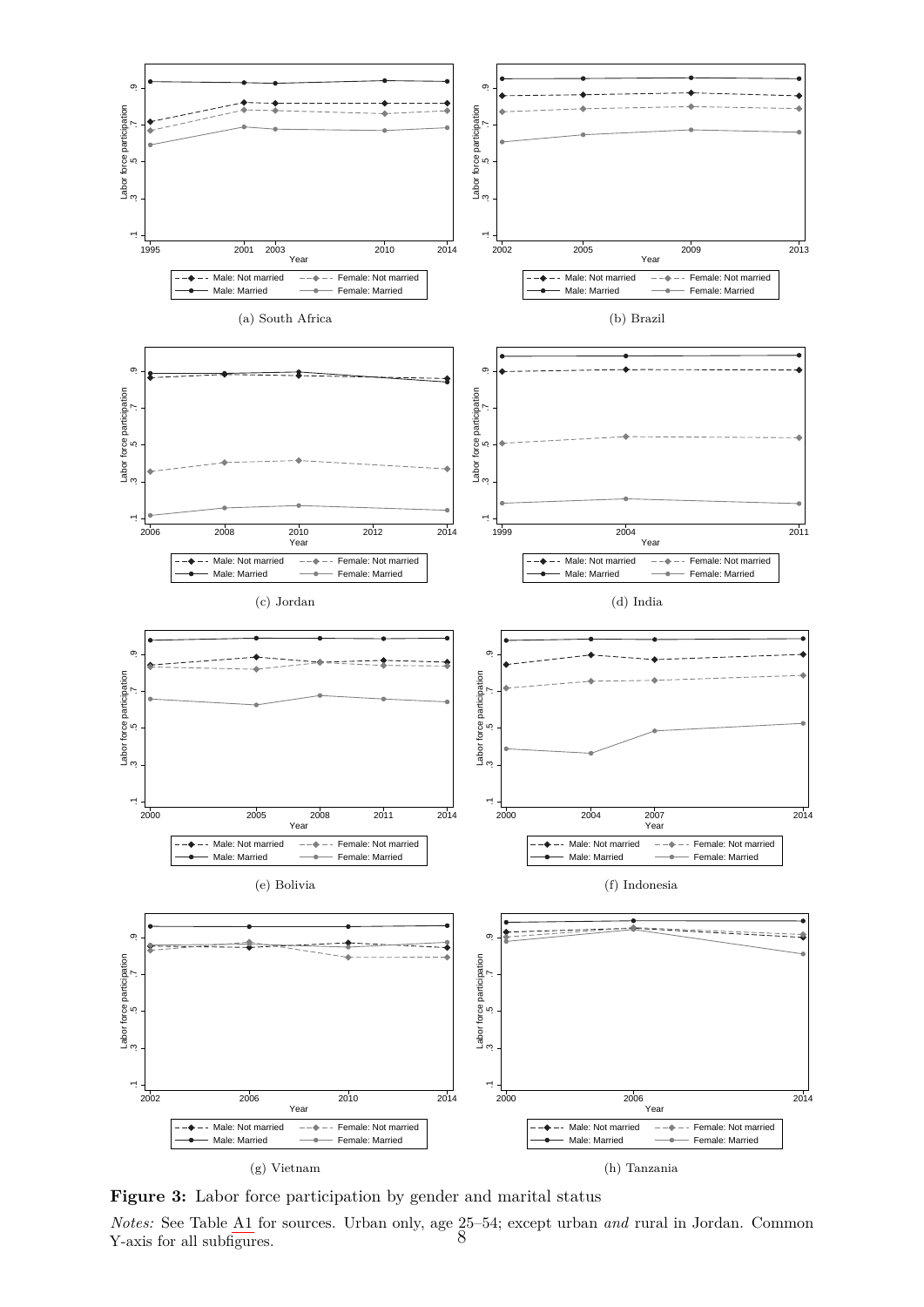(a) South Africa

(b) Brazil

(c) Jordan

(d) India

(e) Bolivia

(f) Indonesia

(g) Vietnam

(h) Tanzania

**Figure 3:** Labor force participation by gender and marital status

*Notes:* See Table A1 for sources. Urban only, age 25–54; except urban *and* rural in Jordan. Common Y-axis for all subfigures.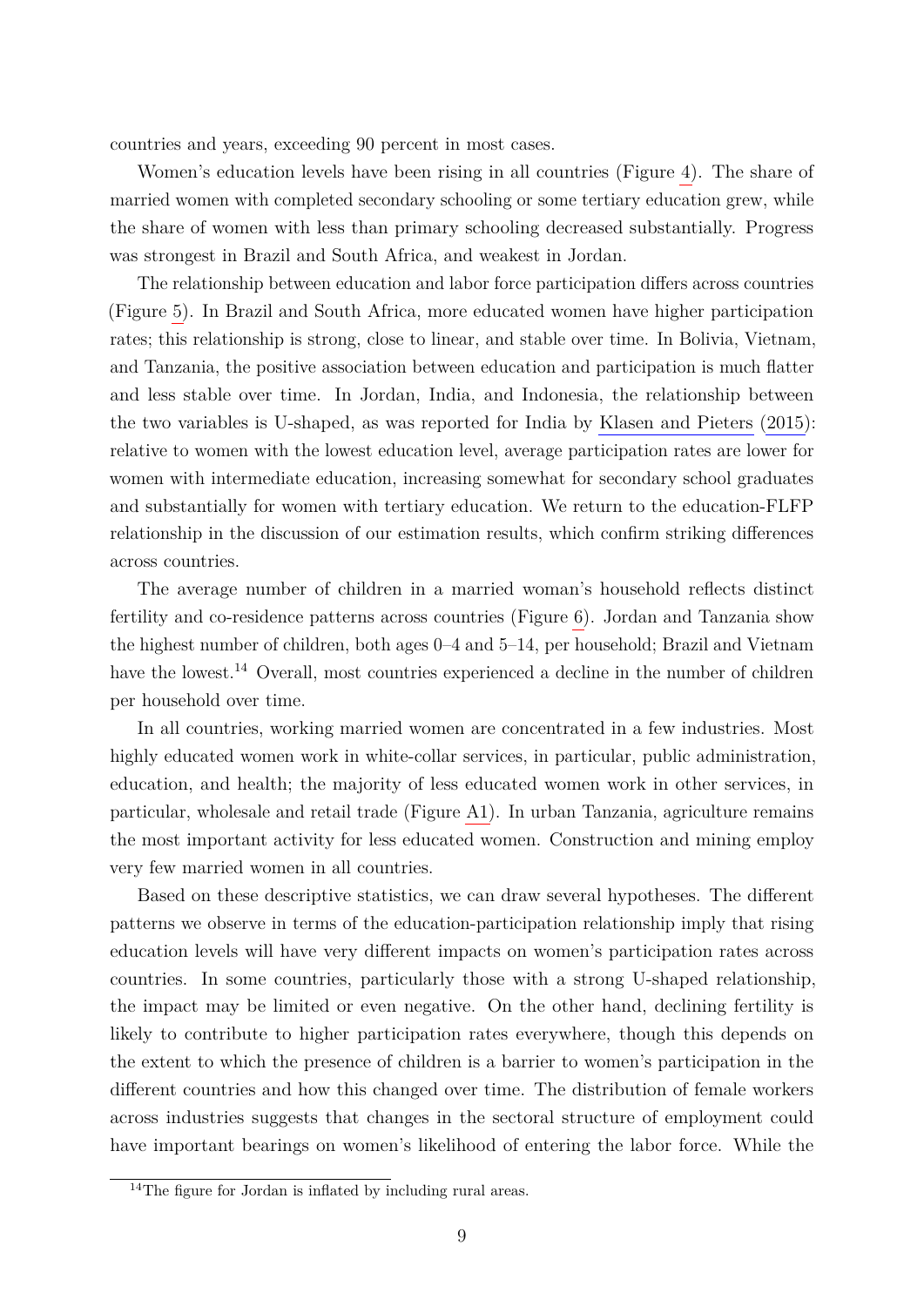countries and years, exceeding 90 percent in most cases.

Women's education levels have been rising in all countries (Figure 4). The share of married women with completed secondary schooling or some tertiary education grew, while the share of women with less than primary schooling decreased substantially. Progress was strongest in Brazil and South Africa, and weakest in Jordan.

The relationship between education and labor force participation differs across countries (Figure 5). In Brazil and South Africa, more educated women have higher participation rates; this relationship is strong, close to linear, and stable over time. In Bolivia, Vietnam, and Tanzania, the positive association between education and participation is much flatter and less stable over time. In Jordan, India, and Indonesia, the relationship between the two variables is U-shaped, as was reported for India by Klasen and Pieters (2015): relative to women with the lowest education level, average participation rates are lower for women with intermediate education, increasing somewhat for secondary school graduates and substantially for women with tertiary education. We return to the education-FLFP relationship in the discussion of our estimation results, which confirm striking differences across countries.

The average number of children in a married woman's household reflects distinct fertility and co-residence patterns across countries (Figure 6). Jordan and Tanzania show the highest number of children, both ages 0–4 and 5–14, per household; Brazil and Vietnam have the lowest.[14] Overall, most countries experienced a decline in the number of children per household over time.

In all countries, working married women are concentrated in a few industries. Most highly educated women work in white-collar services, in particular, public administration, education, and health; the majority of less educated women work in other services, in particular, wholesale and retail trade (Figure A1). In urban Tanzania, agriculture remains the most important activity for less educated women. Construction and mining employ very few married women in all countries.

Based on these descriptive statistics, we can draw several hypotheses. The different patterns we observe in terms of the education-participation relationship imply that rising education levels will have very different impacts on women's participation rates across countries. In some countries, particularly those with a strong U-shaped relationship, the impact may be limited or even negative. On the other hand, declining fertility is likely to contribute to higher participation rates everywhere, though this depends on the extent to which the presence of children is a barrier to women's participation in the different countries and how this changed over time. The distribution of female workers across industries suggests that changes in the sectoral structure of employment could have important bearings on women's likelihood of entering the labor force. While the

[14] The figure for Jordan is inflated by including rural areas.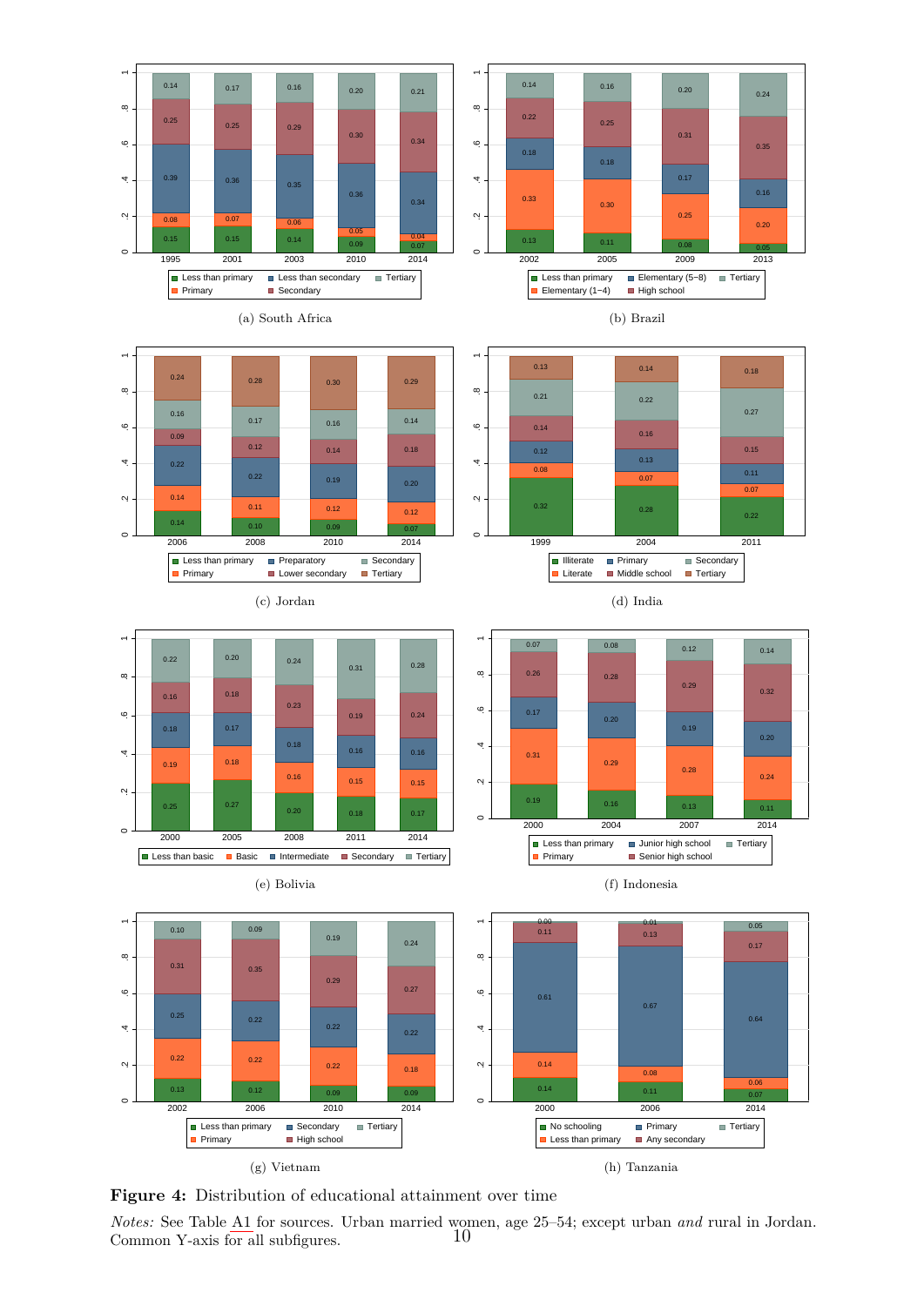(a) South Africa

(b) Brazil

(c) Jordan

(d) India

(e) Bolivia

(f) Indonesia

(g) Vietnam

(h) Tanzania

**Figure 4:** Distribution of educational attainment over time

*Notes:* See Table A1 for sources. Urban married women, age 25–54; except urban *and* rural in Jordan. Common Y-axis for all subfigures.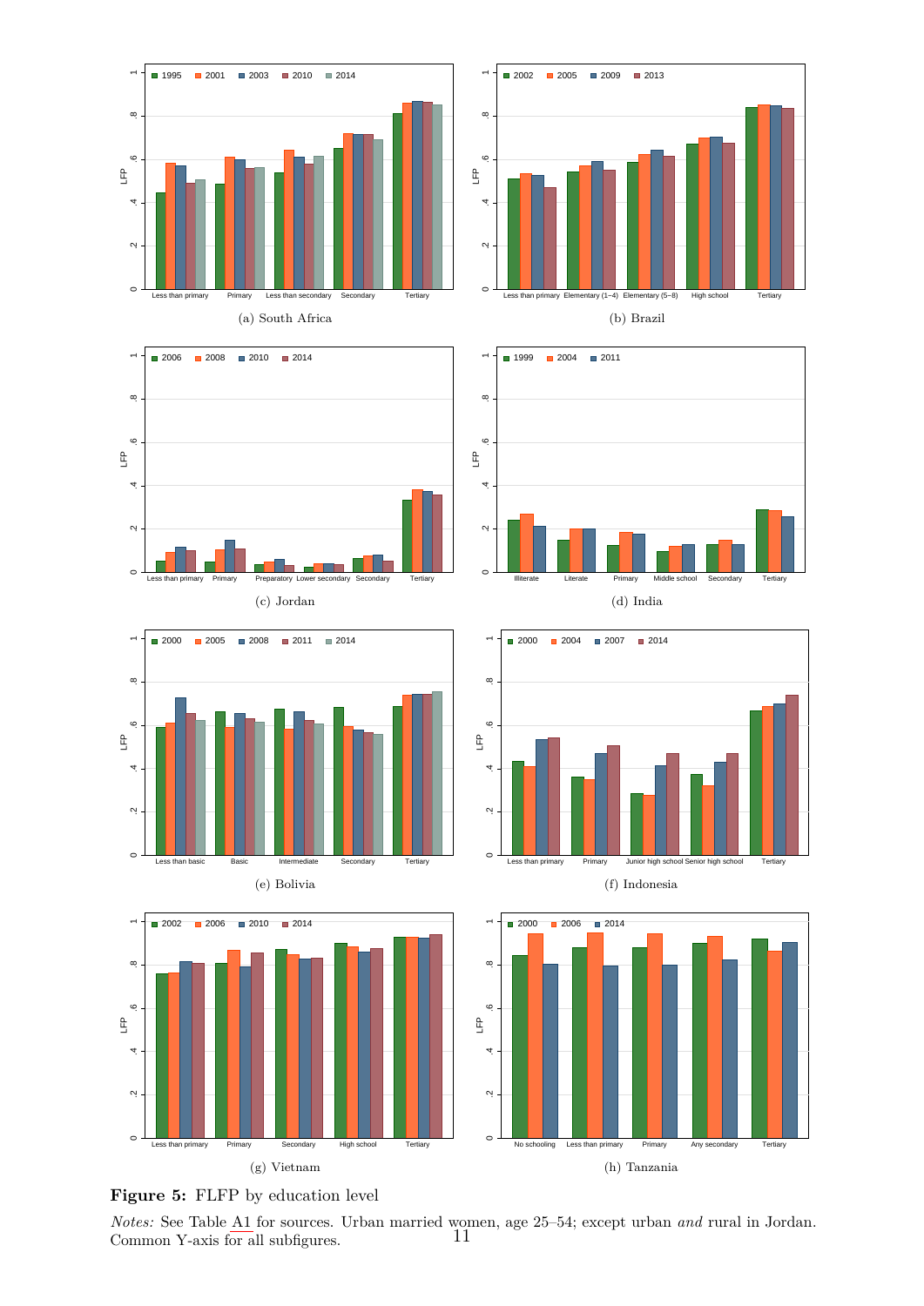(a) South Africa

(b) Brazil

(c) Jordan

(d) India

(e) Bolivia

(f) Indonesia

(g) Vietnam

(h) Tanzania

**Figure 5:** FLFP by education level

*Notes:* See Table A1 for sources. Urban married women, age 25–54; except urban *and* rural in Jordan. Common Y-axis for all subfigures.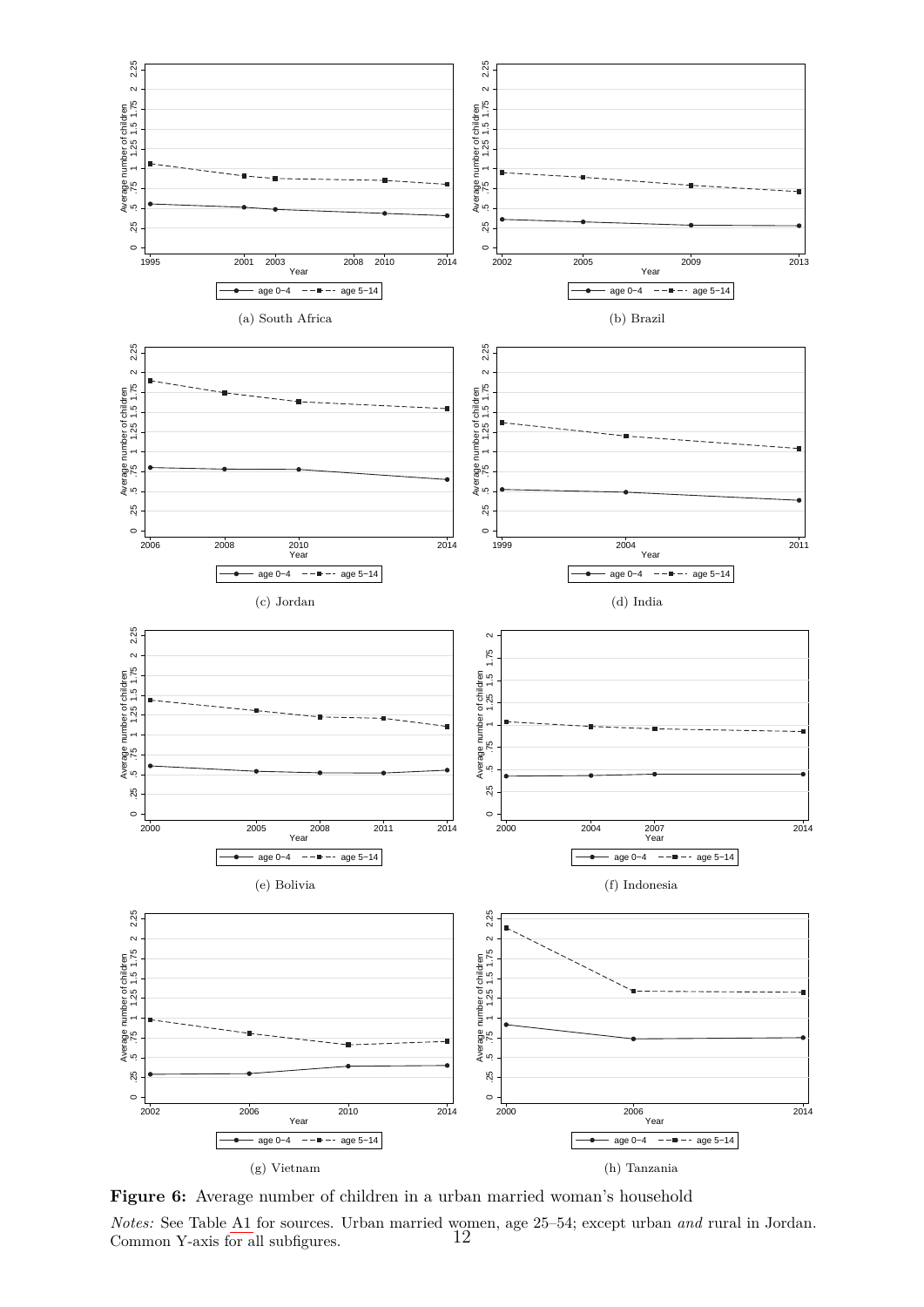(a) South Africa

(b) Brazil

(c) Jordan

(d) India

(e) Bolivia

(f) Indonesia

(g) Vietnam

(h) Tanzania

**Figure 6:** Average number of children in a urban married woman's household

*Notes:* See Table A1 for sources. Urban married women, age 25–54; except urban *and* rural in Jordan. Common Y-axis for all subfigures.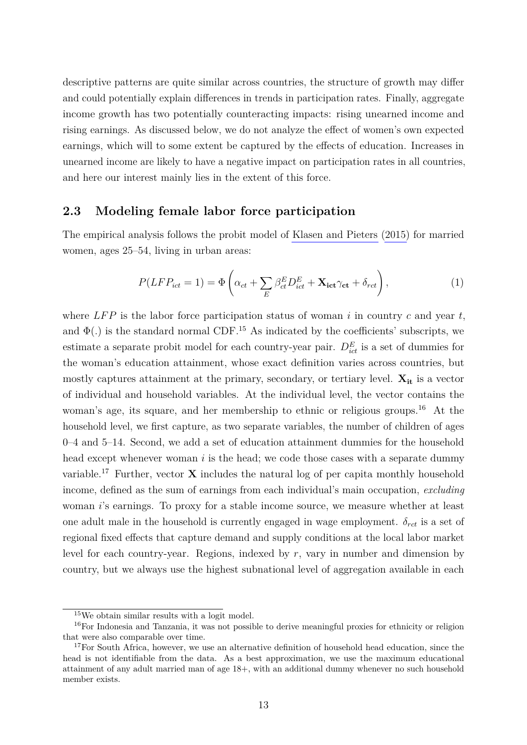descriptive patterns are quite similar across countries, the structure of growth may differ and could potentially explain differences in trends in participation rates. Finally, aggregate income growth has two potentially counteracting impacts: rising unearned income and rising earnings. As discussed below, we do not analyze the effect of women's own expected earnings, which will to some extent be captured by the effects of education. Increases in unearned income are likely to have a negative impact on participation rates in all countries, and here our interest mainly lies in the extent of this force.

## 2.3 Modeling female labor force participation

The empirical analysis follows the probit model of Klasen and Pieters (2015) for married women, ages 25–54, living in urban areas:

$$P(LFP_{ict} = 1) = \Phi\left(\alpha_{ct} + \sum_{E} \beta_{ct}^{E} D_{ict}^{E} + \mathbf{X_{ict}}\gamma_{\mathbf{ct}} + \delta_{rct}\right), \tag{1}$$

where $LFP$ is the labor force participation status of woman $i$ in country $c$ and year $t$, and $\Phi(.)$ is the standard normal CDF.[15] As indicated by the coefficients' subscripts, we estimate a separate probit model for each country-year pair. $D_{ict}^{E}$ is a set of dummies for the woman's education attainment, whose exact definition varies across countries, but mostly captures attainment at the primary, secondary, or tertiary level. $\mathbf{X_{it}}$ is a vector of individual and household variables. At the individual level, the vector contains the woman's age, its square, and her membership to ethnic or religious groups.[16] At the household level, we first capture, as two separate variables, the number of children of ages 0–4 and 5–14. Second, we add a set of education attainment dummies for the household head except whenever woman $i$ is the head; we code those cases with a separate dummy variable.[17] Further, vector $\mathbf{X}$ includes the natural log of per capita monthly household income, defined as the sum of earnings from each individual's main occupation, *excluding* woman $i$'s earnings. To proxy for a stable income source, we measure whether at least one adult male in the household is currently engaged in wage employment. $\delta_{rct}$ is a set of regional fixed effects that capture demand and supply conditions at the local labor market level for each country-year. Regions, indexed by $r$, vary in number and dimension by country, but we always use the highest subnational level of aggregation available in each

[15] We obtain similar results with a logit model.

[16] For Indonesia and Tanzania, it was not possible to derive meaningful proxies for ethnicity or religion that were also comparable over time.

[17] For South Africa, however, we use an alternative definition of household head education, since the head is not identifiable from the data. As a best approximation, we use the maximum educational attainment of any adult married man of age 18+, with an additional dummy whenever no such household member exists.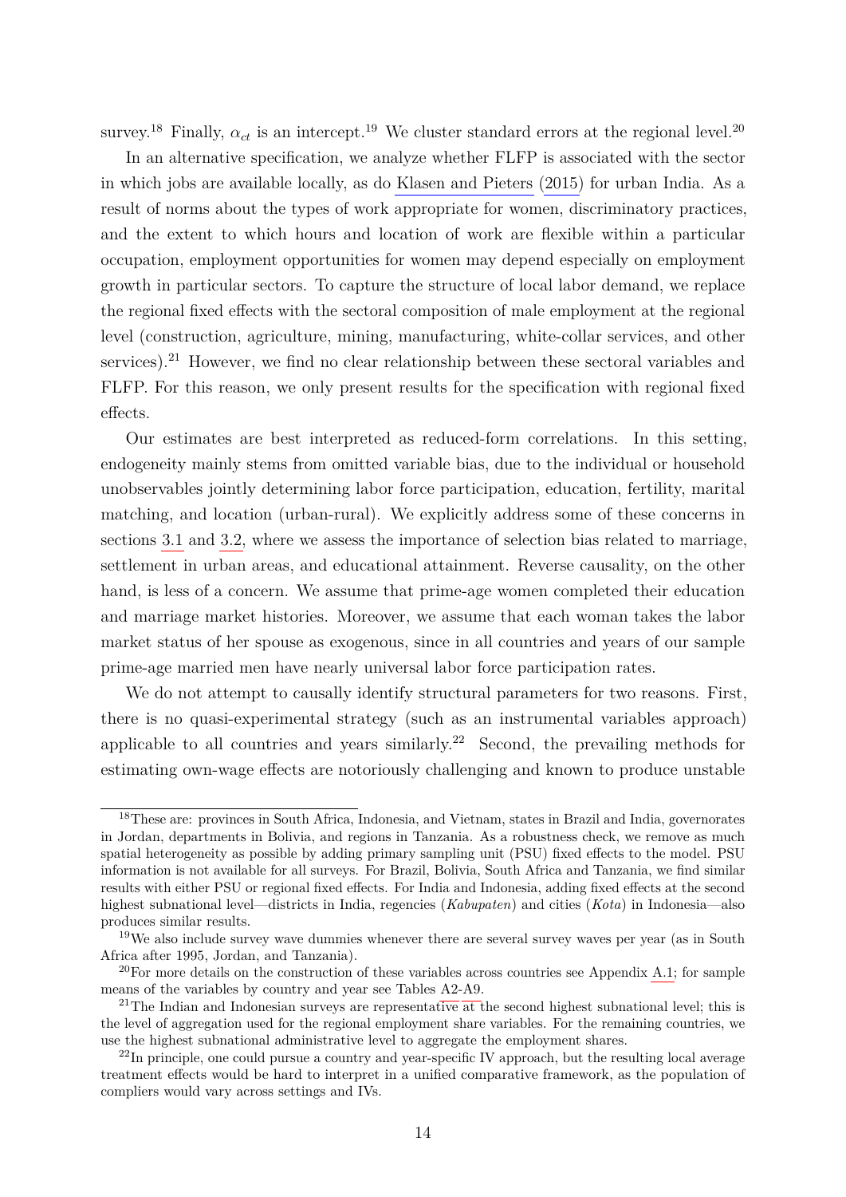survey.[18] Finally, $\alpha_{ct}$ is an intercept.[19] We cluster standard errors at the regional level.[20]

In an alternative specification, we analyze whether FLFP is associated with the sector in which jobs are available locally, as do Klasen and Pieters (2015) for urban India. As a result of norms about the types of work appropriate for women, discriminatory practices, and the extent to which hours and location of work are flexible within a particular occupation, employment opportunities for women may depend especially on employment growth in particular sectors. To capture the structure of local labor demand, we replace the regional fixed effects with the sectoral composition of male employment at the regional level (construction, agriculture, mining, manufacturing, white-collar services, and other services).[21] However, we find no clear relationship between these sectoral variables and FLFP. For this reason, we only present results for the specification with regional fixed effects.

Our estimates are best interpreted as reduced-form correlations. In this setting, endogeneity mainly stems from omitted variable bias, due to the individual or household unobservables jointly determining labor force participation, education, fertility, marital matching, and location (urban-rural). We explicitly address some of these concerns in sections 3.1 and 3.2, where we assess the importance of selection bias related to marriage, settlement in urban areas, and educational attainment. Reverse causality, on the other hand, is less of a concern. We assume that prime-age women completed their education and marriage market histories. Moreover, we assume that each woman takes the labor market status of her spouse as exogenous, since in all countries and years of our sample prime-age married men have nearly universal labor force participation rates.

We do not attempt to causally identify structural parameters for two reasons. First, there is no quasi-experimental strategy (such as an instrumental variables approach) applicable to all countries and years similarly.[22] Second, the prevailing methods for estimating own-wage effects are notoriously challenging and known to produce unstable

[18] These are: provinces in South Africa, Indonesia, and Vietnam, states in Brazil and India, governorates in Jordan, departments in Bolivia, and regions in Tanzania. As a robustness check, we remove as much spatial heterogeneity as possible by adding primary sampling unit (PSU) fixed effects to the model. PSU information is not available for all surveys. For Brazil, Bolivia, South Africa and Tanzania, we find similar results with either PSU or regional fixed effects. For India and Indonesia, adding fixed effects at the second highest subnational level—districts in India, regencies (*Kabupaten*) and cities (*Kota*) in Indonesia—also produces similar results.

[19] We also include survey wave dummies whenever there are several survey waves per year (as in South Africa after 1995, Jordan, and Tanzania).

[20] For more details on the construction of these variables across countries see Appendix A.1; for sample means of the variables by country and year see Tables A2-A9.

[21] The Indian and Indonesian surveys are representative at the second highest subnational level; this is the level of aggregation used for the regional employment share variables. For the remaining countries, we use the highest subnational administrative level to aggregate the employment shares.

[22] In principle, one could pursue a country and year-specific IV approach, but the resulting local average treatment effects would be hard to interpret in a unified comparative framework, as the population of compliers would vary across settings and IVs.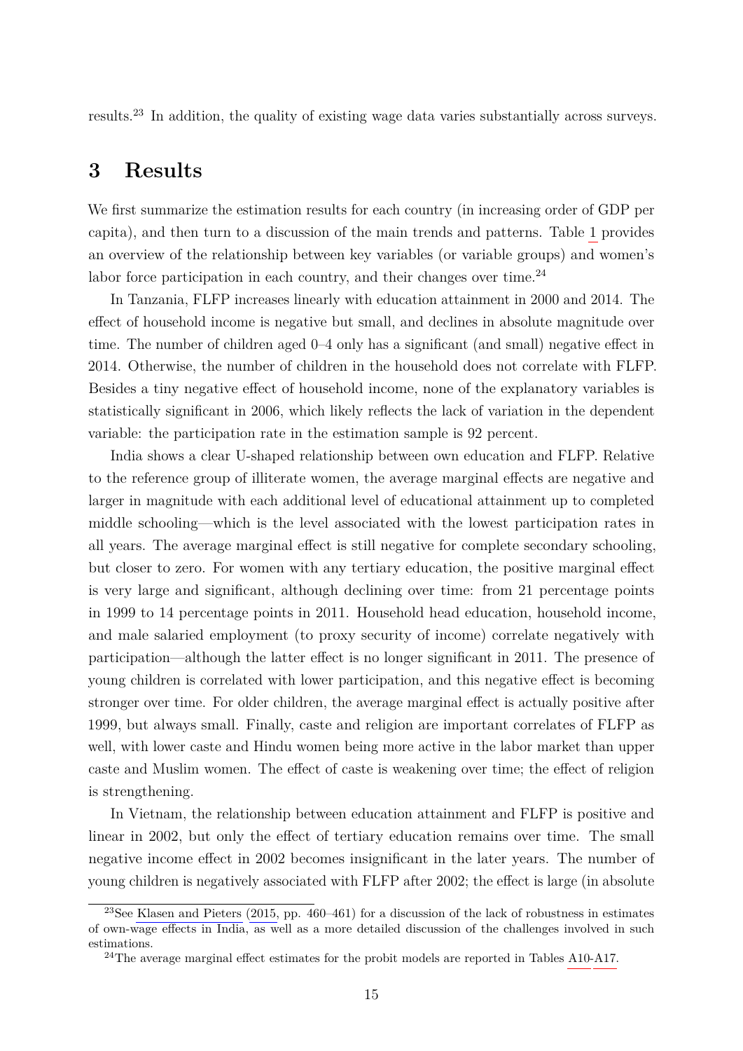results.[23] In addition, the quality of existing wage data varies substantially across surveys.

# 3 Results

We first summarize the estimation results for each country (in increasing order of GDP per capita), and then turn to a discussion of the main trends and patterns. Table 1 provides an overview of the relationship between key variables (or variable groups) and women's labor force participation in each country, and their changes over time.[24]

In Tanzania, FLFP increases linearly with education attainment in 2000 and 2014. The effect of household income is negative but small, and declines in absolute magnitude over time. The number of children aged 0–4 only has a significant (and small) negative effect in 2014. Otherwise, the number of children in the household does not correlate with FLFP. Besides a tiny negative effect of household income, none of the explanatory variables is statistically significant in 2006, which likely reflects the lack of variation in the dependent variable: the participation rate in the estimation sample is 92 percent.

India shows a clear U-shaped relationship between own education and FLFP. Relative to the reference group of illiterate women, the average marginal effects are negative and larger in magnitude with each additional level of educational attainment up to completed middle schooling—which is the level associated with the lowest participation rates in all years. The average marginal effect is still negative for complete secondary schooling, but closer to zero. For women with any tertiary education, the positive marginal effect is very large and significant, although declining over time: from 21 percentage points in 1999 to 14 percentage points in 2011. Household head education, household income, and male salaried employment (to proxy security of income) correlate negatively with participation—although the latter effect is no longer significant in 2011. The presence of young children is correlated with lower participation, and this negative effect is becoming stronger over time. For older children, the average marginal effect is actually positive after 1999, but always small. Finally, caste and religion are important correlates of FLFP as well, with lower caste and Hindu women being more active in the labor market than upper caste and Muslim women. The effect of caste is weakening over time; the effect of religion is strengthening.

In Vietnam, the relationship between education attainment and FLFP is positive and linear in 2002, but only the effect of tertiary education remains over time. The small negative income effect in 2002 becomes insignificant in the later years. The number of young children is negatively associated with FLFP after 2002; the effect is large (in absolute

[23] See Klasen and Pieters (2015, pp. 460–461) for a discussion of the lack of robustness in estimates of own-wage effects in India, as well as a more detailed discussion of the challenges involved in such estimations.

[24] The average marginal effect estimates for the probit models are reported in Tables A10-A17.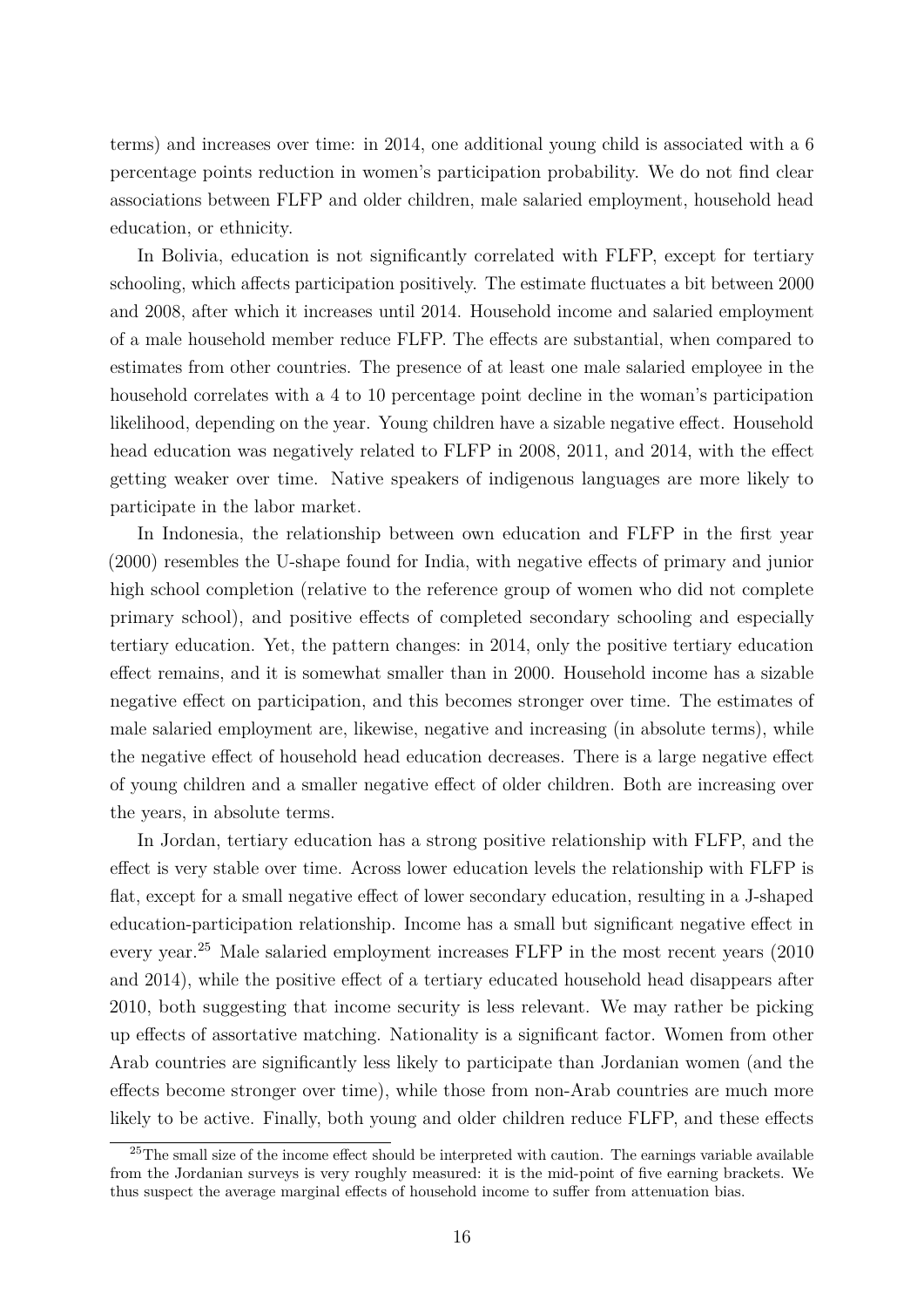terms) and increases over time: in 2014, one additional young child is associated with a 6 percentage points reduction in women's participation probability. We do not find clear associations between FLFP and older children, male salaried employment, household head education, or ethnicity.

In Bolivia, education is not significantly correlated with FLFP, except for tertiary schooling, which affects participation positively. The estimate fluctuates a bit between 2000 and 2008, after which it increases until 2014. Household income and salaried employment of a male household member reduce FLFP. The effects are substantial, when compared to estimates from other countries. The presence of at least one male salaried employee in the household correlates with a 4 to 10 percentage point decline in the woman's participation likelihood, depending on the year. Young children have a sizable negative effect. Household head education was negatively related to FLFP in 2008, 2011, and 2014, with the effect getting weaker over time. Native speakers of indigenous languages are more likely to participate in the labor market.

In Indonesia, the relationship between own education and FLFP in the first year (2000) resembles the U-shape found for India, with negative effects of primary and junior high school completion (relative to the reference group of women who did not complete primary school), and positive effects of completed secondary schooling and especially tertiary education. Yet, the pattern changes: in 2014, only the positive tertiary education effect remains, and it is somewhat smaller than in 2000. Household income has a sizable negative effect on participation, and this becomes stronger over time. The estimates of male salaried employment are, likewise, negative and increasing (in absolute terms), while the negative effect of household head education decreases. There is a large negative effect of young children and a smaller negative effect of older children. Both are increasing over the years, in absolute terms.

In Jordan, tertiary education has a strong positive relationship with FLFP, and the effect is very stable over time. Across lower education levels the relationship with FLFP is flat, except for a small negative effect of lower secondary education, resulting in a J-shaped education-participation relationship. Income has a small but significant negative effect in every year.[25] Male salaried employment increases FLFP in the most recent years (2010 and 2014), while the positive effect of a tertiary educated household head disappears after 2010, both suggesting that income security is less relevant. We may rather be picking up effects of assortative matching. Nationality is a significant factor. Women from other Arab countries are significantly less likely to participate than Jordanian women (and the effects become stronger over time), while those from non-Arab countries are much more likely to be active. Finally, both young and older children reduce FLFP, and these effects

[25] The small size of the income effect should be interpreted with caution. The earnings variable available from the Jordanian surveys is very roughly measured: it is the mid-point of five earning brackets. We thus suspect the average marginal effects of household income to suffer from attenuation bias.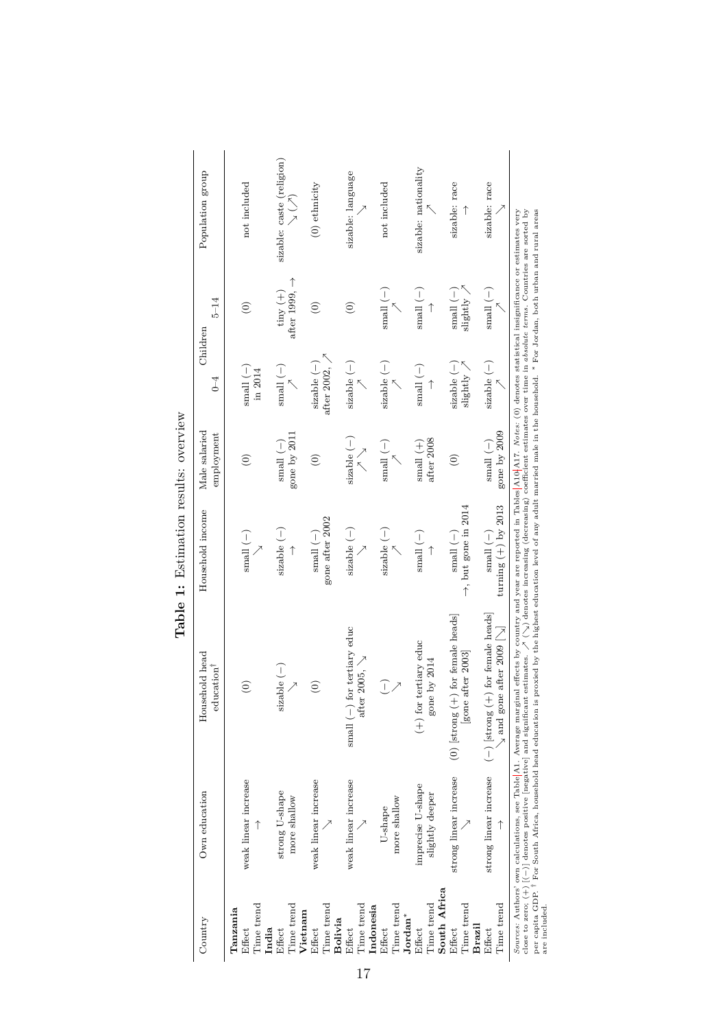**Table 1:** Estimation results: overview

| Country | Own education | Household head education[†] | Household income | Male salaried employment | Children 0–4 | Children 5–14 | Population group |
|---|---|---|---|---|---|---|---|
| **Tanzania** | | | | | | | |
| Effect | weak linear increase | (0) | small (−) | (0) | small (−) in 2014 | (0) | not included |
| Time trend | → | | ↘ | | | | |
| **India** | | | | | | | |
| Effect | strong U-shape | sizable (−) | sizable (−) | small (−) | small (−) | tiny (+) | sizable: caste (religion) |
| Time trend | more shallow | ↗ | → | gone by 2011 | ↗ | after 1999, → | ↘ (↗) |
| **Vietnam** | | | | | | | |
| Effect | weak linear increase | (0) | small (−) | (0) | sizable (−) | (0) | (0) ethnicity |
| Time trend | ↘ | | gone after 2002 | | after 2002, ↗ | | |
| **Bolivia** | | | | | | | |
| Effect | weak linear increase | small (−) for tertiary educ | sizable (−) | sizable (−) | sizable (−) | (0) | sizable: language |
| Time trend | ↗ | after 2005, ↘ | ↘ | ↗↘ | ↗ | | ↘ |
| **Indonesia** | | | | | | | |
| Effect | U-shape | (−) | sizable (−) | small (−) | sizable (−) | small (−) | not included |
| Time trend | more shallow | ↗ | ↗ | ↗ | ↗ | ↗ | |
| **Jordan*** | | | | | | | |
| Effect | imprecise U-shape | (+) for tertiary educ | small (−) | small (+) | small (−) | small (−) | sizable: nationality |
| Time trend | slightly deeper | gone by 2014 | → | after 2008 | → | → | ↗ |
| **South Africa** | | | | | | | |
| Effect | strong linear increase | (0) [strong (+) for female heads] | small (−) | (0) | sizable (−) | small (−) | sizable: race |
| Time trend | ↘ | [gone after 2003] | →, but gone in 2014 | | slightly ↗ | slightly ↗ | → |
| **Brazil** | | | | | | | |
| Effect | strong linear increase | (−) [strong (+) for female heads] | small (−) | small (−) | sizable (−) | small (−) | sizable: race |
| Time trend | → | ↘ and gone after 2009 [↘] | turning (+) by 2013 | gone by 2009 | ↗ | ↗ | ↘ |

*Sources:* Authors' own calculations, see Table A1. Average marginal effects by country and year are reported in Tables A10–A17. *Notes:* (0) denotes statistical insignificance or estimates very close to zero; (+) [(−)] denotes positive [negative] and significant estimates. ↗ (↘) denotes increasing (decreasing) coefficient estimates over time in *absolute terms*. Countries are sorted by per capita GDP. [†] For South Africa, household head education is proxied by the highest education level of any adult married male in the household. * For Jordan, both urban and rural areas are included.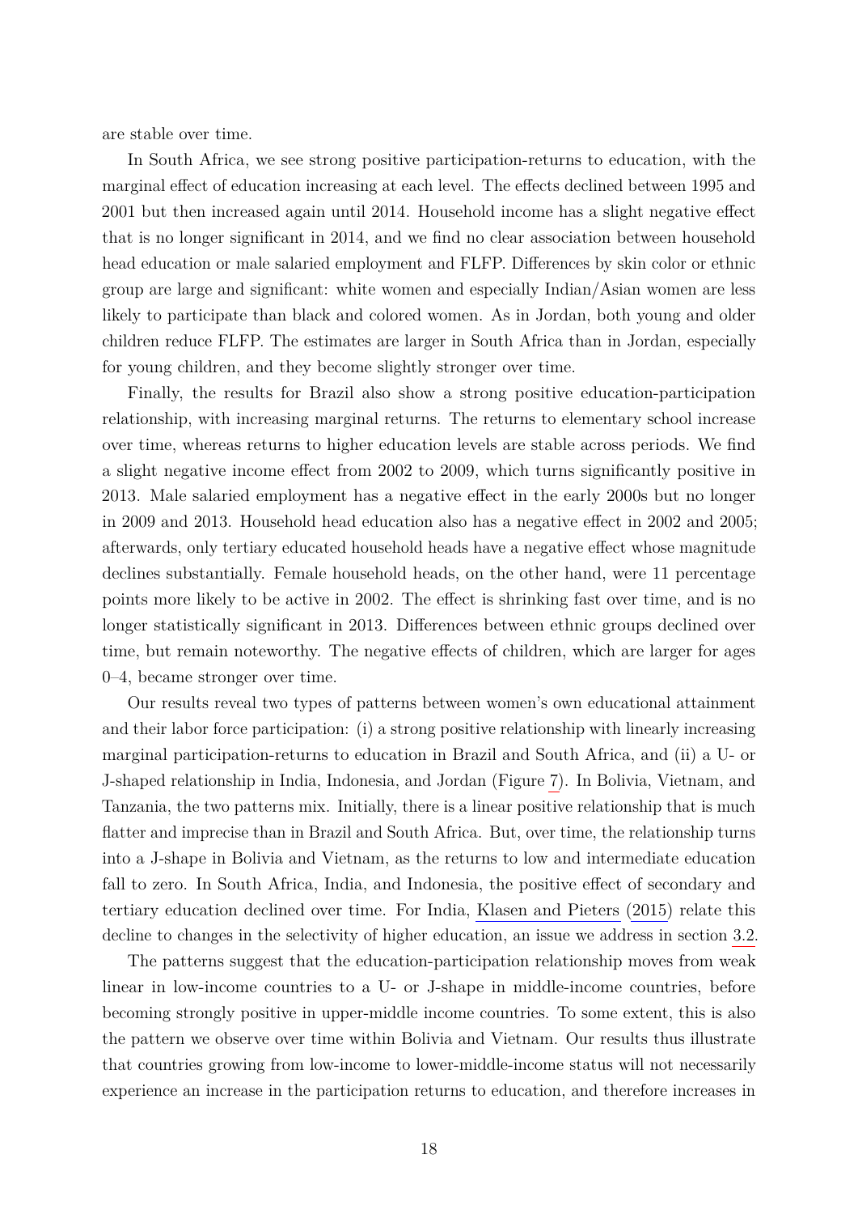are stable over time.

In South Africa, we see strong positive participation-returns to education, with the marginal effect of education increasing at each level. The effects declined between 1995 and 2001 but then increased again until 2014. Household income has a slight negative effect that is no longer significant in 2014, and we find no clear association between household head education or male salaried employment and FLFP. Differences by skin color or ethnic group are large and significant: white women and especially Indian/Asian women are less likely to participate than black and colored women. As in Jordan, both young and older children reduce FLFP. The estimates are larger in South Africa than in Jordan, especially for young children, and they become slightly stronger over time.

Finally, the results for Brazil also show a strong positive education-participation relationship, with increasing marginal returns. The returns to elementary school increase over time, whereas returns to higher education levels are stable across periods. We find a slight negative income effect from 2002 to 2009, which turns significantly positive in 2013. Male salaried employment has a negative effect in the early 2000s but no longer in 2009 and 2013. Household head education also has a negative effect in 2002 and 2005; afterwards, only tertiary educated household heads have a negative effect whose magnitude declines substantially. Female household heads, on the other hand, were 11 percentage points more likely to be active in 2002. The effect is shrinking fast over time, and is no longer statistically significant in 2013. Differences between ethnic groups declined over time, but remain noteworthy. The negative effects of children, which are larger for ages 0–4, became stronger over time.

Our results reveal two types of patterns between women's own educational attainment and their labor force participation: (i) a strong positive relationship with linearly increasing marginal participation-returns to education in Brazil and South Africa, and (ii) a U- or J-shaped relationship in India, Indonesia, and Jordan (Figure 7). In Bolivia, Vietnam, and Tanzania, the two patterns mix. Initially, there is a linear positive relationship that is much flatter and imprecise than in Brazil and South Africa. But, over time, the relationship turns into a J-shape in Bolivia and Vietnam, as the returns to low and intermediate education fall to zero. In South Africa, India, and Indonesia, the positive effect of secondary and tertiary education declined over time. For India, Klasen and Pieters (2015) relate this decline to changes in the selectivity of higher education, an issue we address in section 3.2.

The patterns suggest that the education-participation relationship moves from weak linear in low-income countries to a U- or J-shape in middle-income countries, before becoming strongly positive in upper-middle income countries. To some extent, this is also the pattern we observe over time within Bolivia and Vietnam. Our results thus illustrate that countries growing from low-income to lower-middle-income status will not necessarily experience an increase in the participation returns to education, and therefore increases in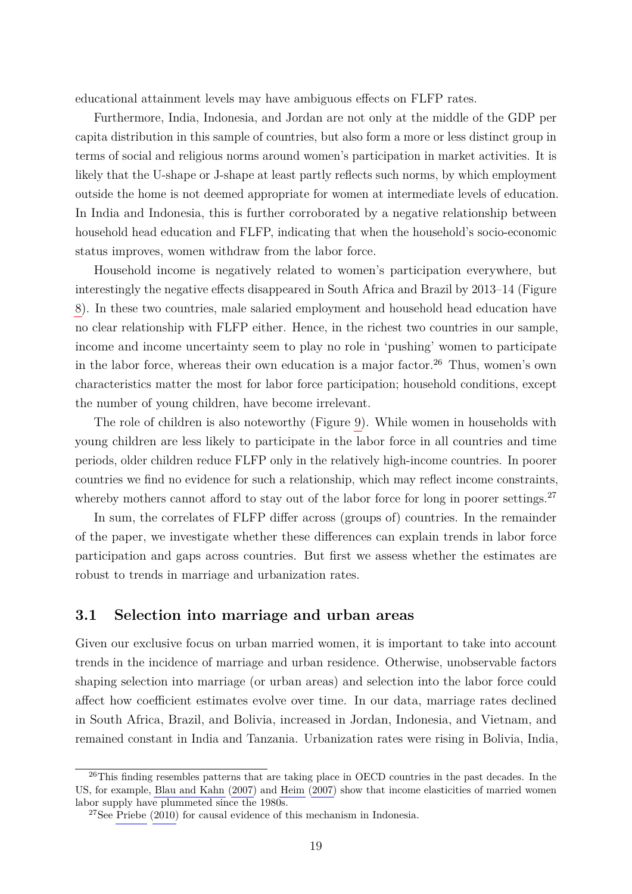educational attainment levels may have ambiguous effects on FLFP rates.

Furthermore, India, Indonesia, and Jordan are not only at the middle of the GDP per capita distribution in this sample of countries, but also form a more or less distinct group in terms of social and religious norms around women's participation in market activities. It is likely that the U-shape or J-shape at least partly reflects such norms, by which employment outside the home is not deemed appropriate for women at intermediate levels of education. In India and Indonesia, this is further corroborated by a negative relationship between household head education and FLFP, indicating that when the household's socio-economic status improves, women withdraw from the labor force.

Household income is negatively related to women's participation everywhere, but interestingly the negative effects disappeared in South Africa and Brazil by 2013–14 (Figure 8). In these two countries, male salaried employment and household head education have no clear relationship with FLFP either. Hence, in the richest two countries in our sample, income and income uncertainty seem to play no role in 'pushing' women to participate in the labor force, whereas their own education is a major factor.[26] Thus, women's own characteristics matter the most for labor force participation; household conditions, except the number of young children, have become irrelevant.

The role of children is also noteworthy (Figure 9). While women in households with young children are less likely to participate in the labor force in all countries and time periods, older children reduce FLFP only in the relatively high-income countries. In poorer countries we find no evidence for such a relationship, which may reflect income constraints, whereby mothers cannot afford to stay out of the labor force for long in poorer settings.[27]

In sum, the correlates of FLFP differ across (groups of) countries. In the remainder of the paper, we investigate whether these differences can explain trends in labor force participation and gaps across countries. But first we assess whether the estimates are robust to trends in marriage and urbanization rates.

## 3.1 Selection into marriage and urban areas

Given our exclusive focus on urban married women, it is important to take into account trends in the incidence of marriage and urban residence. Otherwise, unobservable factors shaping selection into marriage (or urban areas) and selection into the labor force could affect how coefficient estimates evolve over time. In our data, marriage rates declined in South Africa, Brazil, and Bolivia, increased in Jordan, Indonesia, and Vietnam, and remained constant in India and Tanzania. Urbanization rates were rising in Bolivia, India,

[26]This finding resembles patterns that are taking place in OECD countries in the past decades. In the US, for example, Blau and Kahn (2007) and Heim (2007) show that income elasticities of married women labor supply have plummeted since the 1980s.

[27]See Priebe (2010) for causal evidence of this mechanism in Indonesia.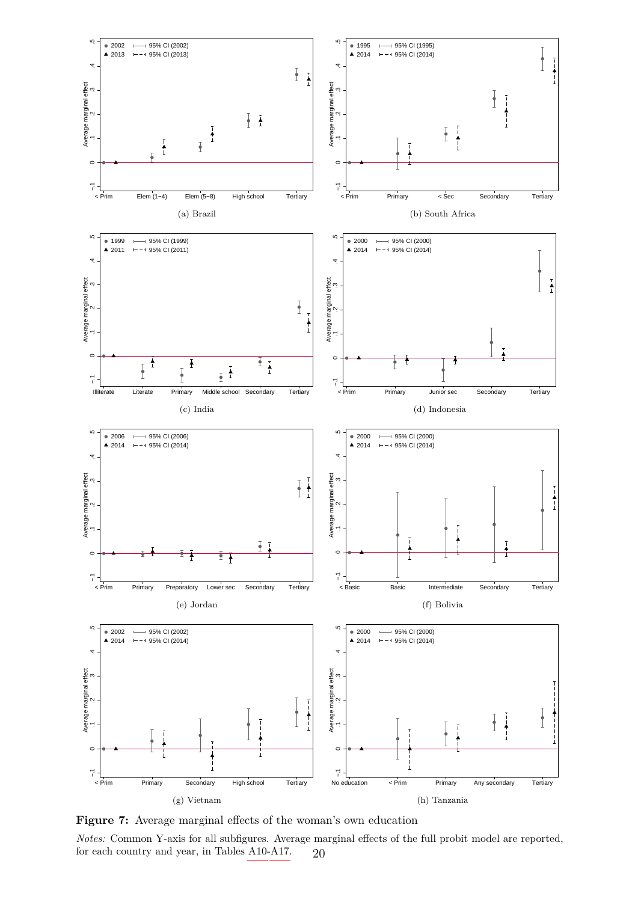(a) Brazil

(b) South Africa

(c) India

(d) Indonesia

(e) Jordan

(f) Bolivia

(g) Vietnam

(h) Tanzania

**Figure 7:** Average marginal effects of the woman's own education

*Notes:* Common Y-axis for all subfigures. Average marginal effects of the full probit model are reported, for each country and year, in Tables A10-A17.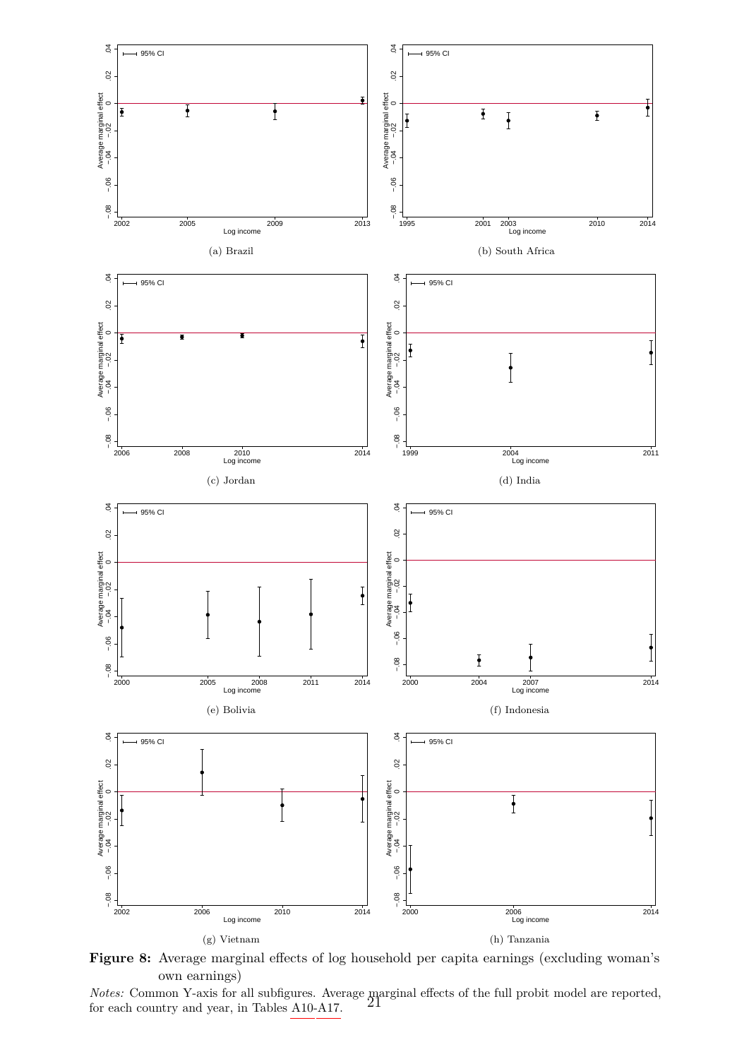(a) Brazil

(b) South Africa

(c) Jordan

(d) India

(e) Bolivia

(f) Indonesia

(g) Vietnam

(h) Tanzania

**Figure 8:** Average marginal effects of log household per capita earnings (excluding woman's own earnings)

*Notes:* Common Y-axis for all subfigures. Average marginal effects of the full probit model are reported, for each country and year, in Tables A10-A17.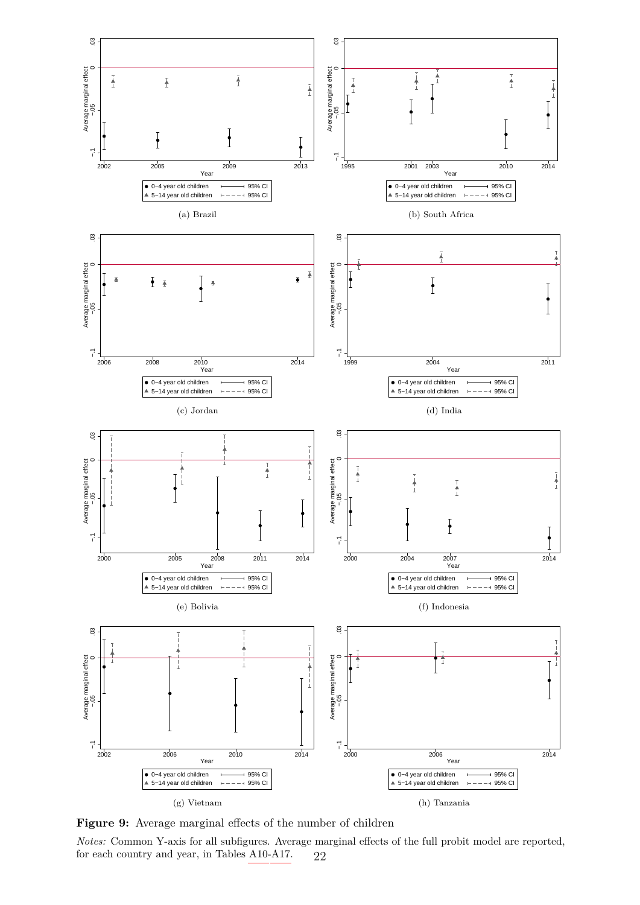(a) Brazil

(b) South Africa

(c) Jordan

(d) India

(e) Bolivia

(f) Indonesia

(g) Vietnam

(h) Tanzania

**Figure 9:** Average marginal effects of the number of children

*Notes:* Common Y-axis for all subfigures. Average marginal effects of the full probit model are reported, for each country and year, in Tables A10-A17.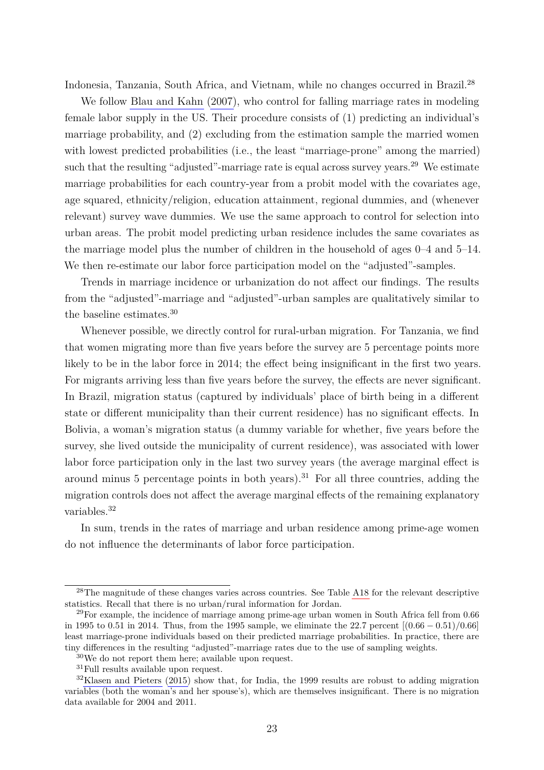Indonesia, Tanzania, South Africa, and Vietnam, while no changes occurred in Brazil.[28]

We follow Blau and Kahn (2007), who control for falling marriage rates in modeling female labor supply in the US. Their procedure consists of (1) predicting an individual's marriage probability, and (2) excluding from the estimation sample the married women with lowest predicted probabilities (i.e., the least "marriage-prone" among the married) such that the resulting "adjusted"-marriage rate is equal across survey years.[29] We estimate marriage probabilities for each country-year from a probit model with the covariates age, age squared, ethnicity/religion, education attainment, regional dummies, and (whenever relevant) survey wave dummies. We use the same approach to control for selection into urban areas. The probit model predicting urban residence includes the same covariates as the marriage model plus the number of children in the household of ages 0–4 and 5–14. We then re-estimate our labor force participation model on the "adjusted"-samples.

Trends in marriage incidence or urbanization do not affect our findings. The results from the "adjusted"-marriage and "adjusted"-urban samples are qualitatively similar to the baseline estimates.[30]

Whenever possible, we directly control for rural-urban migration. For Tanzania, we find that women migrating more than five years before the survey are 5 percentage points more likely to be in the labor force in 2014; the effect being insignificant in the first two years. For migrants arriving less than five years before the survey, the effects are never significant. In Brazil, migration status (captured by individuals' place of birth being in a different state or different municipality than their current residence) has no significant effects. In Bolivia, a woman's migration status (a dummy variable for whether, five years before the survey, she lived outside the municipality of current residence), was associated with lower labor force participation only in the last two survey years (the average marginal effect is around minus 5 percentage points in both years).[31] For all three countries, adding the migration controls does not affect the average marginal effects of the remaining explanatory variables.[32]

In sum, trends in the rates of marriage and urban residence among prime-age women do not influence the determinants of labor force participation.

---

[28] The magnitude of these changes varies across countries. See Table A18 for the relevant descriptive statistics. Recall that there is no urban/rural information for Jordan.

[29] For example, the incidence of marriage among prime-age urban women in South Africa fell from 0.66 in 1995 to 0.51 in 2014. Thus, from the 1995 sample, we eliminate the 22.7 percent $[(0.66 - 0.51)/0.66]$ least marriage-prone individuals based on their predicted marriage probabilities. In practice, there are tiny differences in the resulting "adjusted"-marriage rates due to the use of sampling weights.

[30] We do not report them here; available upon request.

[31] Full results available upon request.

[32] Klasen and Pieters (2015) show that, for India, the 1999 results are robust to adding migration variables (both the woman's and her spouse's), which are themselves insignificant. There is no migration data available for 2004 and 2011.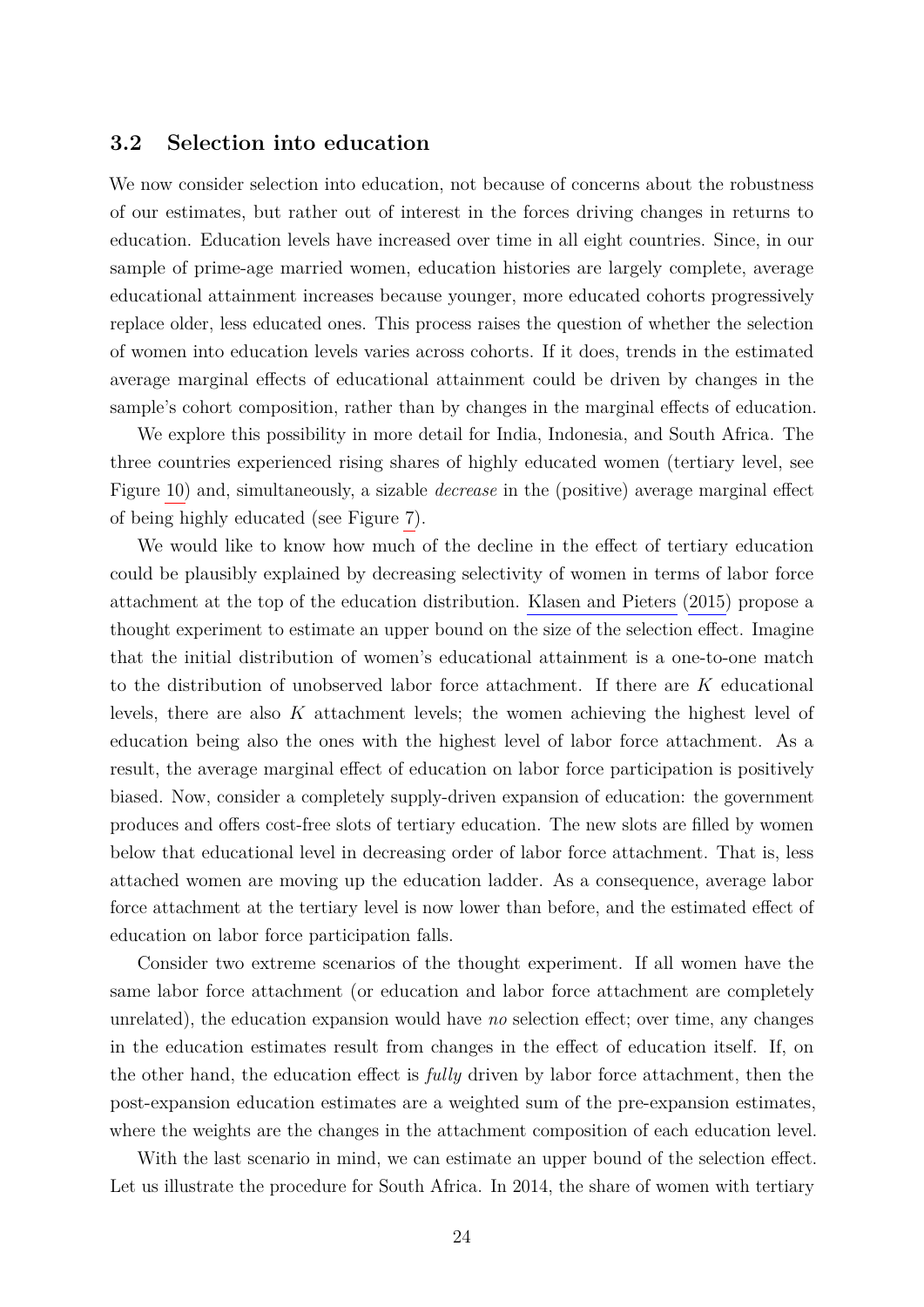### 3.2 Selection into education

We now consider selection into education, not because of concerns about the robustness of our estimates, but rather out of interest in the forces driving changes in returns to education. Education levels have increased over time in all eight countries. Since, in our sample of prime-age married women, education histories are largely complete, average educational attainment increases because younger, more educated cohorts progressively replace older, less educated ones. This process raises the question of whether the selection of women into education levels varies across cohorts. If it does, trends in the estimated average marginal effects of educational attainment could be driven by changes in the sample's cohort composition, rather than by changes in the marginal effects of education.

We explore this possibility in more detail for India, Indonesia, and South Africa. The three countries experienced rising shares of highly educated women (tertiary level, see Figure 10) and, simultaneously, a sizable *decrease* in the (positive) average marginal effect of being highly educated (see Figure 7).

We would like to know how much of the decline in the effect of tertiary education could be plausibly explained by decreasing selectivity of women in terms of labor force attachment at the top of the education distribution. Klasen and Pieters (2015) propose a thought experiment to estimate an upper bound on the size of the selection effect. Imagine that the initial distribution of women's educational attainment is a one-to-one match to the distribution of unobserved labor force attachment. If there are $K$ educational levels, there are also $K$ attachment levels; the women achieving the highest level of education being also the ones with the highest level of labor force attachment. As a result, the average marginal effect of education on labor force participation is positively biased. Now, consider a completely supply-driven expansion of education: the government produces and offers cost-free slots of tertiary education. The new slots are filled by women below that educational level in decreasing order of labor force attachment. That is, less attached women are moving up the education ladder. As a consequence, average labor force attachment at the tertiary level is now lower than before, and the estimated effect of education on labor force participation falls.

Consider two extreme scenarios of the thought experiment. If all women have the same labor force attachment (or education and labor force attachment are completely unrelated), the education expansion would have *no* selection effect; over time, any changes in the education estimates result from changes in the effect of education itself. If, on the other hand, the education effect is *fully* driven by labor force attachment, then the post-expansion education estimates are a weighted sum of the pre-expansion estimates, where the weights are the changes in the attachment composition of each education level.

With the last scenario in mind, we can estimate an upper bound of the selection effect. Let us illustrate the procedure for South Africa. In 2014, the share of women with tertiary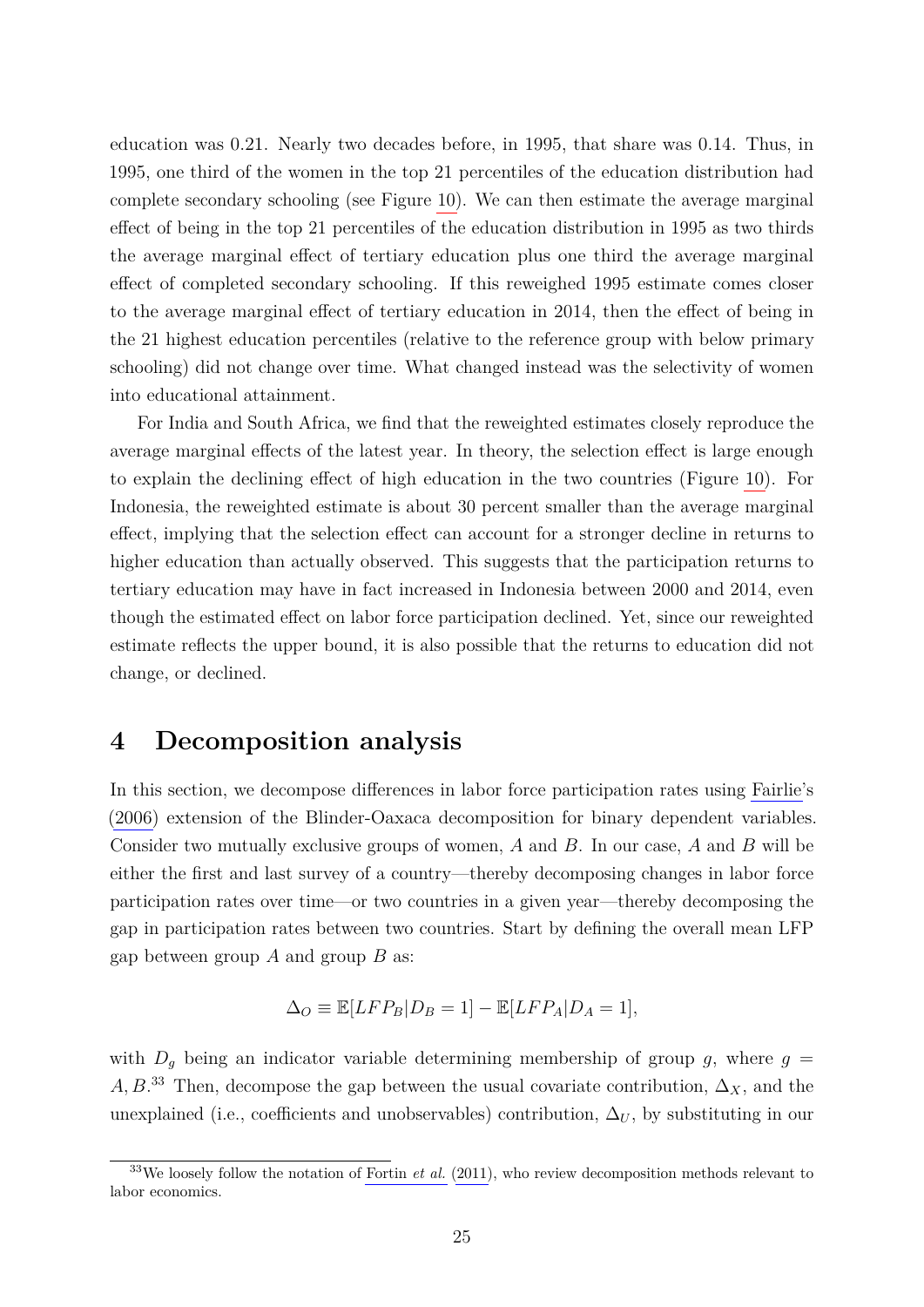education was 0.21. Nearly two decades before, in 1995, that share was 0.14. Thus, in 1995, one third of the women in the top 21 percentiles of the education distribution had complete secondary schooling (see Figure 10). We can then estimate the average marginal effect of being in the top 21 percentiles of the education distribution in 1995 as two thirds the average marginal effect of tertiary education plus one third the average marginal effect of completed secondary schooling. If this reweighed 1995 estimate comes closer to the average marginal effect of tertiary education in 2014, then the effect of being in the 21 highest education percentiles (relative to the reference group with below primary schooling) did not change over time. What changed instead was the selectivity of women into educational attainment.

For India and South Africa, we find that the reweighted estimates closely reproduce the average marginal effects of the latest year. In theory, the selection effect is large enough to explain the declining effect of high education in the two countries (Figure 10). For Indonesia, the reweighted estimate is about 30 percent smaller than the average marginal effect, implying that the selection effect can account for a stronger decline in returns to higher education than actually observed. This suggests that the participation returns to tertiary education may have in fact increased in Indonesia between 2000 and 2014, even though the estimated effect on labor force participation declined. Yet, since our reweighted estimate reflects the upper bound, it is also possible that the returns to education did not change, or declined.

# 4 Decomposition analysis

In this section, we decompose differences in labor force participation rates using Fairlie's (2006) extension of the Blinder-Oaxaca decomposition for binary dependent variables. Consider two mutually exclusive groups of women, $A$ and $B$. In our case, $A$ and $B$ will be either the first and last survey of a country—thereby decomposing changes in labor force participation rates over time—or two countries in a given year—thereby decomposing the gap in participation rates between two countries. Start by defining the overall mean LFP gap between group $A$ and group $B$ as:

$$\Delta_O \equiv \mathbb{E}[LFP_B|D_B = 1] - \mathbb{E}[LFP_A|D_A = 1],$$

with $D_g$ being an indicator variable determining membership of group $g$, where $g = A, B$.[33] Then, decompose the gap between the usual covariate contribution, $\Delta_X$, and the unexplained (i.e., coefficients and unobservables) contribution, $\Delta_U$, by substituting in our

[33] We loosely follow the notation of Fortin *et al.* (2011), who review decomposition methods relevant to labor economics.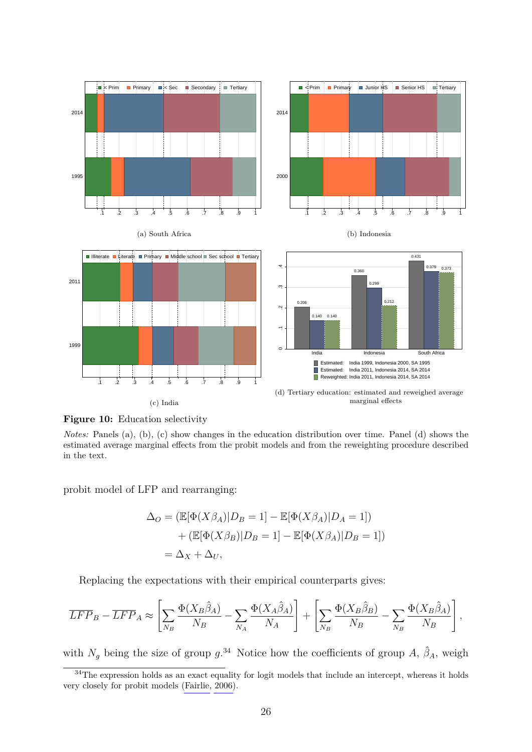(a) South Africa

(b) Indonesia

(c) India

(d) Tertiary education: estimated and reweighed average marginal effects

**Figure 10:** Education selectivity

*Notes:* Panels (a), (b), (c) show changes in the education distribution over time. Panel (d) shows the estimated average marginal effects from the probit models and from the reweighting procedure described in the text.

probit model of LFP and rearranging:

$$
\begin{aligned}
\Delta_O &= (\mathbb{E}[\Phi(X\beta_A)|D_B = 1] - \mathbb{E}[\Phi(X\beta_A)|D_A = 1]) \\
&\quad + (\mathbb{E}[\Phi(X\beta_B)|D_B = 1] - \mathbb{E}[\Phi(X\beta_A)|D_B = 1]) \\
&= \Delta_X + \Delta_U,
\end{aligned}
$$

Replacing the expectations with their empirical counterparts gives:

$$
\overline{LFP}_B - \overline{LFP}_A \approx \left[ \sum_{N_B} \frac{\Phi(X_B \hat{\beta}_A)}{N_B} - \sum_{N_A} \frac{\Phi(X_A \hat{\beta}_A)}{N_A} \right] + \left[ \sum_{N_B} \frac{\Phi(X_B \hat{\beta}_B)}{N_B} - \sum_{N_B} \frac{\Phi(X_B \hat{\beta}_A)}{N_B} \right],
$$

with $N_g$ being the size of group $g$.[34] Notice how the coefficients of group $A$, $\hat{\beta}_A$, weigh

[34] The expression holds as an exact equality for logit models that include an intercept, whereas it holds very closely for probit models (Fairlie, 2006).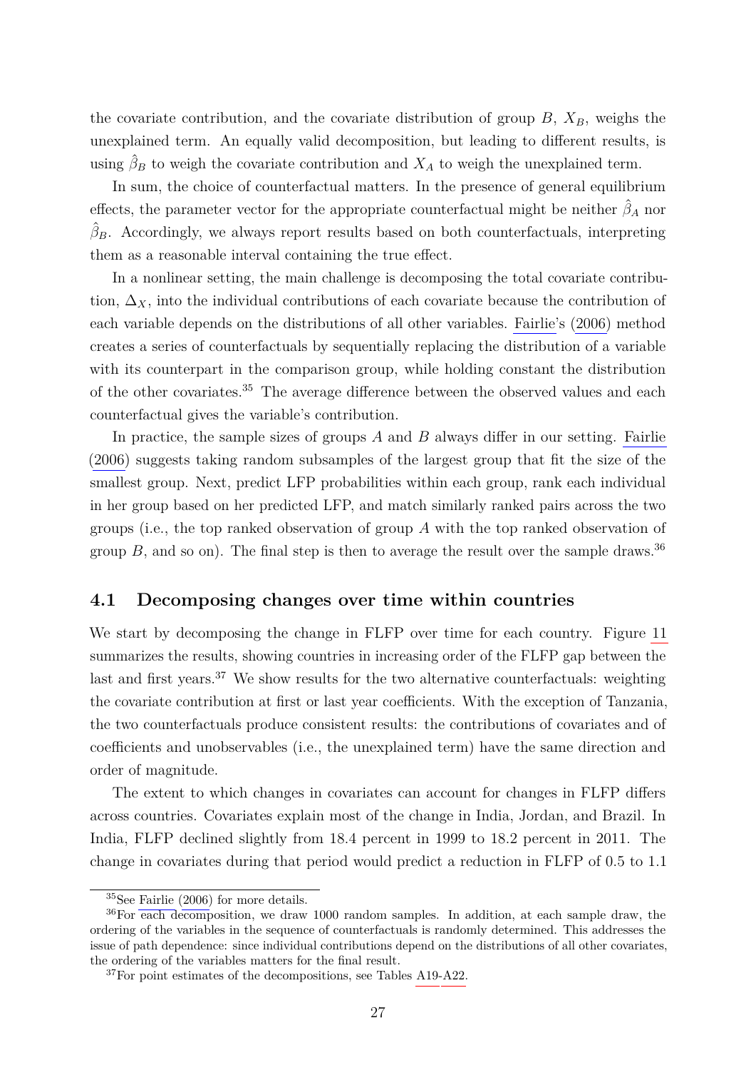the covariate contribution, and the covariate distribution of group $B$, $X_B$, weighs the unexplained term. An equally valid decomposition, but leading to different results, is using $\hat{\beta}_B$ to weigh the covariate contribution and $X_A$ to weigh the unexplained term.

In sum, the choice of counterfactual matters. In the presence of general equilibrium effects, the parameter vector for the appropriate counterfactual might be neither $\hat{\beta}_A$ nor $\hat{\beta}_B$. Accordingly, we always report results based on both counterfactuals, interpreting them as a reasonable interval containing the true effect.

In a nonlinear setting, the main challenge is decomposing the total covariate contribution, $\Delta_X$, into the individual contributions of each covariate because the contribution of each variable depends on the distributions of all other variables. Fairlie's (2006) method creates a series of counterfactuals by sequentially replacing the distribution of a variable with its counterpart in the comparison group, while holding constant the distribution of the other covariates.[35] The average difference between the observed values and each counterfactual gives the variable's contribution.

In practice, the sample sizes of groups $A$ and $B$ always differ in our setting. Fairlie (2006) suggests taking random subsamples of the largest group that fit the size of the smallest group. Next, predict LFP probabilities within each group, rank each individual in her group based on her predicted LFP, and match similarly ranked pairs across the two groups (i.e., the top ranked observation of group $A$ with the top ranked observation of group $B$, and so on). The final step is then to average the result over the sample draws.[36]

## 4.1 Decomposing changes over time within countries

We start by decomposing the change in FLFP over time for each country. Figure 11 summarizes the results, showing countries in increasing order of the FLFP gap between the last and first years.[37] We show results for the two alternative counterfactuals: weighting the covariate contribution at first or last year coefficients. With the exception of Tanzania, the two counterfactuals produce consistent results: the contributions of covariates and of coefficients and unobservables (i.e., the unexplained term) have the same direction and order of magnitude.

The extent to which changes in covariates can account for changes in FLFP differs across countries. Covariates explain most of the change in India, Jordan, and Brazil. In India, FLFP declined slightly from 18.4 percent in 1999 to 18.2 percent in 2011. The change in covariates during that period would predict a reduction in FLFP of 0.5 to 1.1

[35] See Fairlie (2006) for more details.

[36] For each decomposition, we draw 1000 random samples. In addition, at each sample draw, the ordering of the variables in the sequence of counterfactuals is randomly determined. This addresses the issue of path dependence: since individual contributions depend on the distributions of all other covariates, the ordering of the variables matters for the final result.

[37] For point estimates of the decompositions, see Tables A19-A22.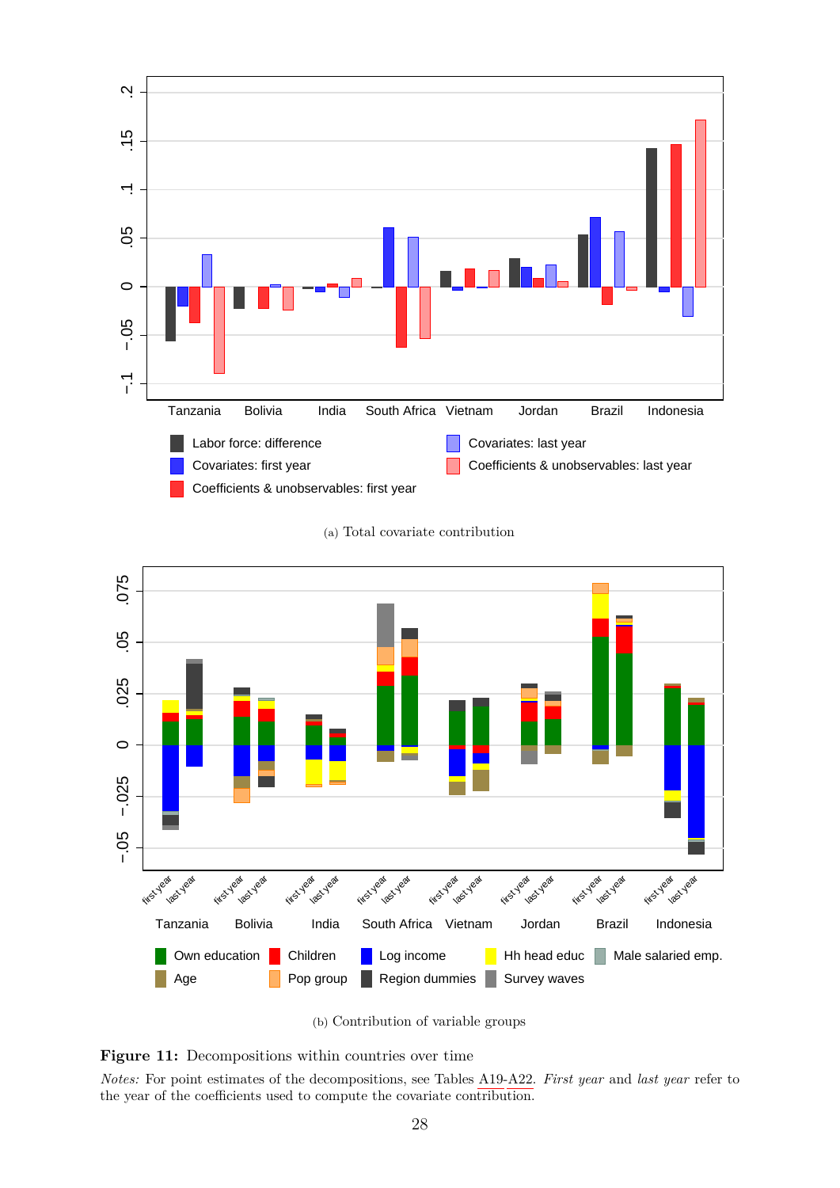(a) Total covariate contribution

(b) Contribution of variable groups

**Figure 11:** Decompositions within countries over time

*Notes:* For point estimates of the decompositions, see Tables A19-A22. *First year* and *last year* refer to the year of the coefficients used to compute the covariate contribution.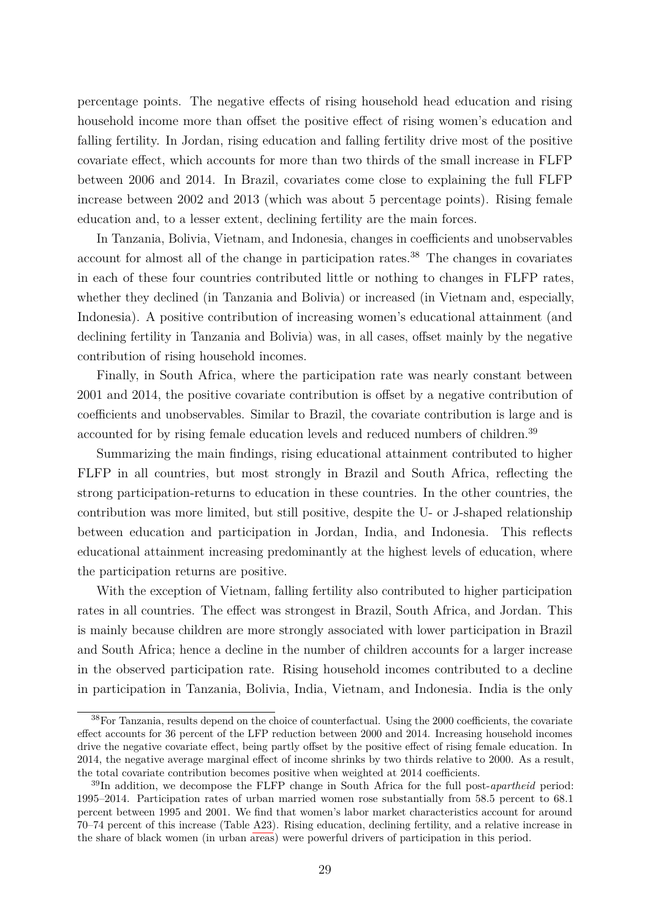percentage points. The negative effects of rising household head education and rising household income more than offset the positive effect of rising women's education and falling fertility. In Jordan, rising education and falling fertility drive most of the positive covariate effect, which accounts for more than two thirds of the small increase in FLFP between 2006 and 2014. In Brazil, covariates come close to explaining the full FLFP increase between 2002 and 2013 (which was about 5 percentage points). Rising female education and, to a lesser extent, declining fertility are the main forces.

In Tanzania, Bolivia, Vietnam, and Indonesia, changes in coefficients and unobservables account for almost all of the change in participation rates.[38] The changes in covariates in each of these four countries contributed little or nothing to changes in FLFP rates, whether they declined (in Tanzania and Bolivia) or increased (in Vietnam and, especially, Indonesia). A positive contribution of increasing women's educational attainment (and declining fertility in Tanzania and Bolivia) was, in all cases, offset mainly by the negative contribution of rising household incomes.

Finally, in South Africa, where the participation rate was nearly constant between 2001 and 2014, the positive covariate contribution is offset by a negative contribution of coefficients and unobservables. Similar to Brazil, the covariate contribution is large and is accounted for by rising female education levels and reduced numbers of children.[39]

Summarizing the main findings, rising educational attainment contributed to higher FLFP in all countries, but most strongly in Brazil and South Africa, reflecting the strong participation-returns to education in these countries. In the other countries, the contribution was more limited, but still positive, despite the U- or J-shaped relationship between education and participation in Jordan, India, and Indonesia. This reflects educational attainment increasing predominantly at the highest levels of education, where the participation returns are positive.

With the exception of Vietnam, falling fertility also contributed to higher participation rates in all countries. The effect was strongest in Brazil, South Africa, and Jordan. This is mainly because children are more strongly associated with lower participation in Brazil and South Africa; hence a decline in the number of children accounts for a larger increase in the observed participation rate. Rising household incomes contributed to a decline in participation in Tanzania, Bolivia, India, Vietnam, and Indonesia. India is the only

[38] For Tanzania, results depend on the choice of counterfactual. Using the 2000 coefficients, the covariate effect accounts for 36 percent of the LFP reduction between 2000 and 2014. Increasing household incomes drive the negative covariate effect, being partly offset by the positive effect of rising female education. In 2014, the negative average marginal effect of income shrinks by two thirds relative to 2000. As a result, the total covariate contribution becomes positive when weighted at 2014 coefficients.

[39] In addition, we decompose the FLFP change in South Africa for the full post-*apartheid* period: 1995–2014. Participation rates of urban married women rose substantially from 58.5 percent to 68.1 percent between 1995 and 2001. We find that women's labor market characteristics account for around 70–74 percent of this increase (Table A23). Rising education, declining fertility, and a relative increase in the share of black women (in urban areas) were powerful drivers of participation in this period.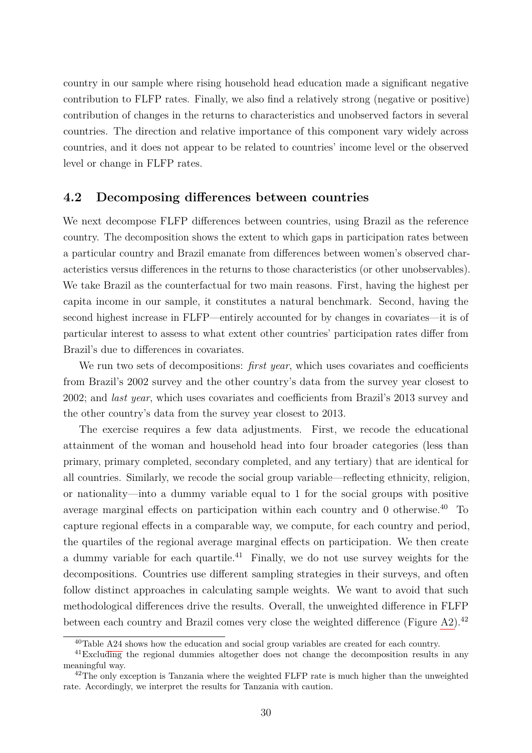country in our sample where rising household head education made a significant negative contribution to FLFP rates. Finally, we also find a relatively strong (negative or positive) contribution of changes in the returns to characteristics and unobserved factors in several countries. The direction and relative importance of this component vary widely across countries, and it does not appear to be related to countries' income level or the observed level or change in FLFP rates.

## 4.2 Decomposing differences between countries

We next decompose FLFP differences between countries, using Brazil as the reference country. The decomposition shows the extent to which gaps in participation rates between a particular country and Brazil emanate from differences between women's observed characteristics versus differences in the returns to those characteristics (or other unobservables). We take Brazil as the counterfactual for two main reasons. First, having the highest per capita income in our sample, it constitutes a natural benchmark. Second, having the second highest increase in FLFP—entirely accounted for by changes in covariates—it is of particular interest to assess to what extent other countries' participation rates differ from Brazil's due to differences in covariates.

We run two sets of decompositions: *first year*, which uses covariates and coefficients from Brazil's 2002 survey and the other country's data from the survey year closest to 2002; and *last year*, which uses covariates and coefficients from Brazil's 2013 survey and the other country's data from the survey year closest to 2013.

The exercise requires a few data adjustments. First, we recode the educational attainment of the woman and household head into four broader categories (less than primary, primary completed, secondary completed, and any tertiary) that are identical for all countries. Similarly, we recode the social group variable—reflecting ethnicity, religion, or nationality—into a dummy variable equal to 1 for the social groups with positive average marginal effects on participation within each country and 0 otherwise.[40] To capture regional effects in a comparable way, we compute, for each country and period, the quartiles of the regional average marginal effects on participation. We then create a dummy variable for each quartile.[41] Finally, we do not use survey weights for the decompositions. Countries use different sampling strategies in their surveys, and often follow distinct approaches in calculating sample weights. We want to avoid that such methodological differences drive the results. Overall, the unweighted difference in FLFP between each country and Brazil comes very close the weighted difference (Figure A2).[42]

[40] Table A24 shows how the education and social group variables are created for each country.

[41] Excluding the regional dummies altogether does not change the decomposition results in any meaningful way.

[42] The only exception is Tanzania where the weighted FLFP rate is much higher than the unweighted rate. Accordingly, we interpret the results for Tanzania with caution.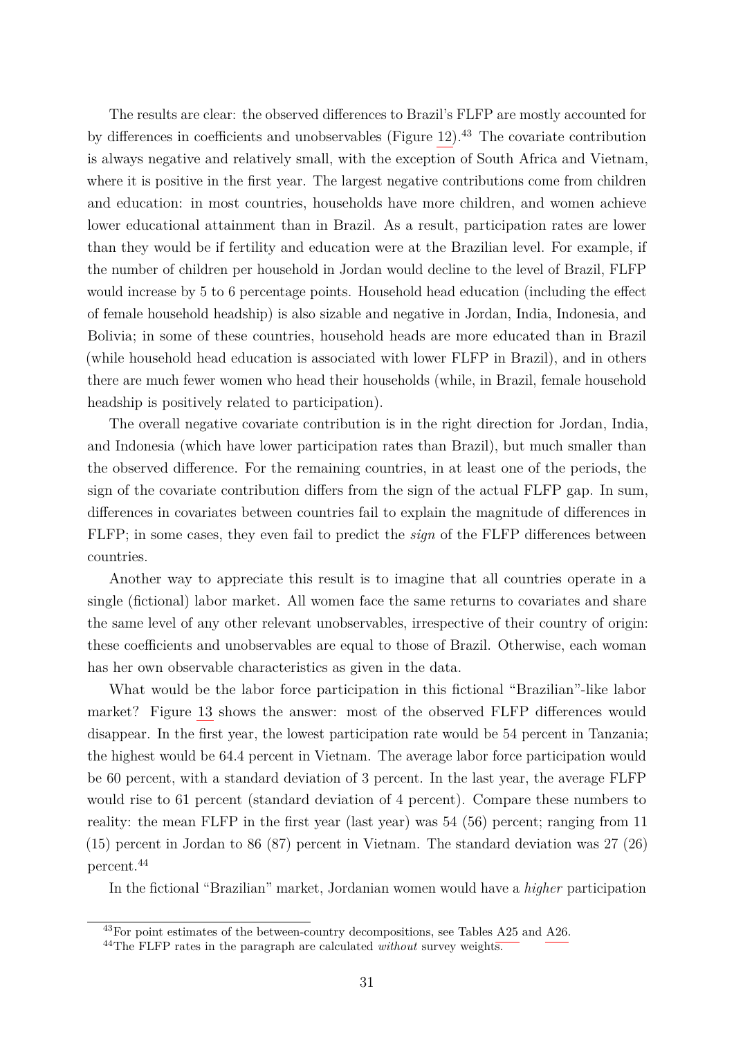The results are clear: the observed differences to Brazil's FLFP are mostly accounted for by differences in coefficients and unobservables (Figure 12).[43] The covariate contribution is always negative and relatively small, with the exception of South Africa and Vietnam, where it is positive in the first year. The largest negative contributions come from children and education: in most countries, households have more children, and women achieve lower educational attainment than in Brazil. As a result, participation rates are lower than they would be if fertility and education were at the Brazilian level. For example, if the number of children per household in Jordan would decline to the level of Brazil, FLFP would increase by 5 to 6 percentage points. Household head education (including the effect of female household headship) is also sizable and negative in Jordan, India, Indonesia, and Bolivia; in some of these countries, household heads are more educated than in Brazil (while household head education is associated with lower FLFP in Brazil), and in others there are much fewer women who head their households (while, in Brazil, female household headship is positively related to participation).

The overall negative covariate contribution is in the right direction for Jordan, India, and Indonesia (which have lower participation rates than Brazil), but much smaller than the observed difference. For the remaining countries, in at least one of the periods, the sign of the covariate contribution differs from the sign of the actual FLFP gap. In sum, differences in covariates between countries fail to explain the magnitude of differences in FLFP; in some cases, they even fail to predict the *sign* of the FLFP differences between countries.

Another way to appreciate this result is to imagine that all countries operate in a single (fictional) labor market. All women face the same returns to covariates and share the same level of any other relevant unobservables, irrespective of their country of origin: these coefficients and unobservables are equal to those of Brazil. Otherwise, each woman has her own observable characteristics as given in the data.

What would be the labor force participation in this fictional "Brazilian"-like labor market? Figure 13 shows the answer: most of the observed FLFP differences would disappear. In the first year, the lowest participation rate would be 54 percent in Tanzania; the highest would be 64.4 percent in Vietnam. The average labor force participation would be 60 percent, with a standard deviation of 3 percent. In the last year, the average FLFP would rise to 61 percent (standard deviation of 4 percent). Compare these numbers to reality: the mean FLFP in the first year (last year) was 54 (56) percent; ranging from 11 (15) percent in Jordan to 86 (87) percent in Vietnam. The standard deviation was 27 (26) percent.[44]

In the fictional "Brazilian" market, Jordanian women would have a *higher* participation

[43] For point estimates of the between-country decompositions, see Tables A25 and A26.

[44] The FLFP rates in the paragraph are calculated *without* survey weights.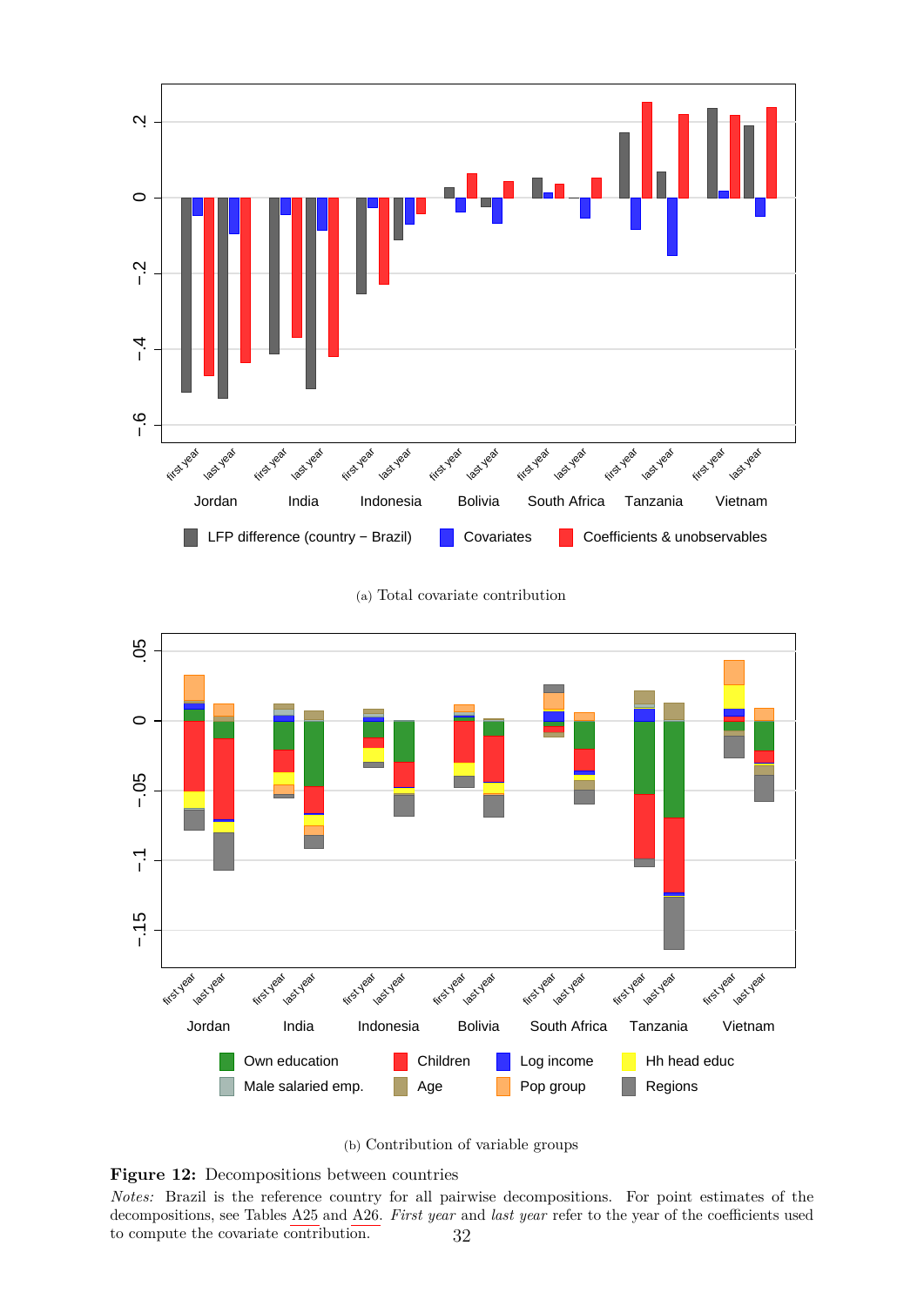(a) Total covariate contribution

(b) Contribution of variable groups

**Figure 12:** Decompositions between countries

*Notes:* Brazil is the reference country for all pairwise decompositions. For point estimates of the decompositions, see Tables A25 and A26. *First year* and *last year* refer to the year of the coefficients used to compute the covariate contribution.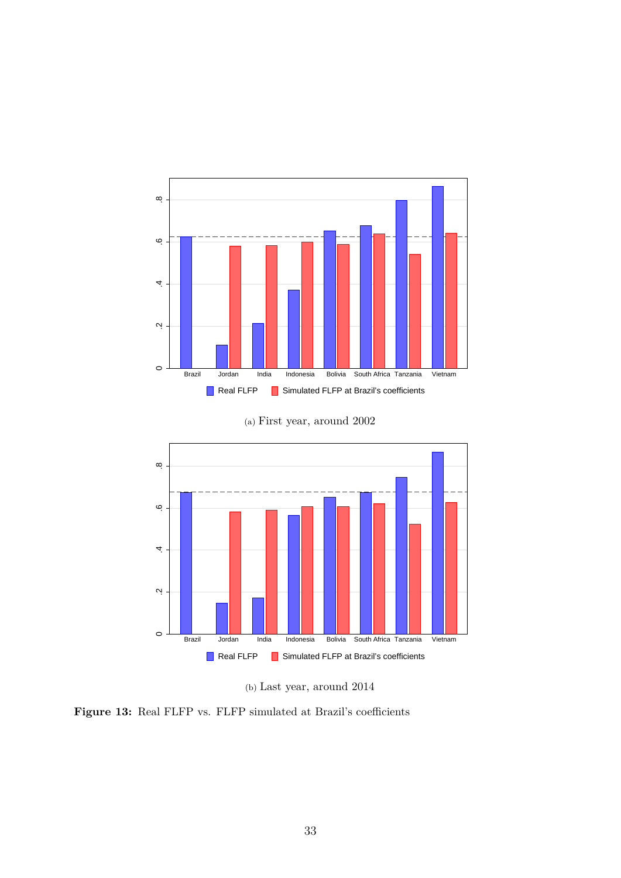(a) First year, around 2002

(b) Last year, around 2014

**Figure 13:** Real FLFP vs. FLFP simulated at Brazil's coefficients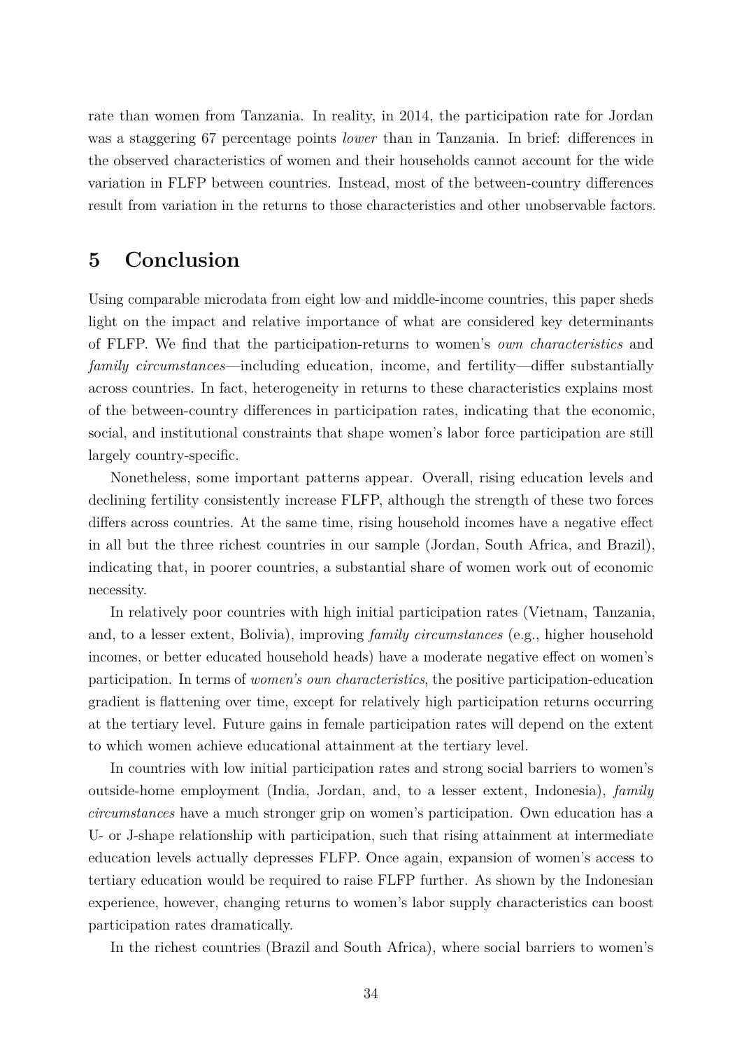rate than women from Tanzania. In reality, in 2014, the participation rate for Jordan was a staggering 67 percentage points *lower* than in Tanzania. In brief: differences in the observed characteristics of women and their households cannot account for the wide variation in FLFP between countries. Instead, most of the between-country differences result from variation in the returns to those characteristics and other unobservable factors.

# 5 Conclusion

Using comparable microdata from eight low and middle-income countries, this paper sheds light on the impact and relative importance of what are considered key determinants of FLFP. We find that the participation-returns to women's *own characteristics* and *family circumstances*—including education, income, and fertility—differ substantially across countries. In fact, heterogeneity in returns to these characteristics explains most of the between-country differences in participation rates, indicating that the economic, social, and institutional constraints that shape women's labor force participation are still largely country-specific.

Nonetheless, some important patterns appear. Overall, rising education levels and declining fertility consistently increase FLFP, although the strength of these two forces differs across countries. At the same time, rising household incomes have a negative effect in all but the three richest countries in our sample (Jordan, South Africa, and Brazil), indicating that, in poorer countries, a substantial share of women work out of economic necessity.

In relatively poor countries with high initial participation rates (Vietnam, Tanzania, and, to a lesser extent, Bolivia), improving *family circumstances* (e.g., higher household incomes, or better educated household heads) have a moderate negative effect on women's participation. In terms of *women's own characteristics*, the positive participation-education gradient is flattening over time, except for relatively high participation returns occurring at the tertiary level. Future gains in female participation rates will depend on the extent to which women achieve educational attainment at the tertiary level.

In countries with low initial participation rates and strong social barriers to women's outside-home employment (India, Jordan, and, to a lesser extent, Indonesia), *family circumstances* have a much stronger grip on women's participation. Own education has a U- or J-shape relationship with participation, such that rising attainment at intermediate education levels actually depresses FLFP. Once again, expansion of women's access to tertiary education would be required to raise FLFP further. As shown by the Indonesian experience, however, changing returns to women's labor supply characteristics can boost participation rates dramatically.

In the richest countries (Brazil and South Africa), where social barriers to women's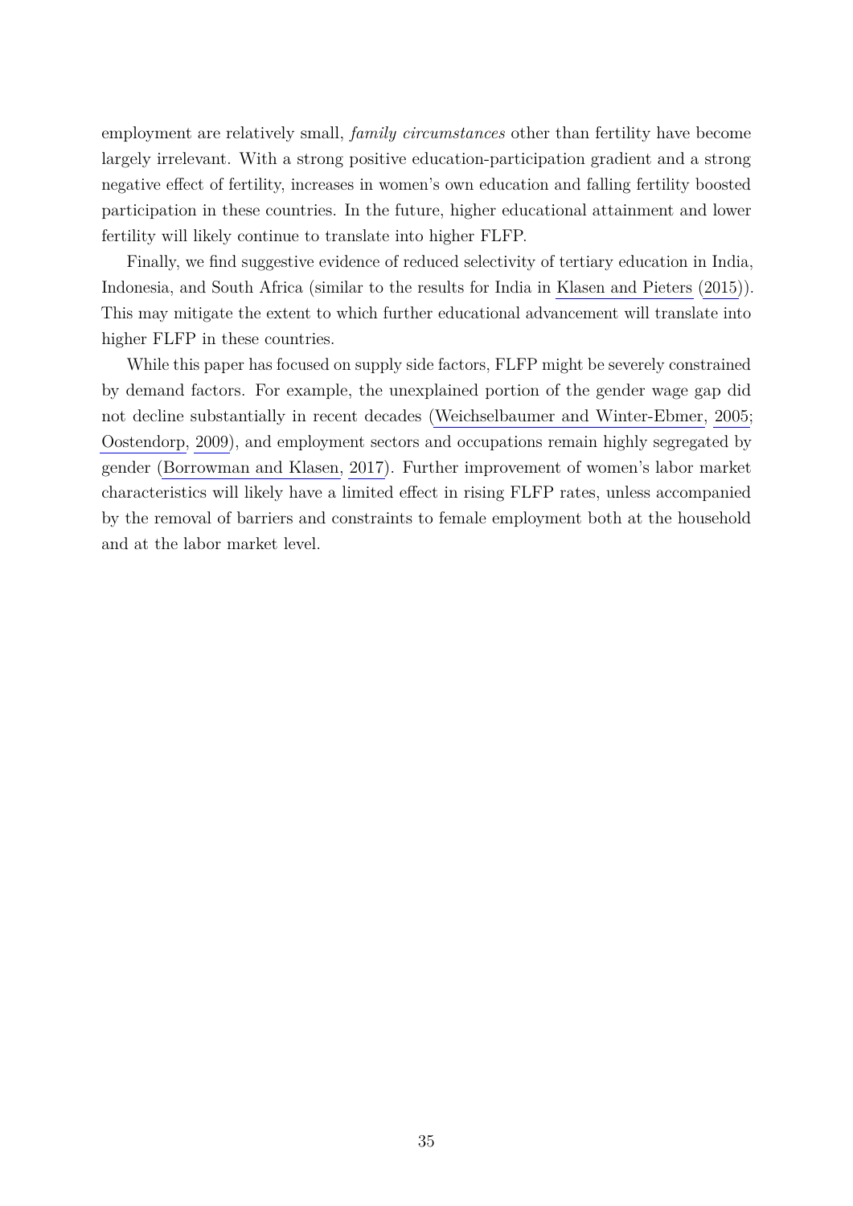employment are relatively small, *family circumstances* other than fertility have become largely irrelevant. With a strong positive education-participation gradient and a strong negative effect of fertility, increases in women's own education and falling fertility boosted participation in these countries. In the future, higher educational attainment and lower fertility will likely continue to translate into higher FLFP.

Finally, we find suggestive evidence of reduced selectivity of tertiary education in India, Indonesia, and South Africa (similar to the results for India in Klasen and Pieters (2015)). This may mitigate the extent to which further educational advancement will translate into higher FLFP in these countries.

While this paper has focused on supply side factors, FLFP might be severely constrained by demand factors. For example, the unexplained portion of the gender wage gap did not decline substantially in recent decades (Weichselbaumer and Winter-Ebmer, 2005; Oostendorp, 2009), and employment sectors and occupations remain highly segregated by gender (Borrowman and Klasen, 2017). Further improvement of women's labor market characteristics will likely have a limited effect in rising FLFP rates, unless accompanied by the removal of barriers and constraints to female employment both at the household and at the labor market level.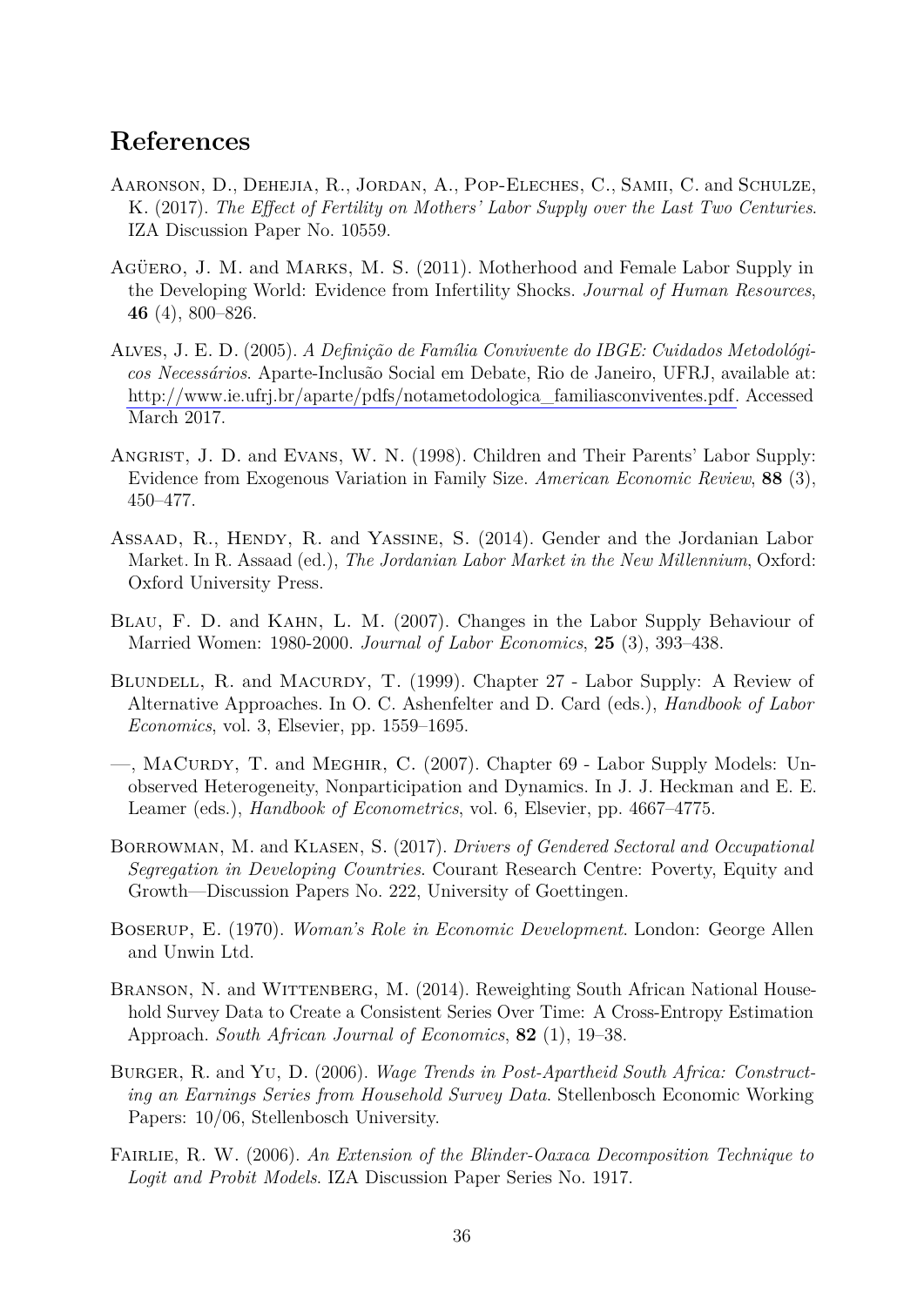# References

Aaronson, D., Dehejia, R., Jordan, A., Pop-Eleches, C., Samii, C. and Schulze, K. (2017). *The Effect of Fertility on Mothers' Labor Supply over the Last Two Centuries*. IZA Discussion Paper No. 10559.

Agüero, J. M. and Marks, M. S. (2011). Motherhood and Female Labor Supply in the Developing World: Evidence from Infertility Shocks. *Journal of Human Resources*, **46** (4), 800–826.

Alves, J. E. D. (2005). *A Definição de Família Convivente do IBGE: Cuidados Metodológicos Necessários*. Aparte-Inclusão Social em Debate, Rio de Janeiro, UFRJ, available at: http://www.ie.ufrj.br/aparte/pdfs/notametodologica_familiasconviventes.pdf. Accessed March 2017.

Angrist, J. D. and Evans, W. N. (1998). Children and Their Parents' Labor Supply: Evidence from Exogenous Variation in Family Size. *American Economic Review*, **88** (3), 450–477.

Assaad, R., Hendy, R. and Yassine, S. (2014). Gender and the Jordanian Labor Market. In R. Assaad (ed.), *The Jordanian Labor Market in the New Millennium*, Oxford: Oxford University Press.

Blau, F. D. and Kahn, L. M. (2007). Changes in the Labor Supply Behaviour of Married Women: 1980-2000. *Journal of Labor Economics*, **25** (3), 393–438.

Blundell, R. and Macurdy, T. (1999). Chapter 27 - Labor Supply: A Review of Alternative Approaches. In O. C. Ashenfelter and D. Card (eds.), *Handbook of Labor Economics*, vol. 3, Elsevier, pp. 1559–1695.

—, MaCurdy, T. and Meghir, C. (2007). Chapter 69 - Labor Supply Models: Unobserved Heterogeneity, Nonparticipation and Dynamics. In J. J. Heckman and E. E. Leamer (eds.), *Handbook of Econometrics*, vol. 6, Elsevier, pp. 4667–4775.

Borrowman, M. and Klasen, S. (2017). *Drivers of Gendered Sectoral and Occupational Segregation in Developing Countries*. Courant Research Centre: Poverty, Equity and Growth—Discussion Papers No. 222, University of Goettingen.

Boserup, E. (1970). *Woman's Role in Economic Development*. London: George Allen and Unwin Ltd.

Branson, N. and Wittenberg, M. (2014). Reweighting South African National Household Survey Data to Create a Consistent Series Over Time: A Cross-Entropy Estimation Approach. *South African Journal of Economics*, **82** (1), 19–38.

Burger, R. and Yu, D. (2006). *Wage Trends in Post-Apartheid South Africa: Constructing an Earnings Series from Household Survey Data*. Stellenbosch Economic Working Papers: 10/06, Stellenbosch University.

Fairlie, R. W. (2006). *An Extension of the Blinder-Oaxaca Decomposition Technique to Logit and Probit Models*. IZA Discussion Paper Series No. 1917.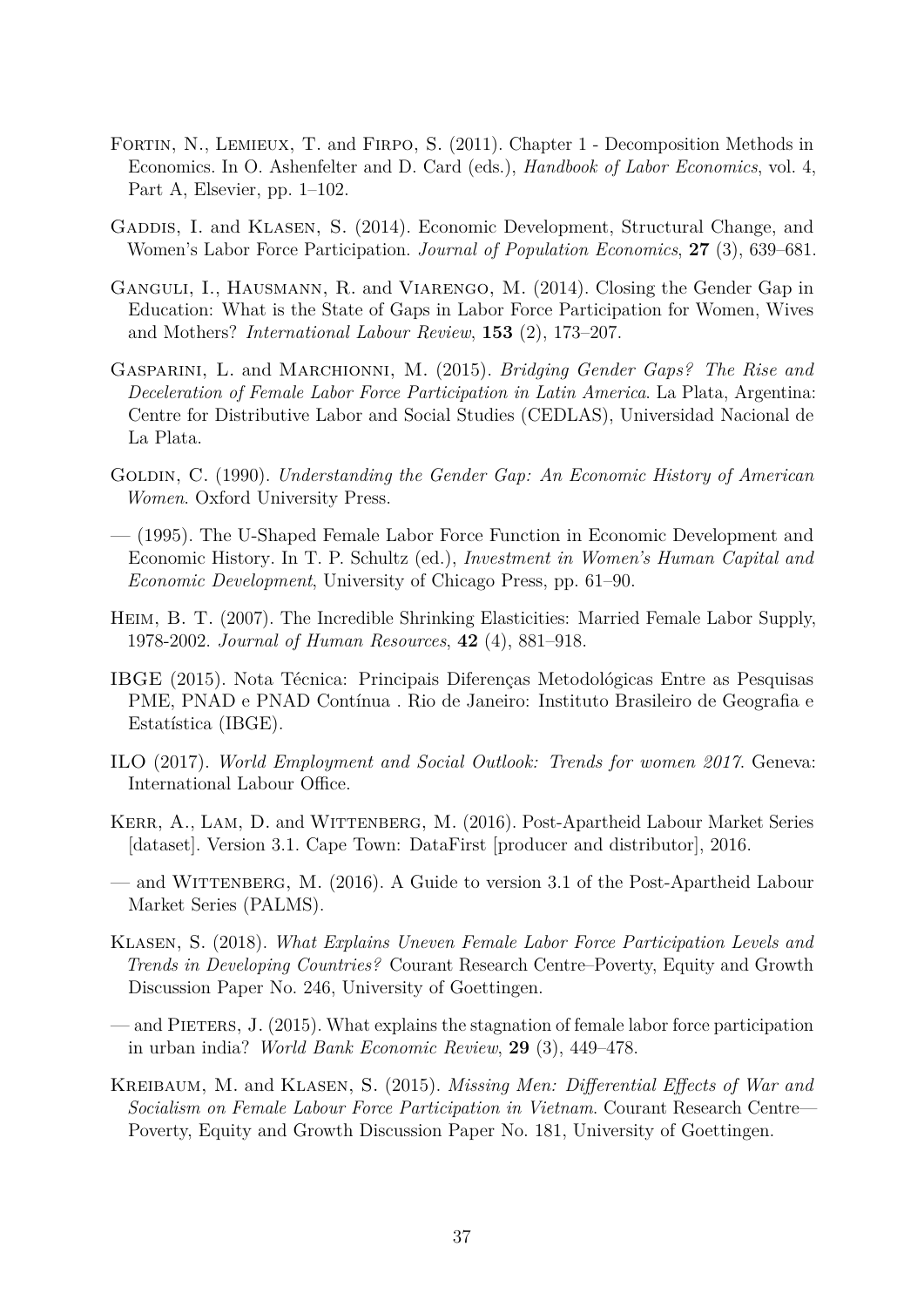Fortin, N., Lemieux, T. and Firpo, S. (2011). Chapter 1 - Decomposition Methods in Economics. In O. Ashenfelter and D. Card (eds.), *Handbook of Labor Economics*, vol. 4, Part A, Elsevier, pp. 1–102.

Gaddis, I. and Klasen, S. (2014). Economic Development, Structural Change, and Women's Labor Force Participation. *Journal of Population Economics*, **27** (3), 639–681.

Ganguli, I., Hausmann, R. and Viarengo, M. (2014). Closing the Gender Gap in Education: What is the State of Gaps in Labor Force Participation for Women, Wives and Mothers? *International Labour Review*, **153** (2), 173–207.

Gasparini, L. and Marchionni, M. (2015). *Bridging Gender Gaps? The Rise and Deceleration of Female Labor Force Participation in Latin America*. La Plata, Argentina: Centre for Distributive Labor and Social Studies (CEDLAS), Universidad Nacional de La Plata.

Goldin, C. (1990). *Understanding the Gender Gap: An Economic History of American Women*. Oxford University Press.

— (1995). The U-Shaped Female Labor Force Function in Economic Development and Economic History. In T. P. Schultz (ed.), *Investment in Women's Human Capital and Economic Development*, University of Chicago Press, pp. 61–90.

Heim, B. T. (2007). The Incredible Shrinking Elasticities: Married Female Labor Supply, 1978-2002. *Journal of Human Resources*, **42** (4), 881–918.

IBGE (2015). Nota Técnica: Principais Diferenças Metodológicas Entre as Pesquisas PME, PNAD e PNAD Contínua . Rio de Janeiro: Instituto Brasileiro de Geografia e Estatística (IBGE).

ILO (2017). *World Employment and Social Outlook: Trends for women 2017*. Geneva: International Labour Office.

Kerr, A., Lam, D. and Wittenberg, M. (2016). Post-Apartheid Labour Market Series [dataset]. Version 3.1. Cape Town: DataFirst [producer and distributor], 2016.

— and Wittenberg, M. (2016). A Guide to version 3.1 of the Post-Apartheid Labour Market Series (PALMS).

Klasen, S. (2018). *What Explains Uneven Female Labor Force Participation Levels and Trends in Developing Countries?* Courant Research Centre–Poverty, Equity and Growth Discussion Paper No. 246, University of Goettingen.

— and Pieters, J. (2015). What explains the stagnation of female labor force participation in urban india? *World Bank Economic Review*, **29** (3), 449–478.

Kreibaum, M. and Klasen, S. (2015). *Missing Men: Differential Effects of War and Socialism on Female Labour Force Participation in Vietnam*. Courant Research Centre—Poverty, Equity and Growth Discussion Paper No. 181, University of Goettingen.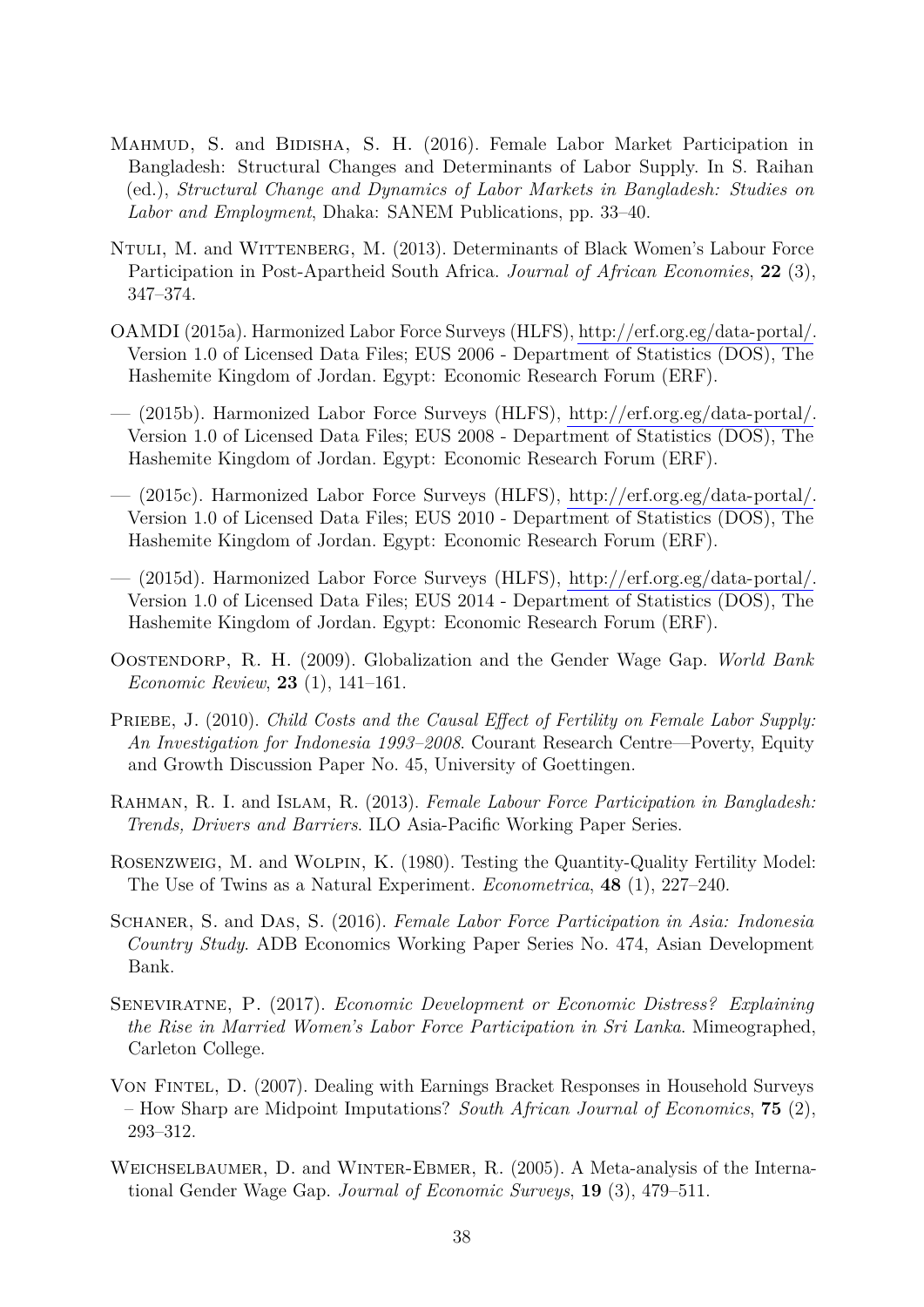Mahmud, S. and Bidisha, S. H. (2016). Female Labor Market Participation in Bangladesh: Structural Changes and Determinants of Labor Supply. In S. Raihan (ed.), *Structural Change and Dynamics of Labor Markets in Bangladesh: Studies on Labor and Employment*, Dhaka: SANEM Publications, pp. 33–40.

Ntuli, M. and Wittenberg, M. (2013). Determinants of Black Women's Labour Force Participation in Post-Apartheid South Africa. *Journal of African Economies*, **22** (3), 347–374.

OAMDI (2015a). Harmonized Labor Force Surveys (HLFS), http://erf.org.eg/data-portal/. Version 1.0 of Licensed Data Files; EUS 2006 - Department of Statistics (DOS), The Hashemite Kingdom of Jordan. Egypt: Economic Research Forum (ERF).

— (2015b). Harmonized Labor Force Surveys (HLFS), http://erf.org.eg/data-portal/. Version 1.0 of Licensed Data Files; EUS 2008 - Department of Statistics (DOS), The Hashemite Kingdom of Jordan. Egypt: Economic Research Forum (ERF).

— (2015c). Harmonized Labor Force Surveys (HLFS), http://erf.org.eg/data-portal/. Version 1.0 of Licensed Data Files; EUS 2010 - Department of Statistics (DOS), The Hashemite Kingdom of Jordan. Egypt: Economic Research Forum (ERF).

— (2015d). Harmonized Labor Force Surveys (HLFS), http://erf.org.eg/data-portal/. Version 1.0 of Licensed Data Files; EUS 2014 - Department of Statistics (DOS), The Hashemite Kingdom of Jordan. Egypt: Economic Research Forum (ERF).

Oostendorp, R. H. (2009). Globalization and the Gender Wage Gap. *World Bank Economic Review*, **23** (1), 141–161.

Priebe, J. (2010). *Child Costs and the Causal Effect of Fertility on Female Labor Supply: An Investigation for Indonesia 1993–2008*. Courant Research Centre—Poverty, Equity and Growth Discussion Paper No. 45, University of Goettingen.

Rahman, R. I. and Islam, R. (2013). *Female Labour Force Participation in Bangladesh: Trends, Drivers and Barriers*. ILO Asia-Pacific Working Paper Series.

Rosenzweig, M. and Wolpin, K. (1980). Testing the Quantity-Quality Fertility Model: The Use of Twins as a Natural Experiment. *Econometrica*, **48** (1), 227–240.

Schaner, S. and Das, S. (2016). *Female Labor Force Participation in Asia: Indonesia Country Study*. ADB Economics Working Paper Series No. 474, Asian Development Bank.

Seneviratne, P. (2017). *Economic Development or Economic Distress? Explaining the Rise in Married Women's Labor Force Participation in Sri Lanka*. Mimeographed, Carleton College.

Von Fintel, D. (2007). Dealing with Earnings Bracket Responses in Household Surveys – How Sharp are Midpoint Imputations? *South African Journal of Economics*, **75** (2), 293–312.

Weichselbaumer, D. and Winter-Ebmer, R. (2005). A Meta-analysis of the International Gender Wage Gap. *Journal of Economic Surveys*, **19** (3), 479–511.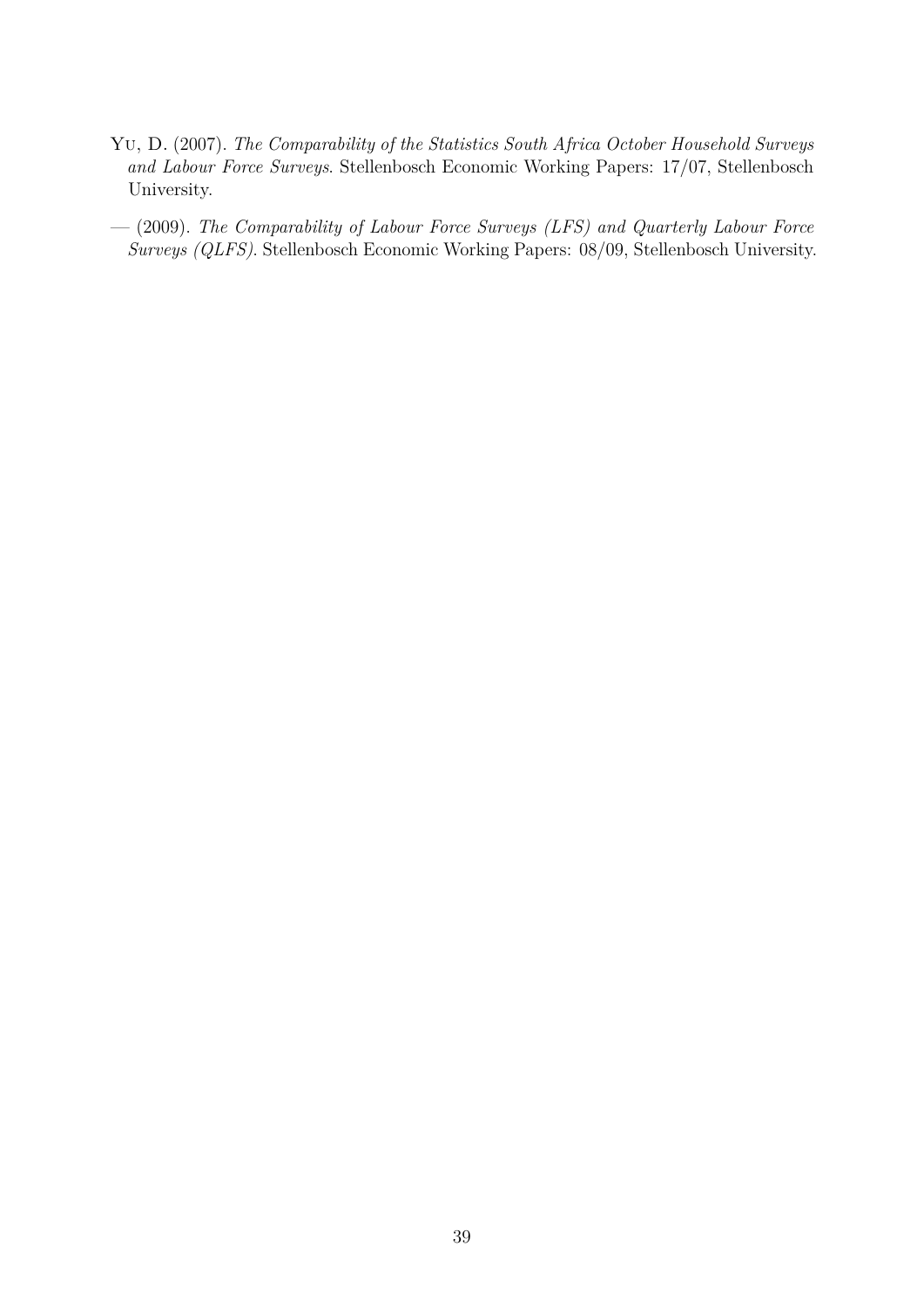Yu, D. (2007). *The Comparability of the Statistics South Africa October Household Surveys and Labour Force Surveys*. Stellenbosch Economic Working Papers: 17/07, Stellenbosch University.

— (2009). *The Comparability of Labour Force Surveys (LFS) and Quarterly Labour Force Surveys (QLFS)*. Stellenbosch Economic Working Papers: 08/09, Stellenbosch University.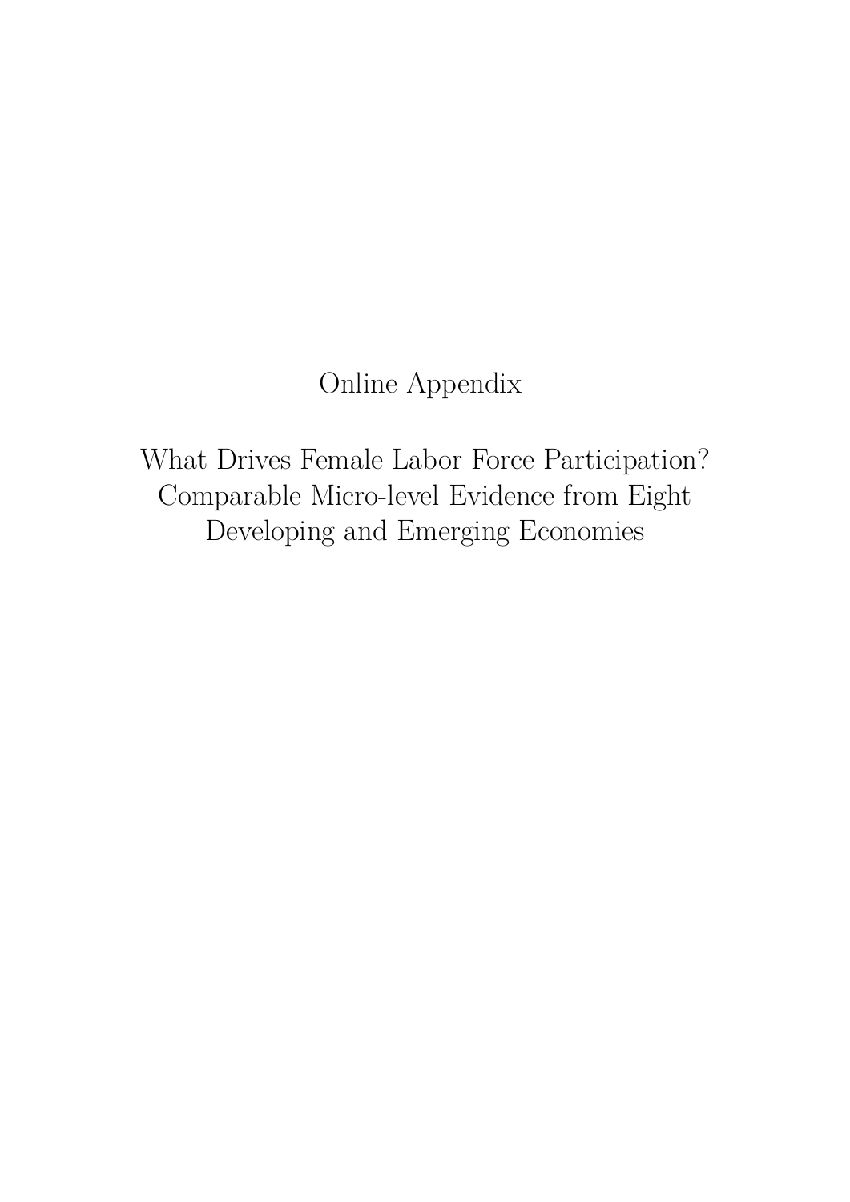<u>Online Appendix</u>

What Drives Female Labor Force Participation? Comparable Micro-level Evidence from Eight Developing and Emerging Economies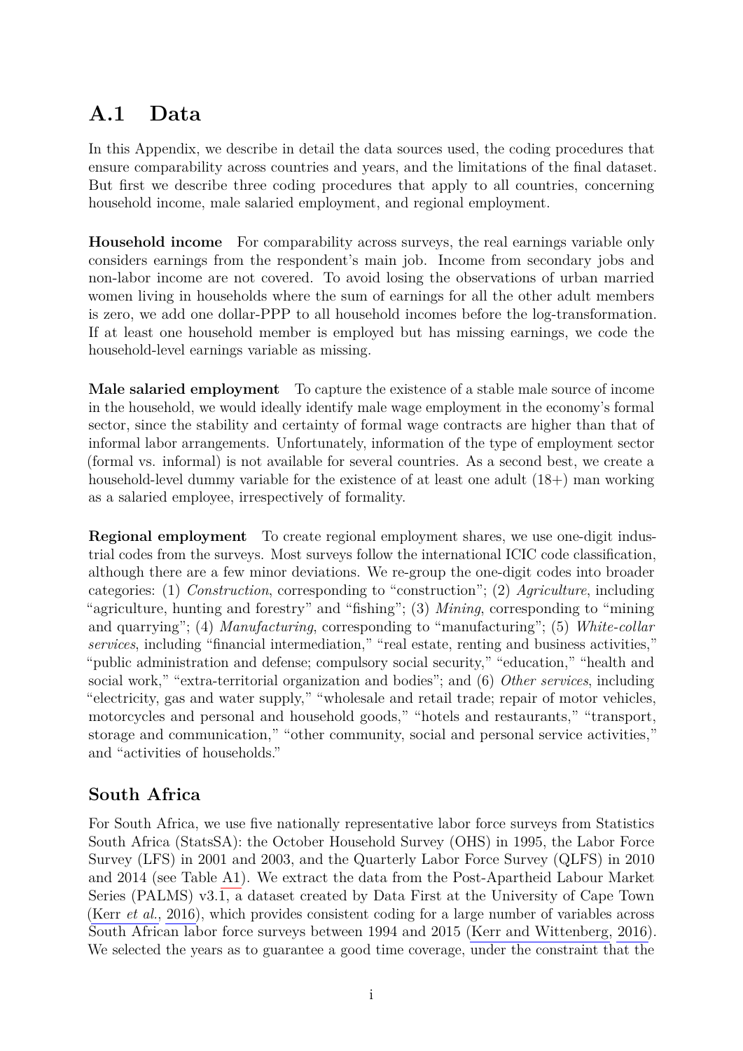## A.1 Data

In this Appendix, we describe in detail the data sources used, the coding procedures that ensure comparability across countries and years, and the limitations of the final dataset. But first we describe three coding procedures that apply to all countries, concerning household income, male salaried employment, and regional employment.

**Household income** For comparability across surveys, the real earnings variable only considers earnings from the respondent's main job. Income from secondary jobs and non-labor income are not covered. To avoid losing the observations of urban married women living in households where the sum of earnings for all the other adult members is zero, we add one dollar-PPP to all household incomes before the log-transformation. If at least one household member is employed but has missing earnings, we code the household-level earnings variable as missing.

**Male salaried employment** To capture the existence of a stable male source of income in the household, we would ideally identify male wage employment in the economy's formal sector, since the stability and certainty of formal wage contracts are higher than that of informal labor arrangements. Unfortunately, information of the type of employment sector (formal vs. informal) is not available for several countries. As a second best, we create a household-level dummy variable for the existence of at least one adult (18+) man working as a salaried employee, irrespectively of formality.

**Regional employment** To create regional employment shares, we use one-digit industrial codes from the surveys. Most surveys follow the international ICIC code classification, although there are a few minor deviations. We re-group the one-digit codes into broader categories: (1) *Construction*, corresponding to "construction"; (2) *Agriculture*, including "agriculture, hunting and forestry" and "fishing"; (3) *Mining*, corresponding to "mining and quarrying"; (4) *Manufacturing*, corresponding to "manufacturing"; (5) *White-collar services*, including "financial intermediation," "real estate, renting and business activities," "public administration and defense; compulsory social security," "education," "health and social work," "extra-territorial organization and bodies"; and (6) *Other services*, including "electricity, gas and water supply," "wholesale and retail trade; repair of motor vehicles, motorcycles and personal and household goods," "hotels and restaurants," "transport, storage and communication," "other community, social and personal service activities," and "activities of households."

### South Africa

For South Africa, we use five nationally representative labor force surveys from Statistics South Africa (StatsSA): the October Household Survey (OHS) in 1995, the Labor Force Survey (LFS) in 2001 and 2003, and the Quarterly Labor Force Survey (QLFS) in 2010 and 2014 (see Table A1). We extract the data from the Post-Apartheid Labour Market Series (PALMS) v3.1, a dataset created by Data First at the University of Cape Town (Kerr *et al.*, 2016), which provides consistent coding for a large number of variables across South African labor force surveys between 1994 and 2015 (Kerr and Wittenberg, 2016). We selected the years as to guarantee a good time coverage, under the constraint that the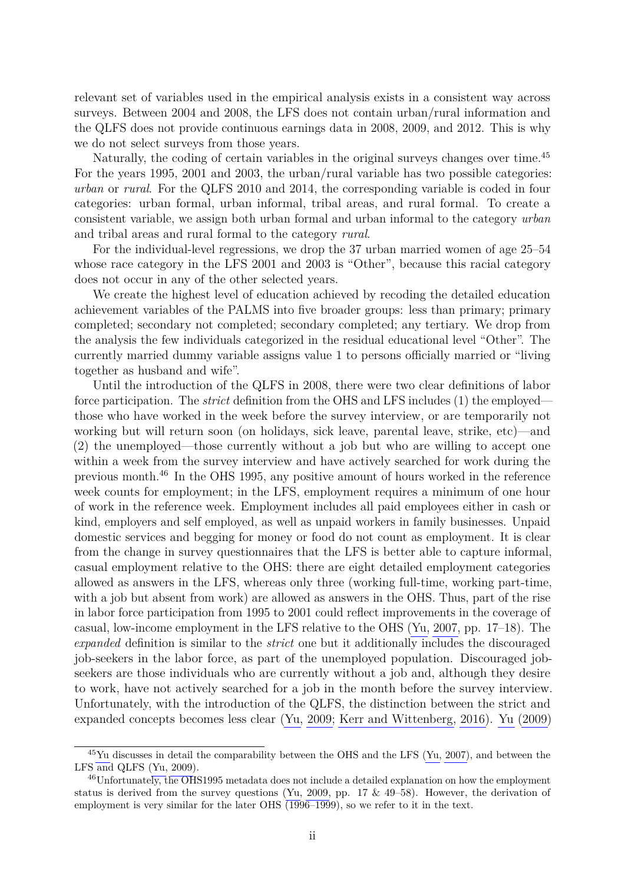relevant set of variables used in the empirical analysis exists in a consistent way across surveys. Between 2004 and 2008, the LFS does not contain urban/rural information and the QLFS does not provide continuous earnings data in 2008, 2009, and 2012. This is why we do not select surveys from those years.

Naturally, the coding of certain variables in the original surveys changes over time.[45] For the years 1995, 2001 and 2003, the urban/rural variable has two possible categories: *urban* or *rural*. For the QLFS 2010 and 2014, the corresponding variable is coded in four categories: urban formal, urban informal, tribal areas, and rural formal. To create a consistent variable, we assign both urban formal and urban informal to the category *urban* and tribal areas and rural formal to the category *rural*.

For the individual-level regressions, we drop the 37 urban married women of age 25–54 whose race category in the LFS 2001 and 2003 is "Other", because this racial category does not occur in any of the other selected years.

We create the highest level of education achieved by recoding the detailed education achievement variables of the PALMS into five broader groups: less than primary; primary completed; secondary not completed; secondary completed; any tertiary. We drop from the analysis the few individuals categorized in the residual educational level "Other". The currently married dummy variable assigns value 1 to persons officially married or "living together as husband and wife".

Until the introduction of the QLFS in 2008, there were two clear definitions of labor force participation. The *strict* definition from the OHS and LFS includes (1) the employed—those who have worked in the week before the survey interview, or are temporarily not working but will return soon (on holidays, sick leave, parental leave, strike, etc)—and (2) the unemployed—those currently without a job but who are willing to accept one within a week from the survey interview and have actively searched for work during the previous month.[46] In the OHS 1995, any positive amount of hours worked in the reference week counts for employment; in the LFS, employment requires a minimum of one hour of work in the reference week. Employment includes all paid employees either in cash or kind, employers and self employed, as well as unpaid workers in family businesses. Unpaid domestic services and begging for money or food do not count as employment. It is clear from the change in survey questionnaires that the LFS is better able to capture informal, casual employment relative to the OHS: there are eight detailed employment categories allowed as answers in the LFS, whereas only three (working full-time, working part-time, with a job but absent from work) are allowed as answers in the OHS. Thus, part of the rise in labor force participation from 1995 to 2001 could reflect improvements in the coverage of casual, low-income employment in the LFS relative to the OHS (Yu, 2007, pp. 17–18). The *expanded* definition is similar to the *strict* one but it additionally includes the discouraged job-seekers in the labor force, as part of the unemployed population. Discouraged job-seekers are those individuals who are currently without a job and, although they desire to work, have not actively searched for a job in the month before the survey interview. Unfortunately, with the introduction of the QLFS, the distinction between the strict and expanded concepts becomes less clear (Yu, 2009; Kerr and Wittenberg, 2016). Yu (2009)

[45] Yu discusses in detail the comparability between the OHS and the LFS (Yu, 2007), and between the LFS and QLFS (Yu, 2009).

[46] Unfortunately, the OHS1995 metadata does not include a detailed explanation on how the employment status is derived from the survey questions (Yu, 2009, pp. 17 & 49–58). However, the derivation of employment is very similar for the later OHS (1996–1999), so we refer to it in the text.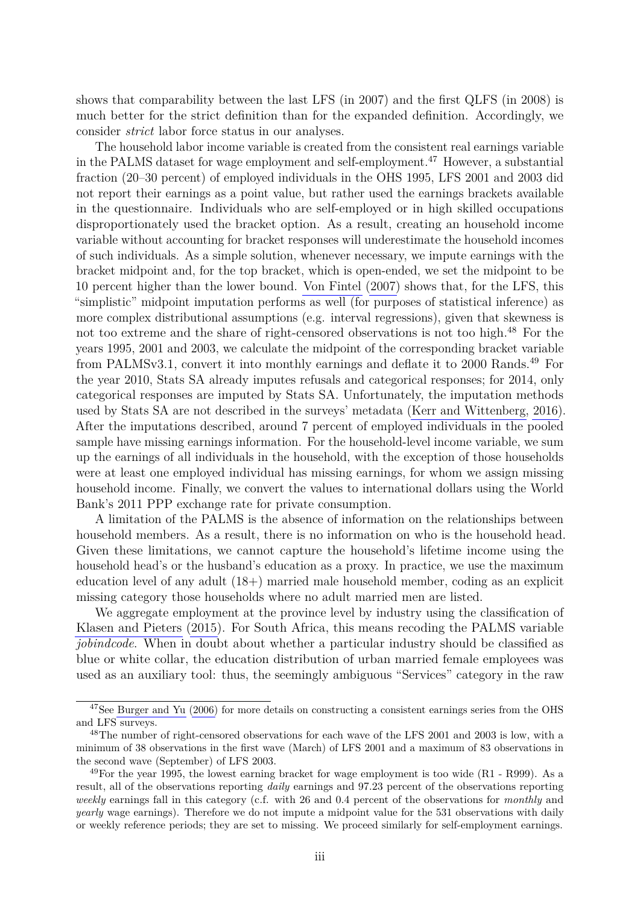shows that comparability between the last LFS (in 2007) and the first QLFS (in 2008) is much better for the strict definition than for the expanded definition. Accordingly, we consider *strict* labor force status in our analyses.

The household labor income variable is created from the consistent real earnings variable in the PALMS dataset for wage employment and self-employment.[47] However, a substantial fraction (20–30 percent) of employed individuals in the OHS 1995, LFS 2001 and 2003 did not report their earnings as a point value, but rather used the earnings brackets available in the questionnaire. Individuals who are self-employed or in high skilled occupations disproportionately used the bracket option. As a result, creating an household income variable without accounting for bracket responses will underestimate the household incomes of such individuals. As a simple solution, whenever necessary, we impute earnings with the bracket midpoint and, for the top bracket, which is open-ended, we set the midpoint to be 10 percent higher than the lower bound. Von Fintel (2007) shows that, for the LFS, this "simplistic" midpoint imputation performs as well (for purposes of statistical inference) as more complex distributional assumptions (e.g. interval regressions), given that skewness is not too extreme and the share of right-censored observations is not too high.[48] For the years 1995, 2001 and 2003, we calculate the midpoint of the corresponding bracket variable from PALMSv3.1, convert it into monthly earnings and deflate it to 2000 Rands.[49] For the year 2010, Stats SA already imputes refusals and categorical responses; for 2014, only categorical responses are imputed by Stats SA. Unfortunately, the imputation methods used by Stats SA are not described in the surveys' metadata (Kerr and Wittenberg, 2016). After the imputations described, around 7 percent of employed individuals in the pooled sample have missing earnings information. For the household-level income variable, we sum up the earnings of all individuals in the household, with the exception of those households were at least one employed individual has missing earnings, for whom we assign missing household income. Finally, we convert the values to international dollars using the World Bank's 2011 PPP exchange rate for private consumption.

A limitation of the PALMS is the absence of information on the relationships between household members. As a result, there is no information on who is the household head. Given these limitations, we cannot capture the household's lifetime income using the household head's or the husband's education as a proxy. In practice, we use the maximum education level of any adult (18+) married male household member, coding as an explicit missing category those households where no adult married men are listed.

We aggregate employment at the province level by industry using the classification of Klasen and Pieters (2015). For South Africa, this means recoding the PALMS variable *jobindcode*. When in doubt about whether a particular industry should be classified as blue or white collar, the education distribution of urban married female employees was used as an auxiliary tool: thus, the seemingly ambiguous "Services" category in the raw

[47] See Burger and Yu (2006) for more details on constructing a consistent earnings series from the OHS and LFS surveys.

[48] The number of right-censored observations for each wave of the LFS 2001 and 2003 is low, with a minimum of 38 observations in the first wave (March) of LFS 2001 and a maximum of 83 observations in the second wave (September) of LFS 2003.

[49] For the year 1995, the lowest earning bracket for wage employment is too wide (R1 - R999). As a result, all of the observations reporting *daily* earnings and 97.23 percent of the observations reporting *weekly* earnings fall in this category (c.f. with 26 and 0.4 percent of the observations for *monthly* and *yearly* wage earnings). Therefore we do not impute a midpoint value for the 531 observations with daily or weekly reference periods; they are set to missing. We proceed similarly for self-employment earnings.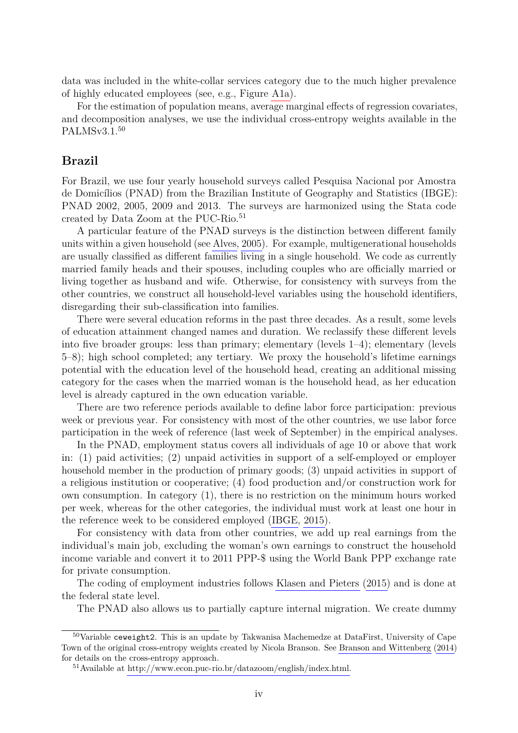data was included in the white-collar services category due to the much higher prevalence of highly educated employees (see, e.g., Figure A1a).

For the estimation of population means, average marginal effects of regression covariates, and decomposition analyses, we use the individual cross-entropy weights available in the PALMSv3.1.[50]

## Brazil

For Brazil, we use four yearly household surveys called Pesquisa Nacional por Amostra de Domicílios (PNAD) from the Brazilian Institute of Geography and Statistics (IBGE): PNAD 2002, 2005, 2009 and 2013. The surveys are harmonized using the Stata code created by Data Zoom at the PUC-Rio.[51]

A particular feature of the PNAD surveys is the distinction between different family units within a given household (see Alves, 2005). For example, multigenerational households are usually classified as different families living in a single household. We code as currently married family heads and their spouses, including couples who are officially married or living together as husband and wife. Otherwise, for consistency with surveys from the other countries, we construct all household-level variables using the household identifiers, disregarding their sub-classification into families.

There were several education reforms in the past three decades. As a result, some levels of education attainment changed names and duration. We reclassify these different levels into five broader groups: less than primary; elementary (levels 1–4); elementary (levels 5–8); high school completed; any tertiary. We proxy the household's lifetime earnings potential with the education level of the household head, creating an additional missing category for the cases when the married woman is the household head, as her education level is already captured in the own education variable.

There are two reference periods available to define labor force participation: previous week or previous year. For consistency with most of the other countries, we use labor force participation in the week of reference (last week of September) in the empirical analyses.

In the PNAD, employment status covers all individuals of age 10 or above that work in: (1) paid activities; (2) unpaid activities in support of a self-employed or employer household member in the production of primary goods; (3) unpaid activities in support of a religious institution or cooperative; (4) food production and/or construction work for own consumption. In category (1), there is no restriction on the minimum hours worked per week, whereas for the other categories, the individual must work at least one hour in the reference week to be considered employed (IBGE, 2015).

For consistency with data from other countries, we add up real earnings from the individual's main job, excluding the woman's own earnings to construct the household income variable and convert it to 2011 PPP-$ using the World Bank PPP exchange rate for private consumption.

The coding of employment industries follows Klasen and Pieters (2015) and is done at the federal state level.

The PNAD also allows us to partially capture internal migration. We create dummy

---

[50] Variable `ceweight2`. This is an update by Takwanisa Machemedze at DataFirst, University of Cape Town of the original cross-entropy weights created by Nicola Branson. See Branson and Wittenberg (2014) for details on the cross-entropy approach.

[51] Available at http://www.econ.puc-rio.br/datazoom/english/index.html.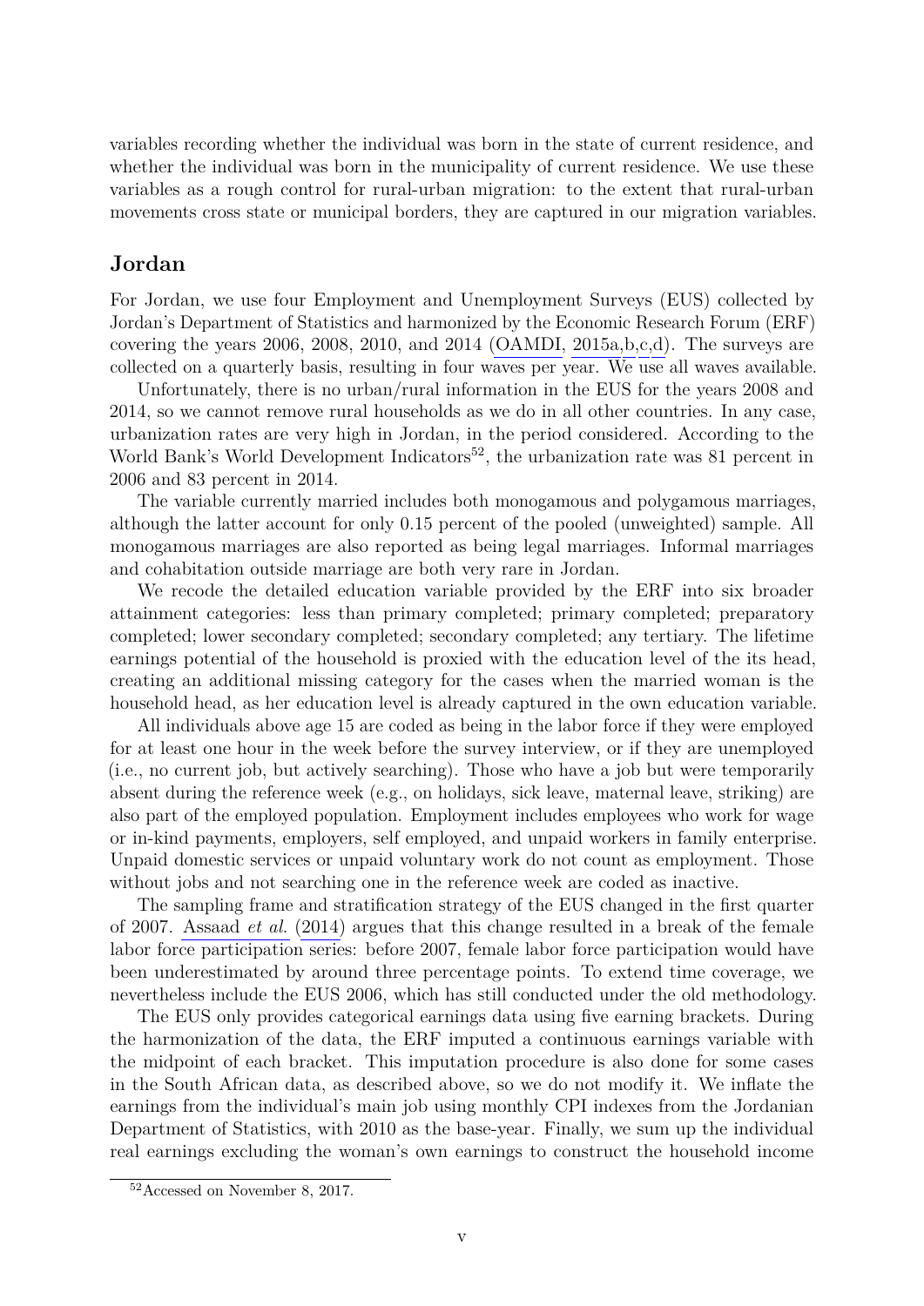variables recording whether the individual was born in the state of current residence, and whether the individual was born in the municipality of current residence. We use these variables as a rough control for rural-urban migration: to the extent that rural-urban movements cross state or municipal borders, they are captured in our migration variables.

## Jordan

For Jordan, we use four Employment and Unemployment Surveys (EUS) collected by Jordan's Department of Statistics and harmonized by the Economic Research Forum (ERF) covering the years 2006, 2008, 2010, and 2014 (OAMDI, 2015a,b,c,d). The surveys are collected on a quarterly basis, resulting in four waves per year. We use all waves available.

Unfortunately, there is no urban/rural information in the EUS for the years 2008 and 2014, so we cannot remove rural households as we do in all other countries. In any case, urbanization rates are very high in Jordan, in the period considered. According to the World Bank's World Development Indicators[52], the urbanization rate was 81 percent in 2006 and 83 percent in 2014.

The variable currently married includes both monogamous and polygamous marriages, although the latter account for only 0.15 percent of the pooled (unweighted) sample. All monogamous marriages are also reported as being legal marriages. Informal marriages and cohabitation outside marriage are both very rare in Jordan.

We recode the detailed education variable provided by the ERF into six broader attainment categories: less than primary completed; primary completed; preparatory completed; lower secondary completed; secondary completed; any tertiary. The lifetime earnings potential of the household is proxied with the education level of the its head, creating an additional missing category for the cases when the married woman is the household head, as her education level is already captured in the own education variable.

All individuals above age 15 are coded as being in the labor force if they were employed for at least one hour in the week before the survey interview, or if they are unemployed (i.e., no current job, but actively searching). Those who have a job but were temporarily absent during the reference week (e.g., on holidays, sick leave, maternal leave, striking) are also part of the employed population. Employment includes employees who work for wage or in-kind payments, employers, self employed, and unpaid workers in family enterprise. Unpaid domestic services or unpaid voluntary work do not count as employment. Those without jobs and not searching one in the reference week are coded as inactive.

The sampling frame and stratification strategy of the EUS changed in the first quarter of 2007. Assaad *et al.* (2014) argues that this change resulted in a break of the female labor force participation series: before 2007, female labor force participation would have been underestimated by around three percentage points. To extend time coverage, we nevertheless include the EUS 2006, which has still conducted under the old methodology.

The EUS only provides categorical earnings data using five earning brackets. During the harmonization of the data, the ERF imputed a continuous earnings variable with the midpoint of each bracket. This imputation procedure is also done for some cases in the South African data, as described above, so we do not modify it. We inflate the earnings from the individual's main job using monthly CPI indexes from the Jordanian Department of Statistics, with 2010 as the base-year. Finally, we sum up the individual real earnings excluding the woman's own earnings to construct the household income

[52] Accessed on November 8, 2017.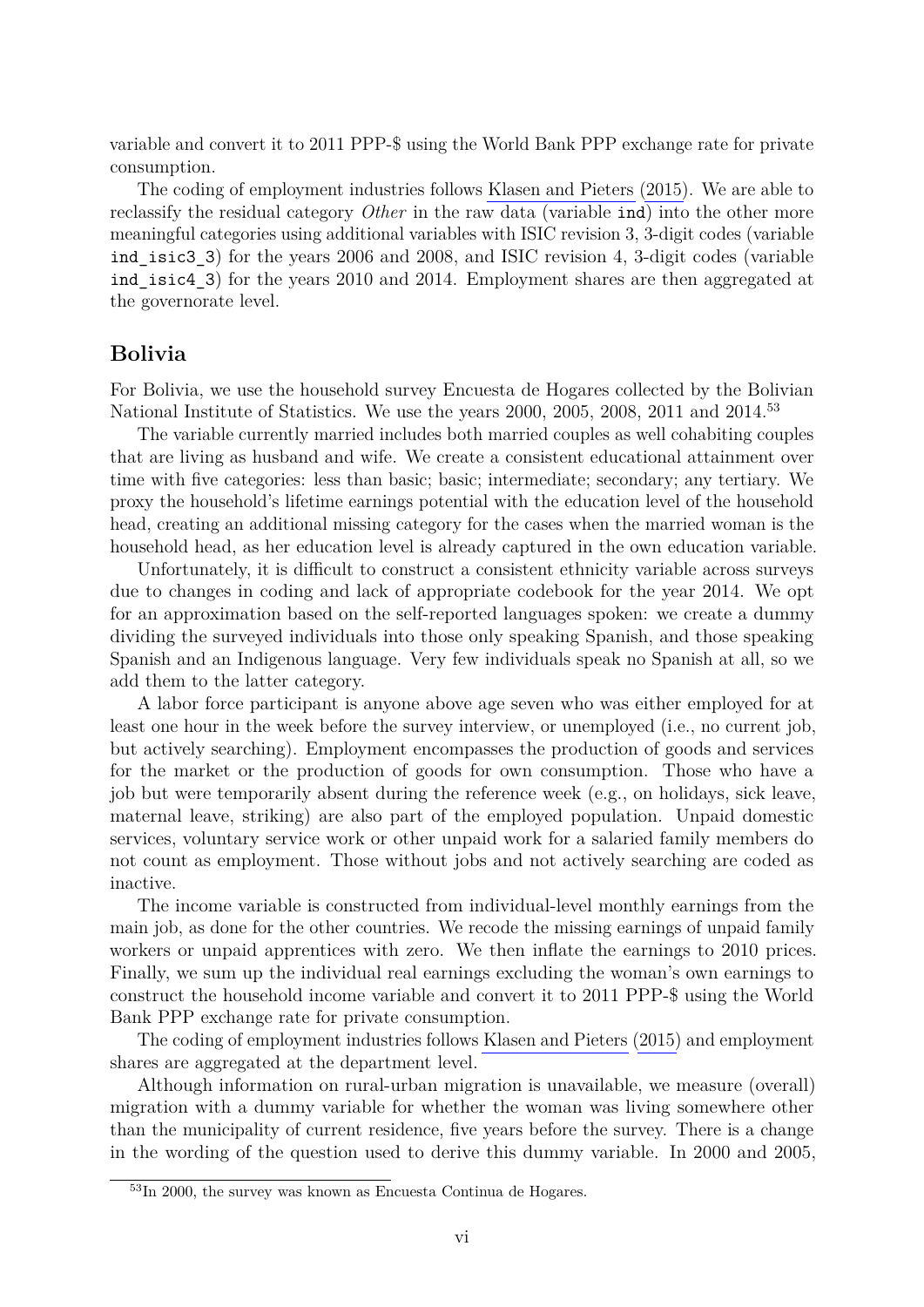variable and convert it to 2011 PPP-$ using the World Bank PPP exchange rate for private consumption.

The coding of employment industries follows Klasen and Pieters (2015). We are able to reclassify the residual category *Other* in the raw data (variable `ind`) into the other more meaningful categories using additional variables with ISIC revision 3, 3-digit codes (variable `ind_isic3_3`) for the years 2006 and 2008, and ISIC revision 4, 3-digit codes (variable `ind_isic4_3`) for the years 2010 and 2014. Employment shares are then aggregated at the governorate level.

## Bolivia

For Bolivia, we use the household survey Encuesta de Hogares collected by the Bolivian National Institute of Statistics. We use the years 2000, 2005, 2008, 2011 and 2014.[53]

The variable currently married includes both married couples as well cohabiting couples that are living as husband and wife. We create a consistent educational attainment over time with five categories: less than basic; basic; intermediate; secondary; any tertiary. We proxy the household's lifetime earnings potential with the education level of the household head, creating an additional missing category for the cases when the married woman is the household head, as her education level is already captured in the own education variable.

Unfortunately, it is difficult to construct a consistent ethnicity variable across surveys due to changes in coding and lack of appropriate codebook for the year 2014. We opt for an approximation based on the self-reported languages spoken: we create a dummy dividing the surveyed individuals into those only speaking Spanish, and those speaking Spanish and an Indigenous language. Very few individuals speak no Spanish at all, so we add them to the latter category.

A labor force participant is anyone above age seven who was either employed for at least one hour in the week before the survey interview, or unemployed (i.e., no current job, but actively searching). Employment encompasses the production of goods and services for the market or the production of goods for own consumption. Those who have a job but were temporarily absent during the reference week (e.g., on holidays, sick leave, maternal leave, striking) are also part of the employed population. Unpaid domestic services, voluntary service work or other unpaid work for a salaried family members do not count as employment. Those without jobs and not actively searching are coded as inactive.

The income variable is constructed from individual-level monthly earnings from the main job, as done for the other countries. We recode the missing earnings of unpaid family workers or unpaid apprentices with zero. We then inflate the earnings to 2010 prices. Finally, we sum up the individual real earnings excluding the woman's own earnings to construct the household income variable and convert it to 2011 PPP-$ using the World Bank PPP exchange rate for private consumption.

The coding of employment industries follows Klasen and Pieters (2015) and employment shares are aggregated at the department level.

Although information on rural-urban migration is unavailable, we measure (overall) migration with a dummy variable for whether the woman was living somewhere other than the municipality of current residence, five years before the survey. There is a change in the wording of the question used to derive this dummy variable. In 2000 and 2005,

[53] In 2000, the survey was known as Encuesta Continua de Hogares.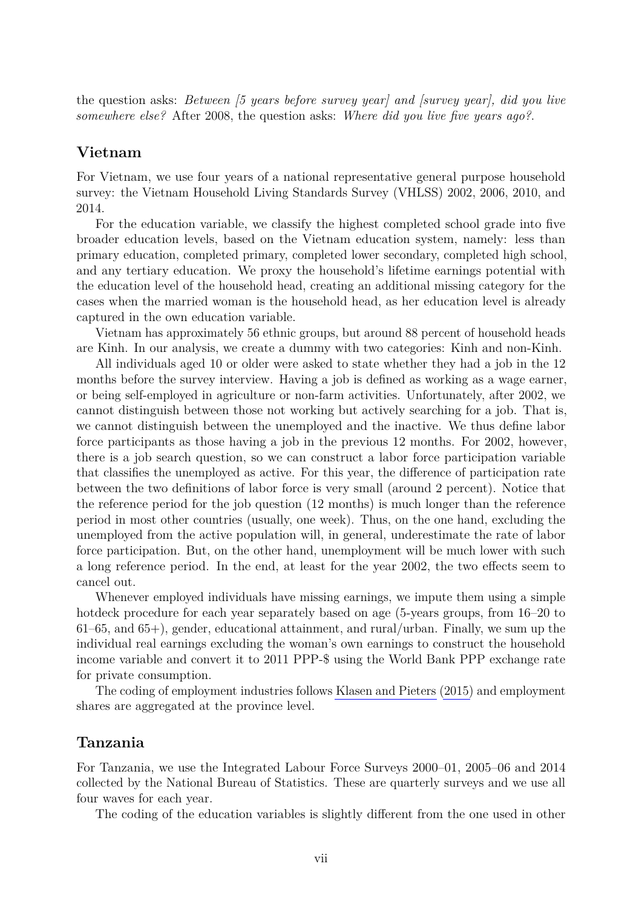the question asks: *Between [5 years before survey year] and [survey year], did you live somewhere else?* After 2008, the question asks: *Where did you live five years ago?*.

## Vietnam

For Vietnam, we use four years of a national representative general purpose household survey: the Vietnam Household Living Standards Survey (VHLSS) 2002, 2006, 2010, and 2014.

For the education variable, we classify the highest completed school grade into five broader education levels, based on the Vietnam education system, namely: less than primary education, completed primary, completed lower secondary, completed high school, and any tertiary education. We proxy the household's lifetime earnings potential with the education level of the household head, creating an additional missing category for the cases when the married woman is the household head, as her education level is already captured in the own education variable.

Vietnam has approximately 56 ethnic groups, but around 88 percent of household heads are Kinh. In our analysis, we create a dummy with two categories: Kinh and non-Kinh.

All individuals aged 10 or older were asked to state whether they had a job in the 12 months before the survey interview. Having a job is defined as working as a wage earner, or being self-employed in agriculture or non-farm activities. Unfortunately, after 2002, we cannot distinguish between those not working but actively searching for a job. That is, we cannot distinguish between the unemployed and the inactive. We thus define labor force participants as those having a job in the previous 12 months. For 2002, however, there is a job search question, so we can construct a labor force participation variable that classifies the unemployed as active. For this year, the difference of participation rate between the two definitions of labor force is very small (around 2 percent). Notice that the reference period for the job question (12 months) is much longer than the reference period in most other countries (usually, one week). Thus, on the one hand, excluding the unemployed from the active population will, in general, underestimate the rate of labor force participation. But, on the other hand, unemployment will be much lower with such a long reference period. In the end, at least for the year 2002, the two effects seem to cancel out.

Whenever employed individuals have missing earnings, we impute them using a simple hotdeck procedure for each year separately based on age (5-years groups, from 16–20 to 61–65, and 65+), gender, educational attainment, and rural/urban. Finally, we sum up the individual real earnings excluding the woman's own earnings to construct the household income variable and convert it to 2011 PPP-$ using the World Bank PPP exchange rate for private consumption.

The coding of employment industries follows Klasen and Pieters (2015) and employment shares are aggregated at the province level.

## Tanzania

For Tanzania, we use the Integrated Labour Force Surveys 2000–01, 2005–06 and 2014 collected by the National Bureau of Statistics. These are quarterly surveys and we use all four waves for each year.

The coding of the education variables is slightly different from the one used in other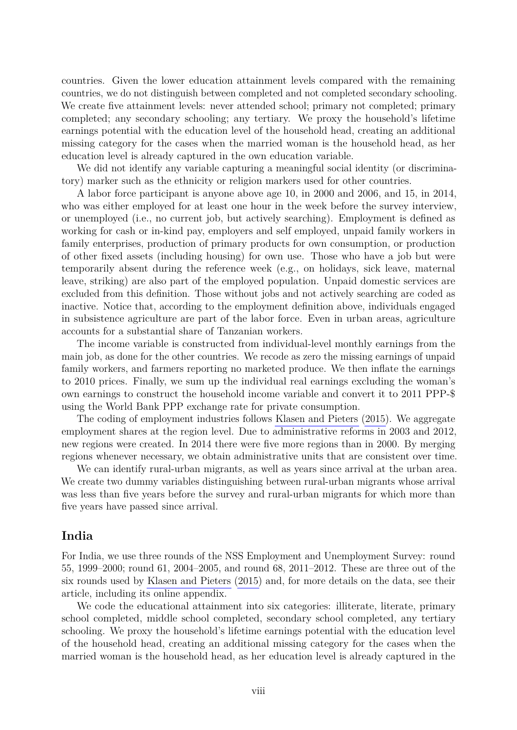countries. Given the lower education attainment levels compared with the remaining countries, we do not distinguish between completed and not completed secondary schooling. We create five attainment levels: never attended school; primary not completed; primary completed; any secondary schooling; any tertiary. We proxy the household's lifetime earnings potential with the education level of the household head, creating an additional missing category for the cases when the married woman is the household head, as her education level is already captured in the own education variable.

We did not identify any variable capturing a meaningful social identity (or discriminatory) marker such as the ethnicity or religion markers used for other countries.

A labor force participant is anyone above age 10, in 2000 and 2006, and 15, in 2014, who was either employed for at least one hour in the week before the survey interview, or unemployed (i.e., no current job, but actively searching). Employment is defined as working for cash or in-kind pay, employers and self employed, unpaid family workers in family enterprises, production of primary products for own consumption, or production of other fixed assets (including housing) for own use. Those who have a job but were temporarily absent during the reference week (e.g., on holidays, sick leave, maternal leave, striking) are also part of the employed population. Unpaid domestic services are excluded from this definition. Those without jobs and not actively searching are coded as inactive. Notice that, according to the employment definition above, individuals engaged in subsistence agriculture are part of the labor force. Even in urban areas, agriculture accounts for a substantial share of Tanzanian workers.

The income variable is constructed from individual-level monthly earnings from the main job, as done for the other countries. We recode as zero the missing earnings of unpaid family workers, and farmers reporting no marketed produce. We then inflate the earnings to 2010 prices. Finally, we sum up the individual real earnings excluding the woman's own earnings to construct the household income variable and convert it to 2011 PPP-$ using the World Bank PPP exchange rate for private consumption.

The coding of employment industries follows Klasen and Pieters (2015). We aggregate employment shares at the region level. Due to administrative reforms in 2003 and 2012, new regions were created. In 2014 there were five more regions than in 2000. By merging regions whenever necessary, we obtain administrative units that are consistent over time.

We can identify rural-urban migrants, as well as years since arrival at the urban area. We create two dummy variables distinguishing between rural-urban migrants whose arrival was less than five years before the survey and rural-urban migrants for which more than five years have passed since arrival.

## India

For India, we use three rounds of the NSS Employment and Unemployment Survey: round 55, 1999–2000; round 61, 2004–2005, and round 68, 2011–2012. These are three out of the six rounds used by Klasen and Pieters (2015) and, for more details on the data, see their article, including its online appendix.

We code the educational attainment into six categories: illiterate, literate, primary school completed, middle school completed, secondary school completed, any tertiary schooling. We proxy the household's lifetime earnings potential with the education level of the household head, creating an additional missing category for the cases when the married woman is the household head, as her education level is already captured in the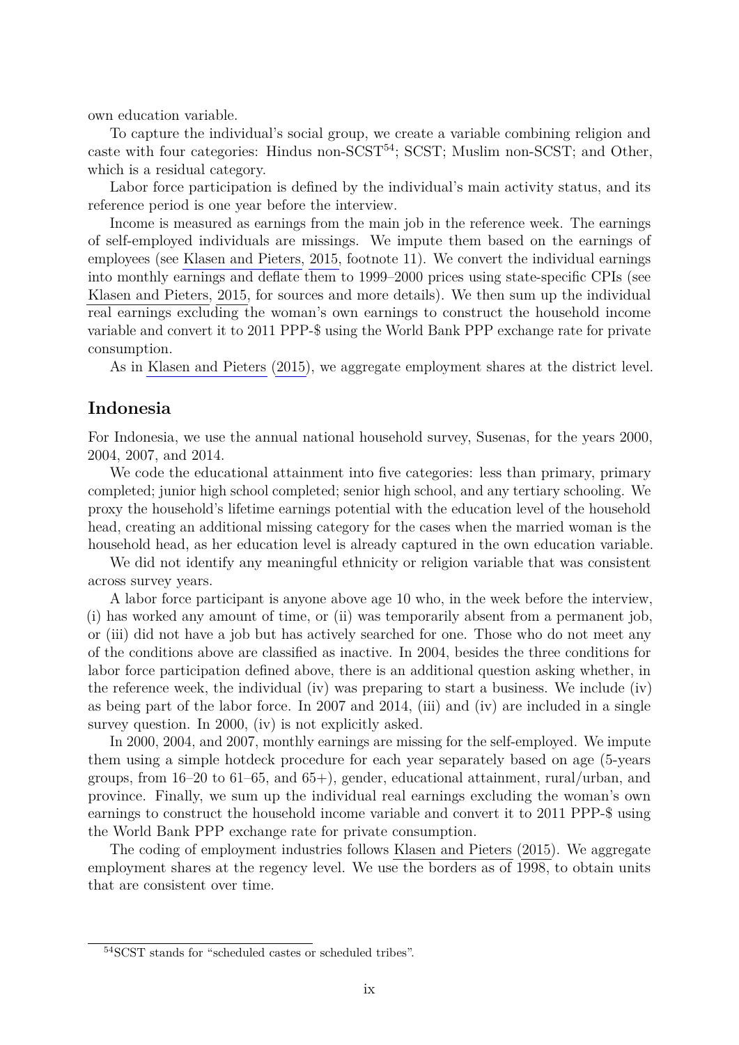own education variable.

To capture the individual's social group, we create a variable combining religion and caste with four categories: Hindus non-SCST[54]; SCST; Muslim non-SCST; and Other, which is a residual category.

Labor force participation is defined by the individual's main activity status, and its reference period is one year before the interview.

Income is measured as earnings from the main job in the reference week. The earnings of self-employed individuals are missings. We impute them based on the earnings of employees (see Klasen and Pieters, 2015, footnote 11). We convert the individual earnings into monthly earnings and deflate them to 1999–2000 prices using state-specific CPIs (see Klasen and Pieters, 2015, for sources and more details). We then sum up the individual real earnings excluding the woman's own earnings to construct the household income variable and convert it to 2011 PPP-$ using the World Bank PPP exchange rate for private consumption.

As in Klasen and Pieters (2015), we aggregate employment shares at the district level.

## Indonesia

For Indonesia, we use the annual national household survey, Susenas, for the years 2000, 2004, 2007, and 2014.

We code the educational attainment into five categories: less than primary, primary completed; junior high school completed; senior high school, and any tertiary schooling. We proxy the household's lifetime earnings potential with the education level of the household head, creating an additional missing category for the cases when the married woman is the household head, as her education level is already captured in the own education variable.

We did not identify any meaningful ethnicity or religion variable that was consistent across survey years.

A labor force participant is anyone above age 10 who, in the week before the interview, (i) has worked any amount of time, or (ii) was temporarily absent from a permanent job, or (iii) did not have a job but has actively searched for one. Those who do not meet any of the conditions above are classified as inactive. In 2004, besides the three conditions for labor force participation defined above, there is an additional question asking whether, in the reference week, the individual (iv) was preparing to start a business. We include (iv) as being part of the labor force. In 2007 and 2014, (iii) and (iv) are included in a single survey question. In 2000, (iv) is not explicitly asked.

In 2000, 2004, and 2007, monthly earnings are missing for the self-employed. We impute them using a simple hotdeck procedure for each year separately based on age (5-years groups, from 16–20 to 61–65, and 65+), gender, educational attainment, rural/urban, and province. Finally, we sum up the individual real earnings excluding the woman's own earnings to construct the household income variable and convert it to 2011 PPP-$ using the World Bank PPP exchange rate for private consumption.

The coding of employment industries follows Klasen and Pieters (2015). We aggregate employment shares at the regency level. We use the borders as of 1998, to obtain units that are consistent over time.

[54] SCST stands for "scheduled castes or scheduled tribes".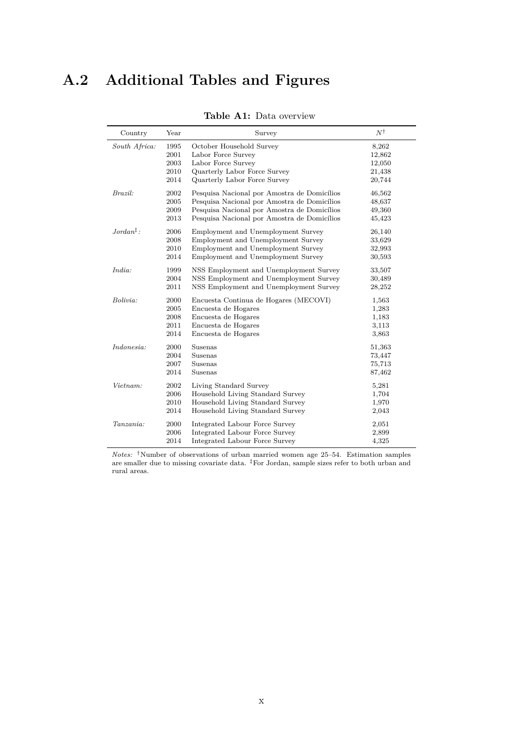## A.2 Additional Tables and Figures

**Table A1:** Data overview

| Country | Year | Survey | $N^{\dagger}$ |
|---|---|---|---|
| *South Africa:* | 1995 | October Household Survey | 8,262 |
| | 2001 | Labor Force Survey | 12,862 |
| | 2003 | Labor Force Survey | 12,050 |
| | 2010 | Quarterly Labor Force Survey | 21,438 |
| | 2014 | Quarterly Labor Force Survey | 20,744 |
| *Brazil:* | 2002 | Pesquisa Nacional por Amostra de Domicílios | 46,562 |
| | 2005 | Pesquisa Nacional por Amostra de Domicílios | 48,637 |
| | 2009 | Pesquisa Nacional por Amostra de Domicílios | 49,360 |
| | 2013 | Pesquisa Nacional por Amostra de Domicílios | 45,423 |
| *Jordan*$^{\ddagger}$*:* | 2006 | Employment and Unemployment Survey | 26,140 |
| | 2008 | Employment and Unemployment Survey | 33,629 |
| | 2010 | Employment and Unemployment Survey | 32,993 |
| | 2014 | Employment and Unemployment Survey | 30,593 |
| *India:* | 1999 | NSS Employment and Unemployment Survey | 33,507 |
| | 2004 | NSS Employment and Unemployment Survey | 30,489 |
| | 2011 | NSS Employment and Unemployment Survey | 28,252 |
| *Bolivia:* | 2000 | Encuesta Continua de Hogares (MECOVI) | 1,563 |
| | 2005 | Encuesta de Hogares | 1,283 |
| | 2008 | Encuesta de Hogares | 1,183 |
| | 2011 | Encuesta de Hogares | 3,113 |
| | 2014 | Encuesta de Hogares | 3,863 |
| *Indonesia:* | 2000 | Susenas | 51,363 |
| | 2004 | Susenas | 73,447 |
| | 2007 | Susenas | 75,713 |
| | 2014 | Susenas | 87,462 |
| *Vietnam:* | 2002 | Living Standard Survey | 5,281 |
| | 2006 | Household Living Standard Survey | 1,704 |
| | 2010 | Household Living Standard Survey | 1,970 |
| | 2014 | Household Living Standard Survey | 2,043 |
| *Tanzania:* | 2000 | Integrated Labour Force Survey | 2,051 |
| | 2006 | Integrated Labour Force Survey | 2,899 |
| | 2014 | Integrated Labour Force Survey | 4,325 |

*Notes:* $^{\dagger}$Number of observations of urban married women age 25–54. Estimation samples are smaller due to missing covariate data. $^{\ddagger}$For Jordan, sample sizes refer to both urban and rural areas.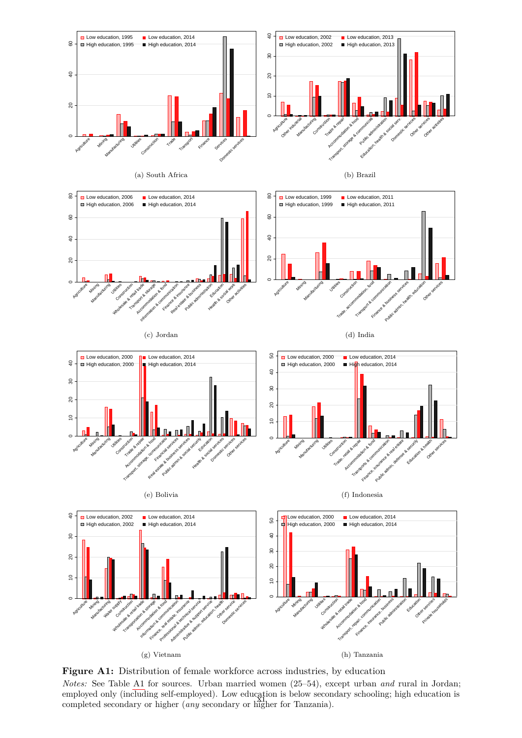(a) South Africa

(b) Brazil

(c) Jordan

(d) India

(e) Bolivia

(f) Indonesia

(g) Vietnam

(h) Tanzania

**Figure A1:** Distribution of female workforce across industries, by education

*Notes:* See Table A1 for sources. Urban married women (25–54), except urban *and* rural in Jordan; employed only (including self-employed). Low education is below secondary schooling; high education is completed secondary or higher (*any* secondary or higher for Tanzania).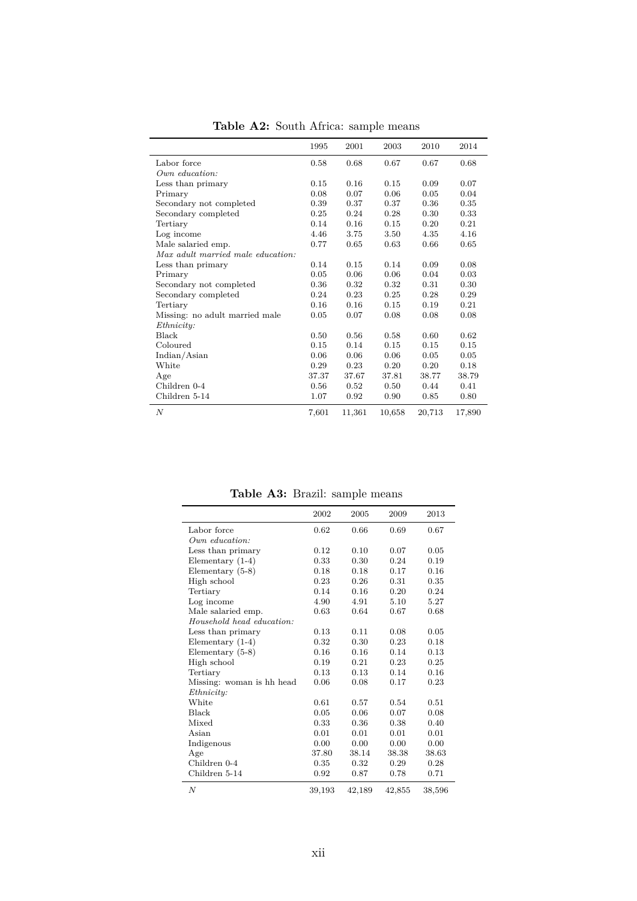**Table A2:** South Africa: sample means

| | 1995 | 2001 | 2003 | 2010 | 2014 |
|---|---|---|---|---|---|
| Labor force | 0.58 | 0.68 | 0.67 | 0.67 | 0.68 |
| *Own education:* | | | | | |
| Less than primary | 0.15 | 0.16 | 0.15 | 0.09 | 0.07 |
| Primary | 0.08 | 0.07 | 0.06 | 0.05 | 0.04 |
| Secondary not completed | 0.39 | 0.37 | 0.37 | 0.36 | 0.35 |
| Secondary completed | 0.25 | 0.24 | 0.28 | 0.30 | 0.33 |
| Tertiary | 0.14 | 0.16 | 0.15 | 0.20 | 0.21 |
| Log income | 4.46 | 3.75 | 3.50 | 4.35 | 4.16 |
| Male salaried emp. | 0.77 | 0.65 | 0.63 | 0.66 | 0.65 |
| *Max adult married male education:* | | | | | |
| Less than primary | 0.14 | 0.15 | 0.14 | 0.09 | 0.08 |
| Primary | 0.05 | 0.06 | 0.06 | 0.04 | 0.03 |
| Secondary not completed | 0.36 | 0.32 | 0.32 | 0.31 | 0.30 |
| Secondary completed | 0.24 | 0.23 | 0.25 | 0.28 | 0.29 |
| Tertiary | 0.16 | 0.16 | 0.15 | 0.19 | 0.21 |
| Missing: no adult married male | 0.05 | 0.07 | 0.08 | 0.08 | 0.08 |
| *Ethnicity:* | | | | | |
| Black | 0.50 | 0.56 | 0.58 | 0.60 | 0.62 |
| Coloured | 0.15 | 0.14 | 0.15 | 0.15 | 0.15 |
| Indian/Asian | 0.06 | 0.06 | 0.06 | 0.05 | 0.05 |
| White | 0.29 | 0.23 | 0.20 | 0.20 | 0.18 |
| Age | 37.37 | 37.67 | 37.81 | 38.77 | 38.79 |
| Children 0-4 | 0.56 | 0.52 | 0.50 | 0.44 | 0.41 |
| Children 5-14 | 1.07 | 0.92 | 0.90 | 0.85 | 0.80 |
| *N* | 7,601 | 11,361 | 10,658 | 20,713 | 17,890 |

**Table A3:** Brazil: sample means

| | 2002 | 2005 | 2009 | 2013 |
|---|---|---|---|---|
| Labor force | 0.62 | 0.66 | 0.69 | 0.67 |
| *Own education:* | | | | |
| Less than primary | 0.12 | 0.10 | 0.07 | 0.05 |
| Elementary (1-4) | 0.33 | 0.30 | 0.24 | 0.19 |
| Elementary (5-8) | 0.18 | 0.18 | 0.17 | 0.16 |
| High school | 0.23 | 0.26 | 0.31 | 0.35 |
| Tertiary | 0.14 | 0.16 | 0.20 | 0.24 |
| Log income | 4.90 | 4.91 | 5.10 | 5.27 |
| Male salaried emp. | 0.63 | 0.64 | 0.67 | 0.68 |
| *Household head education:* | | | | |
| Less than primary | 0.13 | 0.11 | 0.08 | 0.05 |
| Elementary (1-4) | 0.32 | 0.30 | 0.23 | 0.18 |
| Elementary (5-8) | 0.16 | 0.16 | 0.14 | 0.13 |
| High school | 0.19 | 0.21 | 0.23 | 0.25 |
| Tertiary | 0.13 | 0.13 | 0.14 | 0.16 |
| Missing: woman is hh head | 0.06 | 0.08 | 0.17 | 0.23 |
| *Ethnicity:* | | | | |
| White | 0.61 | 0.57 | 0.54 | 0.51 |
| Black | 0.05 | 0.06 | 0.07 | 0.08 |
| Mixed | 0.33 | 0.36 | 0.38 | 0.40 |
| Asian | 0.01 | 0.01 | 0.01 | 0.01 |
| Indigenous | 0.00 | 0.00 | 0.00 | 0.00 |
| Age | 37.80 | 38.14 | 38.38 | 38.63 |
| Children 0-4 | 0.35 | 0.32 | 0.29 | 0.28 |
| Children 5-14 | 0.92 | 0.87 | 0.78 | 0.71 |
| *N* | 39,193 | 42,189 | 42,855 | 38,596 |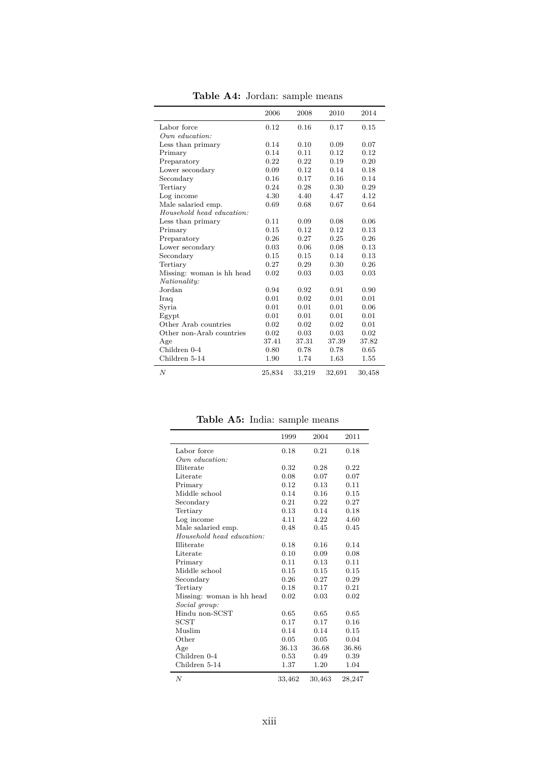**Table A4:** Jordan: sample means

| | 2006 | 2008 | 2010 | 2014 |
|---|---|---|---|---|
| Labor force | 0.12 | 0.16 | 0.17 | 0.15 |
| *Own education:* | | | | |
| Less than primary | 0.14 | 0.10 | 0.09 | 0.07 |
| Primary | 0.14 | 0.11 | 0.12 | 0.12 |
| Preparatory | 0.22 | 0.22 | 0.19 | 0.20 |
| Lower secondary | 0.09 | 0.12 | 0.14 | 0.18 |
| Secondary | 0.16 | 0.17 | 0.16 | 0.14 |
| Tertiary | 0.24 | 0.28 | 0.30 | 0.29 |
| Log income | 4.30 | 4.40 | 4.47 | 4.12 |
| Male salaried emp. | 0.69 | 0.68 | 0.67 | 0.64 |
| *Household head education:* | | | | |
| Less than primary | 0.11 | 0.09 | 0.08 | 0.06 |
| Primary | 0.15 | 0.12 | 0.12 | 0.13 |
| Preparatory | 0.26 | 0.27 | 0.25 | 0.26 |
| Lower secondary | 0.03 | 0.06 | 0.08 | 0.13 |
| Secondary | 0.15 | 0.15 | 0.14 | 0.13 |
| Tertiary | 0.27 | 0.29 | 0.30 | 0.26 |
| Missing: woman is hh head | 0.02 | 0.03 | 0.03 | 0.03 |
| *Nationality:* | | | | |
| Jordan | 0.94 | 0.92 | 0.91 | 0.90 |
| Iraq | 0.01 | 0.02 | 0.01 | 0.01 |
| Syria | 0.01 | 0.01 | 0.01 | 0.06 |
| Egypt | 0.01 | 0.01 | 0.01 | 0.01 |
| Other Arab countries | 0.02 | 0.02 | 0.02 | 0.01 |
| Other non-Arab countries | 0.02 | 0.03 | 0.03 | 0.02 |
| Age | 37.41 | 37.31 | 37.39 | 37.82 |
| Children 0-4 | 0.80 | 0.78 | 0.78 | 0.65 |
| Children 5-14 | 1.90 | 1.74 | 1.63 | 1.55 |
| $N$ | 25,834 | 33,219 | 32,691 | 30,458 |

**Table A5:** India: sample means

| | 1999 | 2004 | 2011 |
|---|---|---|---|
| Labor force | 0.18 | 0.21 | 0.18 |
| *Own education:* | | | |
| Illiterate | 0.32 | 0.28 | 0.22 |
| Literate | 0.08 | 0.07 | 0.07 |
| Primary | 0.12 | 0.13 | 0.11 |
| Middle school | 0.14 | 0.16 | 0.15 |
| Secondary | 0.21 | 0.22 | 0.27 |
| Tertiary | 0.13 | 0.14 | 0.18 |
| Log income | 4.11 | 4.22 | 4.60 |
| Male salaried emp. | 0.48 | 0.45 | 0.45 |
| *Household head education:* | | | |
| Illiterate | 0.18 | 0.16 | 0.14 |
| Literate | 0.10 | 0.09 | 0.08 |
| Primary | 0.11 | 0.13 | 0.11 |
| Middle school | 0.15 | 0.15 | 0.15 |
| Secondary | 0.26 | 0.27 | 0.29 |
| Tertiary | 0.18 | 0.17 | 0.21 |
| Missing: woman is hh head | 0.02 | 0.03 | 0.02 |
| *Social group:* | | | |
| Hindu non-SCST | 0.65 | 0.65 | 0.65 |
| SCST | 0.17 | 0.17 | 0.16 |
| Muslim | 0.14 | 0.14 | 0.15 |
| Other | 0.05 | 0.05 | 0.04 |
| Age | 36.13 | 36.68 | 36.86 |
| Children 0-4 | 0.53 | 0.49 | 0.39 |
| Children 5-14 | 1.37 | 1.20 | 1.04 |
| $N$ | 33,462 | 30,463 | 28,247 |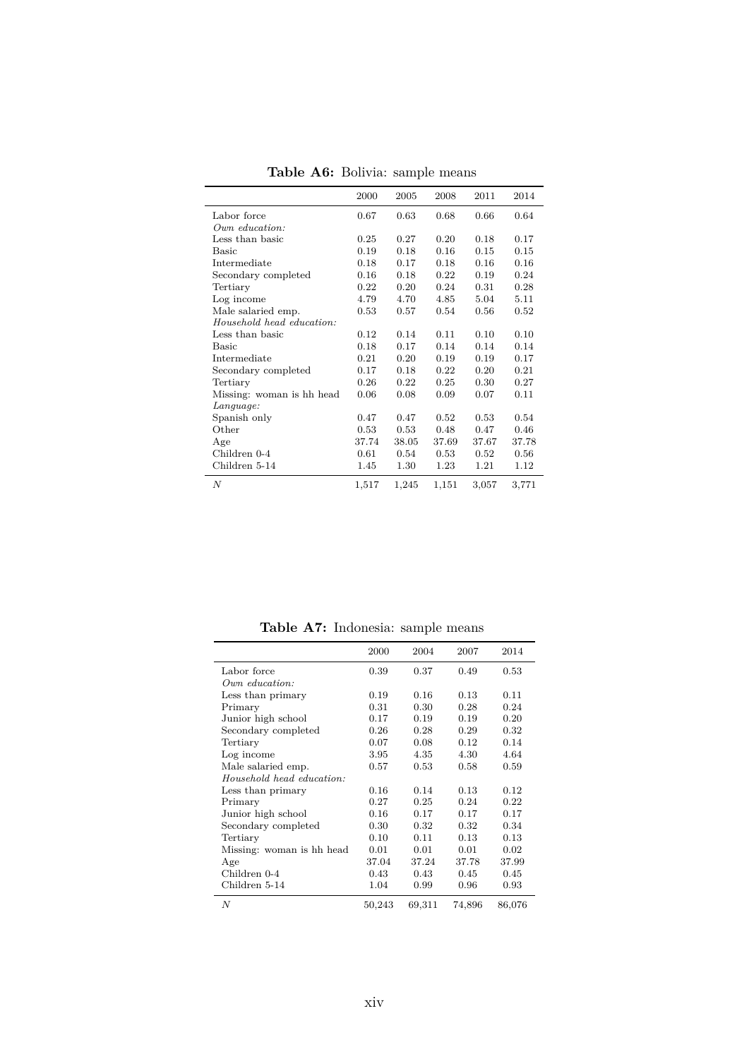**Table A6:** Bolivia: sample means

| | 2000 | 2005 | 2008 | 2011 | 2014 |
|---|---|---|---|---|---|
| Labor force | 0.67 | 0.63 | 0.68 | 0.66 | 0.64 |
| *Own education:* | | | | | |
| Less than basic | 0.25 | 0.27 | 0.20 | 0.18 | 0.17 |
| Basic | 0.19 | 0.18 | 0.16 | 0.15 | 0.15 |
| Intermediate | 0.18 | 0.17 | 0.18 | 0.16 | 0.16 |
| Secondary completed | 0.16 | 0.18 | 0.22 | 0.19 | 0.24 |
| Tertiary | 0.22 | 0.20 | 0.24 | 0.31 | 0.28 |
| Log income | 4.79 | 4.70 | 4.85 | 5.04 | 5.11 |
| Male salaried emp. | 0.53 | 0.57 | 0.54 | 0.56 | 0.52 |
| *Household head education:* | | | | | |
| Less than basic | 0.12 | 0.14 | 0.11 | 0.10 | 0.10 |
| Basic | 0.18 | 0.17 | 0.14 | 0.14 | 0.14 |
| Intermediate | 0.21 | 0.20 | 0.19 | 0.19 | 0.17 |
| Secondary completed | 0.17 | 0.18 | 0.22 | 0.20 | 0.21 |
| Tertiary | 0.26 | 0.22 | 0.25 | 0.30 | 0.27 |
| Missing: woman is hh head | 0.06 | 0.08 | 0.09 | 0.07 | 0.11 |
| *Language:* | | | | | |
| Spanish only | 0.47 | 0.47 | 0.52 | 0.53 | 0.54 |
| Other | 0.53 | 0.53 | 0.48 | 0.47 | 0.46 |
| Age | 37.74 | 38.05 | 37.69 | 37.67 | 37.78 |
| Children 0-4 | 0.61 | 0.54 | 0.53 | 0.52 | 0.56 |
| Children 5-14 | 1.45 | 1.30 | 1.23 | 1.21 | 1.12 |
| *N* | 1,517 | 1,245 | 1,151 | 3,057 | 3,771 |

**Table A7:** Indonesia: sample means

| | 2000 | 2004 | 2007 | 2014 |
|---|---|---|---|---|
| Labor force | 0.39 | 0.37 | 0.49 | 0.53 |
| *Own education:* | | | | |
| Less than primary | 0.19 | 0.16 | 0.13 | 0.11 |
| Primary | 0.31 | 0.30 | 0.28 | 0.24 |
| Junior high school | 0.17 | 0.19 | 0.19 | 0.20 |
| Secondary completed | 0.26 | 0.28 | 0.29 | 0.32 |
| Tertiary | 0.07 | 0.08 | 0.12 | 0.14 |
| Log income | 3.95 | 4.35 | 4.30 | 4.64 |
| Male salaried emp. | 0.57 | 0.53 | 0.58 | 0.59 |
| *Household head education:* | | | | |
| Less than primary | 0.16 | 0.14 | 0.13 | 0.12 |
| Primary | 0.27 | 0.25 | 0.24 | 0.22 |
| Junior high school | 0.16 | 0.17 | 0.17 | 0.17 |
| Secondary completed | 0.30 | 0.32 | 0.32 | 0.34 |
| Tertiary | 0.10 | 0.11 | 0.13 | 0.13 |
| Missing: woman is hh head | 0.01 | 0.01 | 0.01 | 0.02 |
| Age | 37.04 | 37.24 | 37.78 | 37.99 |
| Children 0-4 | 0.43 | 0.43 | 0.45 | 0.45 |
| Children 5-14 | 1.04 | 0.99 | 0.96 | 0.93 |
| *N* | 50,243 | 69,311 | 74,896 | 86,076 |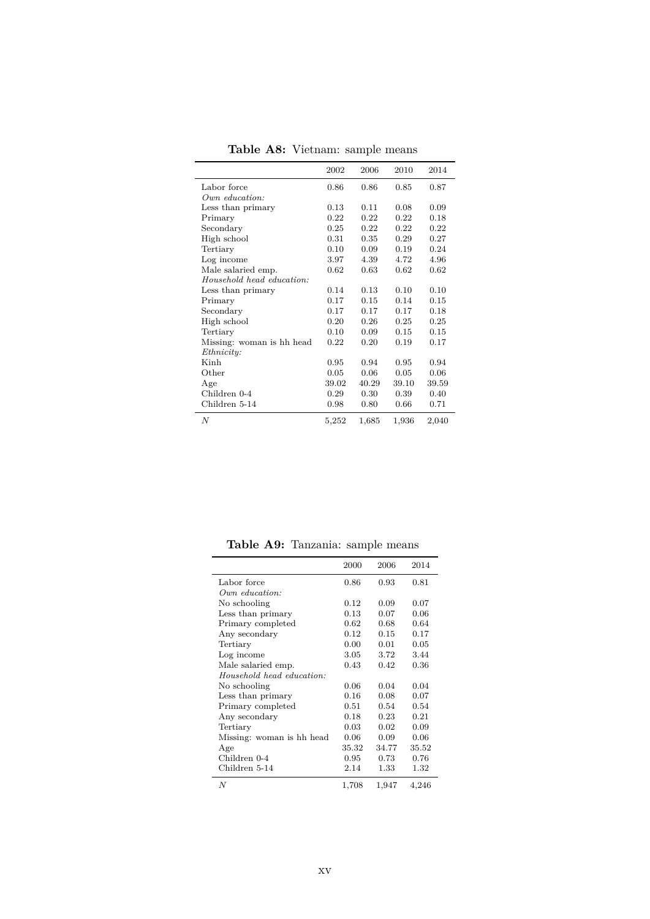**Table A8:** Vietnam: sample means

| | 2002 | 2006 | 2010 | 2014 |
|---|---|---|---|---|
| Labor force | 0.86 | 0.86 | 0.85 | 0.87 |
| *Own education:* | | | | |
| Less than primary | 0.13 | 0.11 | 0.08 | 0.09 |
| Primary | 0.22 | 0.22 | 0.22 | 0.18 |
| Secondary | 0.25 | 0.22 | 0.22 | 0.22 |
| High school | 0.31 | 0.35 | 0.29 | 0.27 |
| Tertiary | 0.10 | 0.09 | 0.19 | 0.24 |
| Log income | 3.97 | 4.39 | 4.72 | 4.96 |
| Male salaried emp. | 0.62 | 0.63 | 0.62 | 0.62 |
| *Household head education:* | | | | |
| Less than primary | 0.14 | 0.13 | 0.10 | 0.10 |
| Primary | 0.17 | 0.15 | 0.14 | 0.15 |
| Secondary | 0.17 | 0.17 | 0.17 | 0.18 |
| High school | 0.20 | 0.26 | 0.25 | 0.25 |
| Tertiary | 0.10 | 0.09 | 0.15 | 0.15 |
| Missing: woman is hh head | 0.22 | 0.20 | 0.19 | 0.17 |
| *Ethnicity:* | | | | |
| Kinh | 0.95 | 0.94 | 0.95 | 0.94 |
| Other | 0.05 | 0.06 | 0.05 | 0.06 |
| Age | 39.02 | 40.29 | 39.10 | 39.59 |
| Children 0-4 | 0.29 | 0.30 | 0.39 | 0.40 |
| Children 5-14 | 0.98 | 0.80 | 0.66 | 0.71 |
| $N$ | 5,252 | 1,685 | 1,936 | 2,040 |

**Table A9:** Tanzania: sample means

| | 2000 | 2006 | 2014 |
|---|---|---|---|
| Labor force | 0.86 | 0.93 | 0.81 |
| *Own education:* | | | |
| No schooling | 0.12 | 0.09 | 0.07 |
| Less than primary | 0.13 | 0.07 | 0.06 |
| Primary completed | 0.62 | 0.68 | 0.64 |
| Any secondary | 0.12 | 0.15 | 0.17 |
| Tertiary | 0.00 | 0.01 | 0.05 |
| Log income | 3.05 | 3.72 | 3.44 |
| Male salaried emp. | 0.43 | 0.42 | 0.36 |
| *Household head education:* | | | |
| No schooling | 0.06 | 0.04 | 0.04 |
| Less than primary | 0.16 | 0.08 | 0.07 |
| Primary completed | 0.51 | 0.54 | 0.54 |
| Any secondary | 0.18 | 0.23 | 0.21 |
| Tertiary | 0.03 | 0.02 | 0.09 |
| Missing: woman is hh head | 0.06 | 0.09 | 0.06 |
| Age | 35.32 | 34.77 | 35.52 |
| Children 0-4 | 0.95 | 0.73 | 0.76 |
| Children 5-14 | 2.14 | 1.33 | 1.32 |
| $N$ | 1,708 | 1,947 | 4,246 |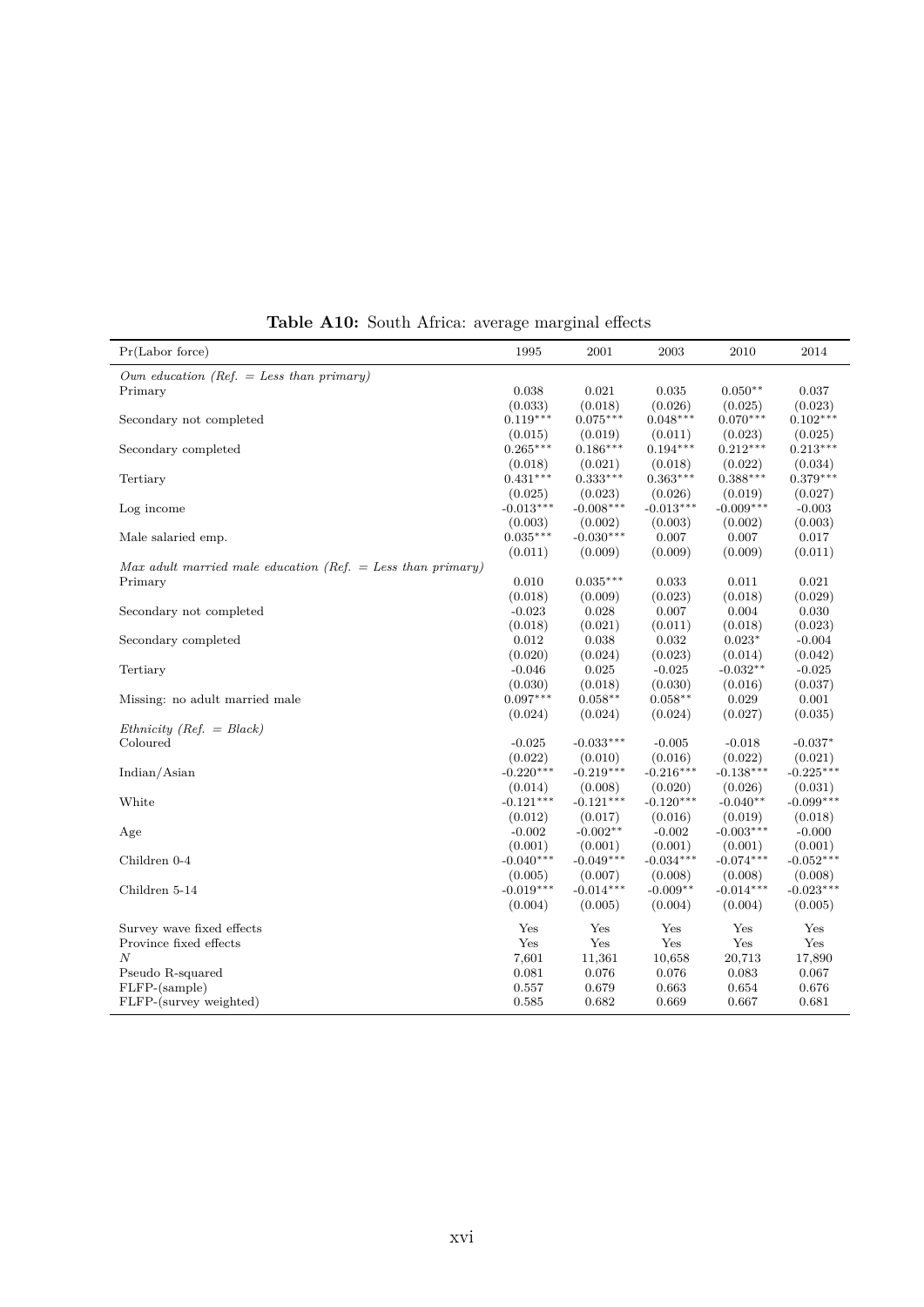**Table A10:** South Africa: average marginal effects

| Pr(Labor force) | 1995 | 2001 | 2003 | 2010 | 2014 |
|---|---|---|---|---|---|
| *Own education (Ref. = Less than primary)* | | | | | |
| Primary | 0.038 | 0.021 | 0.035 | 0.050** | 0.037 |
| | (0.033) | (0.018) | (0.026) | (0.025) | (0.023) |
| Secondary not completed | 0.119*** | 0.075*** | 0.048*** | 0.070*** | 0.102*** |
| | (0.015) | (0.019) | (0.011) | (0.023) | (0.025) |
| Secondary completed | 0.265*** | 0.186*** | 0.194*** | 0.212*** | 0.213*** |
| | (0.018) | (0.021) | (0.018) | (0.022) | (0.034) |
| Tertiary | 0.431*** | 0.333*** | 0.363*** | 0.388*** | 0.379*** |
| | (0.025) | (0.023) | (0.026) | (0.019) | (0.027) |
| Log income | -0.013*** | -0.008*** | -0.013*** | -0.009*** | -0.003 |
| | (0.003) | (0.002) | (0.003) | (0.002) | (0.003) |
| Male salaried emp. | 0.035*** | -0.030*** | 0.007 | 0.007 | 0.017 |
| | (0.011) | (0.009) | (0.009) | (0.009) | (0.011) |
| *Max adult married male education (Ref. = Less than primary)* | | | | | |
| Primary | 0.010 | 0.035*** | 0.033 | 0.011 | 0.021 |
| | (0.018) | (0.009) | (0.023) | (0.018) | (0.029) |
| Secondary not completed | -0.023 | 0.028 | 0.007 | 0.004 | 0.030 |
| | (0.018) | (0.021) | (0.011) | (0.018) | (0.023) |
| Secondary completed | 0.012 | 0.038 | 0.032 | 0.023* | -0.004 |
| | (0.020) | (0.024) | (0.023) | (0.014) | (0.042) |
| Tertiary | -0.046 | 0.025 | -0.025 | -0.032** | -0.025 |
| | (0.030) | (0.018) | (0.030) | (0.016) | (0.037) |
| Missing: no adult married male | 0.097*** | 0.058** | 0.058** | 0.029 | 0.001 |
| | (0.024) | (0.024) | (0.024) | (0.027) | (0.035) |
| *Ethnicity (Ref. = Black)* | | | | | |
| Coloured | -0.025 | -0.033*** | -0.005 | -0.018 | -0.037* |
| | (0.022) | (0.010) | (0.016) | (0.022) | (0.021) |
| Indian/Asian | -0.220*** | -0.219*** | -0.216*** | -0.138*** | -0.225*** |
| | (0.014) | (0.008) | (0.020) | (0.026) | (0.031) |
| White | -0.121*** | -0.121*** | -0.120*** | -0.040** | -0.099*** |
| | (0.012) | (0.017) | (0.016) | (0.019) | (0.018) |
| Age | -0.002 | -0.002** | -0.002 | -0.003*** | -0.000 |
| | (0.001) | (0.001) | (0.001) | (0.001) | (0.001) |
| Children 0-4 | -0.040*** | -0.049*** | -0.034*** | -0.074*** | -0.052*** |
| | (0.005) | (0.007) | (0.008) | (0.008) | (0.008) |
| Children 5-14 | -0.019*** | -0.014*** | -0.009** | -0.014*** | -0.023*** |
| | (0.004) | (0.005) | (0.004) | (0.004) | (0.005) |
| Survey wave fixed effects | Yes | Yes | Yes | Yes | Yes |
| Province fixed effects | Yes | Yes | Yes | Yes | Yes |
| *N* | 7,601 | 11,361 | 10,658 | 20,713 | 17,890 |
| Pseudo R-squared | 0.081 | 0.076 | 0.076 | 0.083 | 0.067 |
| FLFP-(sample) | 0.557 | 0.679 | 0.663 | 0.654 | 0.676 |
| FLFP-(survey weighted) | 0.585 | 0.682 | 0.669 | 0.667 | 0.681 |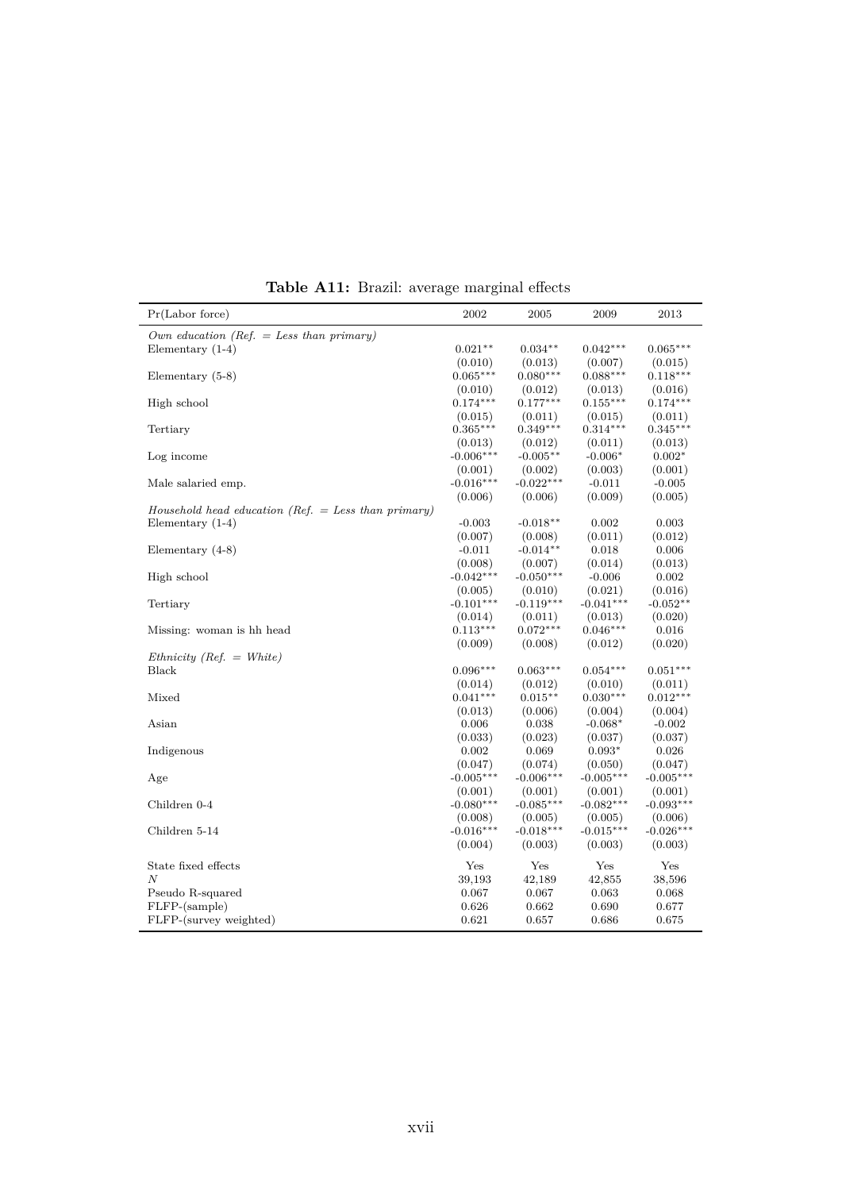**Table A11:** Brazil: average marginal effects

| Pr(Labor force) | 2002 | 2005 | 2009 | 2013 |
|---|---|---|---|---|
| *Own education (Ref. = Less than primary)* | | | | |
| Elementary (1-4) | 0.021** | 0.034** | 0.042*** | 0.065*** |
| | (0.010) | (0.013) | (0.007) | (0.015) |
| Elementary (5-8) | 0.065*** | 0.080*** | 0.088*** | 0.118*** |
| | (0.010) | (0.012) | (0.013) | (0.016) |
| High school | 0.174*** | 0.177*** | 0.155*** | 0.174*** |
| | (0.015) | (0.011) | (0.015) | (0.011) |
| Tertiary | 0.365*** | 0.349*** | 0.314*** | 0.345*** |
| | (0.013) | (0.012) | (0.011) | (0.013) |
| Log income | -0.006*** | -0.005** | -0.006* | 0.002* |
| | (0.001) | (0.002) | (0.003) | (0.001) |
| Male salaried emp. | -0.016*** | -0.022*** | -0.011 | -0.005 |
| | (0.006) | (0.006) | (0.009) | (0.005) |
| *Household head education (Ref. = Less than primary)* | | | | |
| Elementary (1-4) | -0.003 | -0.018** | 0.002 | 0.003 |
| | (0.007) | (0.008) | (0.011) | (0.012) |
| Elementary (4-8) | -0.011 | -0.014** | 0.018 | 0.006 |
| | (0.008) | (0.007) | (0.014) | (0.013) |
| High school | -0.042*** | -0.050*** | -0.006 | 0.002 |
| | (0.005) | (0.010) | (0.021) | (0.016) |
| Tertiary | -0.101*** | -0.119*** | -0.041*** | -0.052** |
| | (0.014) | (0.011) | (0.013) | (0.020) |
| Missing: woman is hh head | 0.113*** | 0.072*** | 0.046*** | 0.016 |
| | (0.009) | (0.008) | (0.012) | (0.020) |
| *Ethnicity (Ref. = White)* | | | | |
| Black | 0.096*** | 0.063*** | 0.054*** | 0.051*** |
| | (0.014) | (0.012) | (0.010) | (0.011) |
| Mixed | 0.041*** | 0.015** | 0.030*** | 0.012*** |
| | (0.013) | (0.006) | (0.004) | (0.004) |
| Asian | 0.006 | 0.038 | -0.068* | -0.002 |
| | (0.033) | (0.023) | (0.037) | (0.037) |
| Indigenous | 0.002 | 0.069 | 0.093* | 0.026 |
| | (0.047) | (0.074) | (0.050) | (0.047) |
| Age | -0.005*** | -0.006*** | -0.005*** | -0.005*** |
| | (0.001) | (0.001) | (0.001) | (0.001) |
| Children 0-4 | -0.080*** | -0.085*** | -0.082*** | -0.093*** |
| | (0.008) | (0.005) | (0.005) | (0.006) |
| Children 5-14 | -0.016*** | -0.018*** | -0.015*** | -0.026*** |
| | (0.004) | (0.003) | (0.003) | (0.003) |
| State fixed effects | Yes | Yes | Yes | Yes |
| $N$ | 39,193 | 42,189 | 42,855 | 38,596 |
| Pseudo R-squared | 0.067 | 0.067 | 0.063 | 0.068 |
| FLFP-(sample) | 0.626 | 0.662 | 0.690 | 0.677 |
| FLFP-(survey weighted) | 0.621 | 0.657 | 0.686 | 0.675 |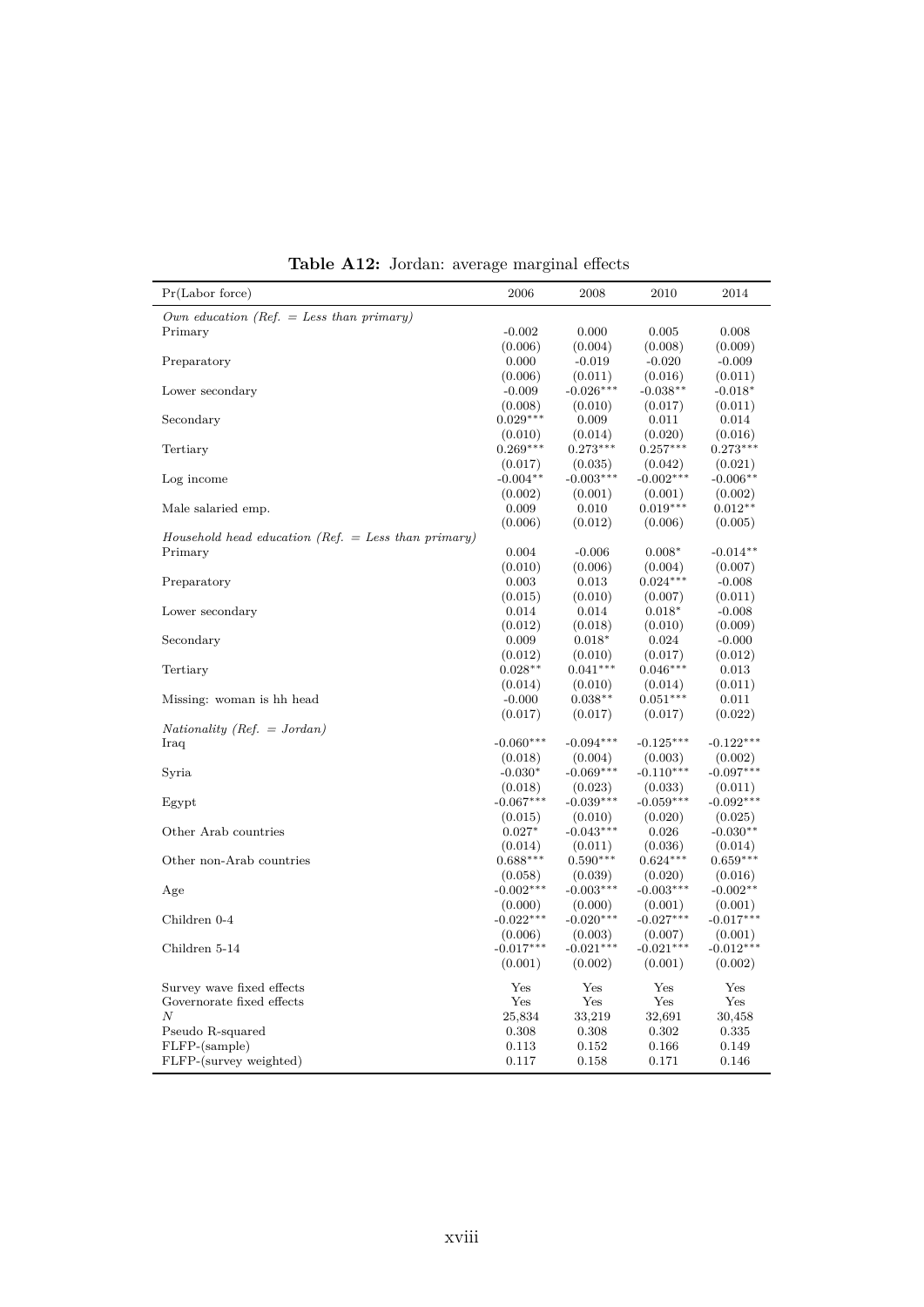**Table A12:** Jordan: average marginal effects

| Pr(Labor force) | 2006 | 2008 | 2010 | 2014 |
|---|---|---|---|---|
| *Own education (Ref. = Less than primary)* | | | | |
| Primary | -0.002 | 0.000 | 0.005 | 0.008 |
| | (0.006) | (0.004) | (0.008) | (0.009) |
| Preparatory | 0.000 | -0.019 | -0.020 | -0.009 |
| | (0.006) | (0.011) | (0.016) | (0.011) |
| Lower secondary | -0.009 | -0.026*** | -0.038** | -0.018* |
| | (0.008) | (0.010) | (0.017) | (0.011) |
| Secondary | 0.029*** | 0.009 | 0.011 | 0.014 |
| | (0.010) | (0.014) | (0.020) | (0.016) |
| Tertiary | 0.269*** | 0.273*** | 0.257*** | 0.273*** |
| | (0.017) | (0.035) | (0.042) | (0.021) |
| Log income | -0.004** | -0.003*** | -0.002*** | -0.006** |
| | (0.002) | (0.001) | (0.001) | (0.002) |
| Male salaried emp. | 0.009 | 0.010 | 0.019*** | 0.012** |
| | (0.006) | (0.012) | (0.006) | (0.005) |
| *Household head education (Ref. = Less than primary)* | | | | |
| Primary | 0.004 | -0.006 | 0.008* | -0.014** |
| | (0.010) | (0.006) | (0.004) | (0.007) |
| Preparatory | 0.003 | 0.013 | 0.024*** | -0.008 |
| | (0.015) | (0.010) | (0.007) | (0.011) |
| Lower secondary | 0.014 | 0.014 | 0.018* | -0.008 |
| | (0.012) | (0.018) | (0.010) | (0.009) |
| Secondary | 0.009 | 0.018* | 0.024 | -0.000 |
| | (0.012) | (0.010) | (0.017) | (0.012) |
| Tertiary | 0.028** | 0.041*** | 0.046*** | 0.013 |
| | (0.014) | (0.010) | (0.014) | (0.011) |
| Missing: woman is hh head | -0.000 | 0.038** | 0.051*** | 0.011 |
| | (0.017) | (0.017) | (0.017) | (0.022) |
| *Nationality (Ref. = Jordan)* | | | | |
| Iraq | -0.060*** | -0.094*** | -0.125*** | -0.122*** |
| | (0.018) | (0.004) | (0.003) | (0.002) |
| Syria | -0.030* | -0.069*** | -0.110*** | -0.097*** |
| | (0.018) | (0.023) | (0.033) | (0.011) |
| Egypt | -0.067*** | -0.039*** | -0.059*** | -0.092*** |
| | (0.015) | (0.010) | (0.020) | (0.025) |
| Other Arab countries | 0.027* | -0.043*** | 0.026 | -0.030** |
| | (0.014) | (0.011) | (0.036) | (0.014) |
| Other non-Arab countries | 0.688*** | 0.590*** | 0.624*** | 0.659*** |
| | (0.058) | (0.039) | (0.020) | (0.016) |
| Age | -0.002*** | -0.003*** | -0.003*** | -0.002** |
| | (0.000) | (0.000) | (0.001) | (0.001) |
| Children 0-4 | -0.022*** | -0.020*** | -0.027*** | -0.017*** |
| | (0.006) | (0.003) | (0.007) | (0.001) |
| Children 5-14 | -0.017*** | -0.021*** | -0.021*** | -0.012*** |
| | (0.001) | (0.002) | (0.001) | (0.002) |
| Survey wave fixed effects | Yes | Yes | Yes | Yes |
| Governorate fixed effects | Yes | Yes | Yes | Yes |
| $N$ | 25,834 | 33,219 | 32,691 | 30,458 |
| Pseudo R-squared | 0.308 | 0.308 | 0.302 | 0.335 |
| FLFP-(sample) | 0.113 | 0.152 | 0.166 | 0.149 |
| FLFP-(survey weighted) | 0.117 | 0.158 | 0.171 | 0.146 |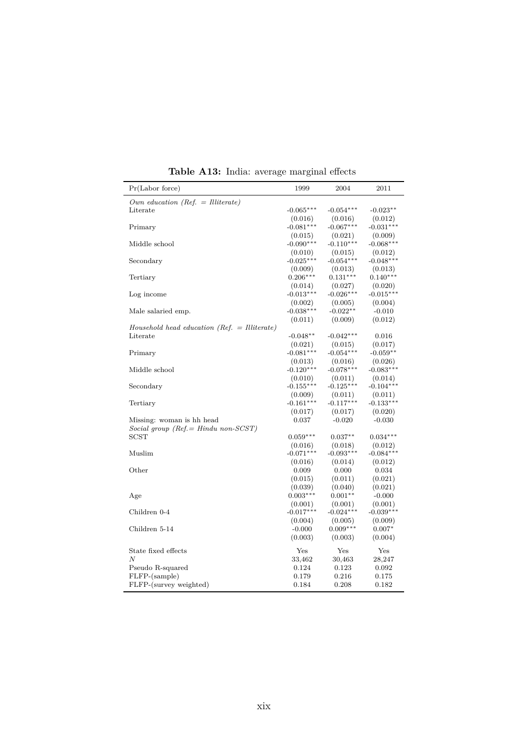**Table A13:** India: average marginal effects

| Pr(Labor force) | 1999 | 2004 | 2011 |
|---|---|---|---|
| *Own education (Ref. = Illiterate)* | | | |
| Literate | -0.065*** | -0.054*** | -0.023** |
| | (0.016) | (0.016) | (0.012) |
| Primary | -0.081*** | -0.067*** | -0.031*** |
| | (0.015) | (0.021) | (0.009) |
| Middle school | -0.090*** | -0.110*** | -0.068*** |
| | (0.010) | (0.015) | (0.012) |
| Secondary | -0.025*** | -0.054*** | -0.048*** |
| | (0.009) | (0.013) | (0.013) |
| Tertiary | 0.206*** | 0.131*** | 0.140*** |
| | (0.014) | (0.027) | (0.020) |
| Log income | -0.013*** | -0.026*** | -0.015*** |
| | (0.002) | (0.005) | (0.004) |
| Male salaried emp. | -0.038*** | -0.022** | -0.010 |
| | (0.011) | (0.009) | (0.012) |
| *Household head education (Ref. = Illiterate)* | | | |
| Literate | -0.048** | -0.042*** | 0.016 |
| | (0.021) | (0.015) | (0.017) |
| Primary | -0.081*** | -0.054*** | -0.059** |
| | (0.013) | (0.016) | (0.026) |
| Middle school | -0.120*** | -0.078*** | -0.083*** |
| | (0.010) | (0.011) | (0.014) |
| Secondary | -0.155*** | -0.125*** | -0.104*** |
| | (0.009) | (0.011) | (0.011) |
| Tertiary | -0.161*** | -0.117*** | -0.133*** |
| | (0.017) | (0.017) | (0.020) |
| Missing: woman is hh head | 0.037 | -0.020 | -0.030 |
| *Social group (Ref.= Hindu non-SCST)* | | | |
| SCST | 0.059*** | 0.037** | 0.034*** |
| | (0.016) | (0.018) | (0.012) |
| Muslim | -0.071*** | -0.093*** | -0.084*** |
| | (0.016) | (0.014) | (0.012) |
| Other | 0.009 | 0.000 | 0.034 |
| | (0.015) | (0.011) | (0.021) |
| | (0.039) | (0.040) | (0.021) |
| Age | 0.003*** | 0.001** | -0.000 |
| | (0.001) | (0.001) | (0.001) |
| Children 0-4 | -0.017*** | -0.024*** | -0.039*** |
| | (0.004) | (0.005) | (0.009) |
| Children 5-14 | -0.000 | 0.009*** | 0.007* |
| | (0.003) | (0.003) | (0.004) |
| State fixed effects | Yes | Yes | Yes |
| $N$ | 33,462 | 30,463 | 28,247 |
| Pseudo R-squared | 0.124 | 0.123 | 0.092 |
| FLFP-(sample) | 0.179 | 0.216 | 0.175 |
| FLFP-(survey weighted) | 0.184 | 0.208 | 0.182 |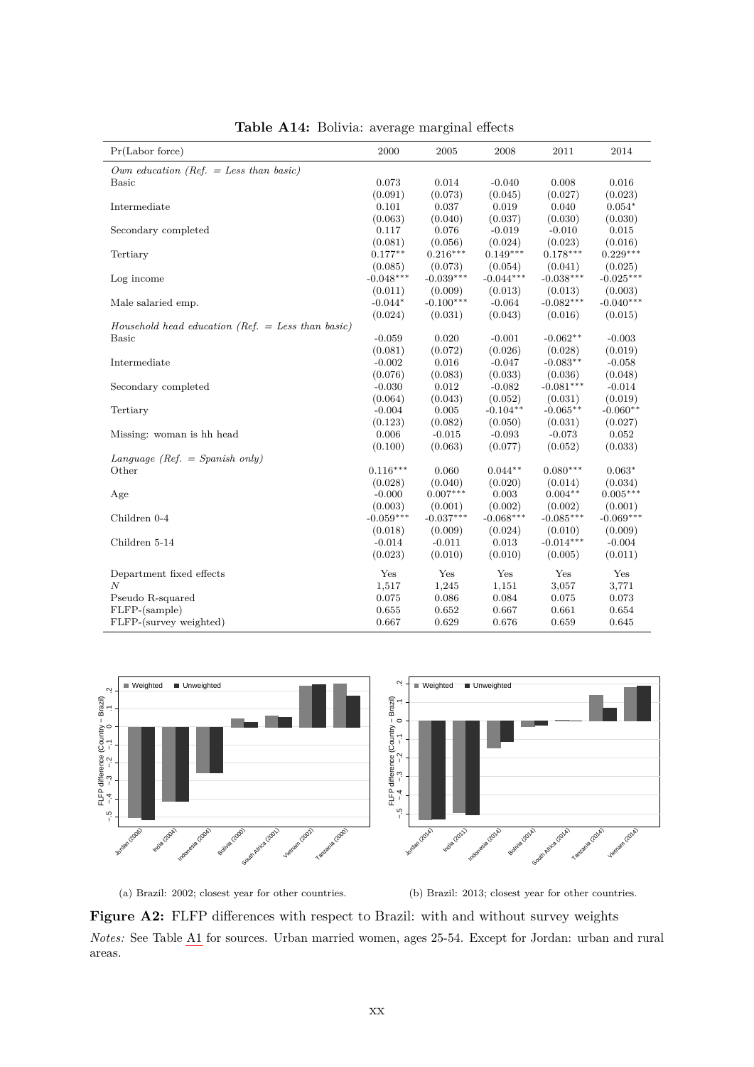**Table A14:** Bolivia: average marginal effects

| Pr(Labor force) | 2000 | 2005 | 2008 | 2011 | 2014 |
|---|---|---|---|---|---|
| *Own education (Ref. = Less than basic)* | | | | | |
| Basic | 0.073 | 0.014 | -0.040 | 0.008 | 0.016 |
| | (0.091) | (0.073) | (0.045) | (0.027) | (0.023) |
| Intermediate | 0.101 | 0.037 | 0.019 | 0.040 | 0.054* |
| | (0.063) | (0.040) | (0.037) | (0.030) | (0.030) |
| Secondary completed | 0.117 | 0.076 | -0.019 | -0.010 | 0.015 |
| | (0.081) | (0.056) | (0.024) | (0.023) | (0.016) |
| Tertiary | 0.177** | 0.216*** | 0.149*** | 0.178*** | 0.229*** |
| | (0.085) | (0.073) | (0.054) | (0.041) | (0.025) |
| Log income | -0.048*** | -0.039*** | -0.044*** | -0.038*** | -0.025*** |
| | (0.011) | (0.009) | (0.013) | (0.013) | (0.003) |
| Male salaried emp. | -0.044* | -0.100*** | -0.064 | -0.082*** | -0.040*** |
| | (0.024) | (0.031) | (0.043) | (0.016) | (0.015) |
| *Household head education (Ref. = Less than basic)* | | | | | |
| Basic | -0.059 | 0.020 | -0.001 | -0.062** | -0.003 |
| | (0.081) | (0.072) | (0.026) | (0.028) | (0.019) |
| Intermediate | -0.002 | 0.016 | -0.047 | -0.083** | -0.058 |
| | (0.076) | (0.083) | (0.033) | (0.036) | (0.048) |
| Secondary completed | -0.030 | 0.012 | -0.082 | -0.081*** | -0.014 |
| | (0.064) | (0.043) | (0.052) | (0.031) | (0.019) |
| Tertiary | -0.004 | 0.005 | -0.104** | -0.065** | -0.060** |
| | (0.123) | (0.082) | (0.050) | (0.031) | (0.027) |
| Missing: woman is hh head | 0.006 | -0.015 | -0.093 | -0.073 | 0.052 |
| | (0.100) | (0.063) | (0.077) | (0.052) | (0.033) |
| *Language (Ref. = Spanish only)* | | | | | |
| Other | 0.116*** | 0.060 | 0.044** | 0.080*** | 0.063* |
| | (0.028) | (0.040) | (0.020) | (0.014) | (0.034) |
| Age | -0.000 | 0.007*** | 0.003 | 0.004** | 0.005*** |
| | (0.003) | (0.001) | (0.002) | (0.002) | (0.001) |
| Children 0-4 | -0.059*** | -0.037*** | -0.068*** | -0.085*** | -0.069*** |
| | (0.018) | (0.009) | (0.024) | (0.010) | (0.009) |
| Children 5-14 | -0.014 | -0.011 | 0.013 | -0.014*** | -0.004 |
| | (0.023) | (0.010) | (0.010) | (0.005) | (0.011) |
| Department fixed effects | Yes | Yes | Yes | Yes | Yes |
| *N* | 1,517 | 1,245 | 1,151 | 3,057 | 3,771 |
| Pseudo R-squared | 0.075 | 0.086 | 0.084 | 0.075 | 0.073 |
| FLFP-(sample) | 0.655 | 0.652 | 0.667 | 0.661 | 0.654 |
| FLFP-(survey weighted) | 0.667 | 0.629 | 0.676 | 0.659 | 0.645 |

(a) Brazil: 2002; closest year for other countries.

(b) Brazil: 2013; closest year for other countries.

**Figure A2:** FLFP differences with respect to Brazil: with and without survey weights

*Notes:* See Table A1 for sources. Urban married women, ages 25-54. Except for Jordan: urban and rural areas.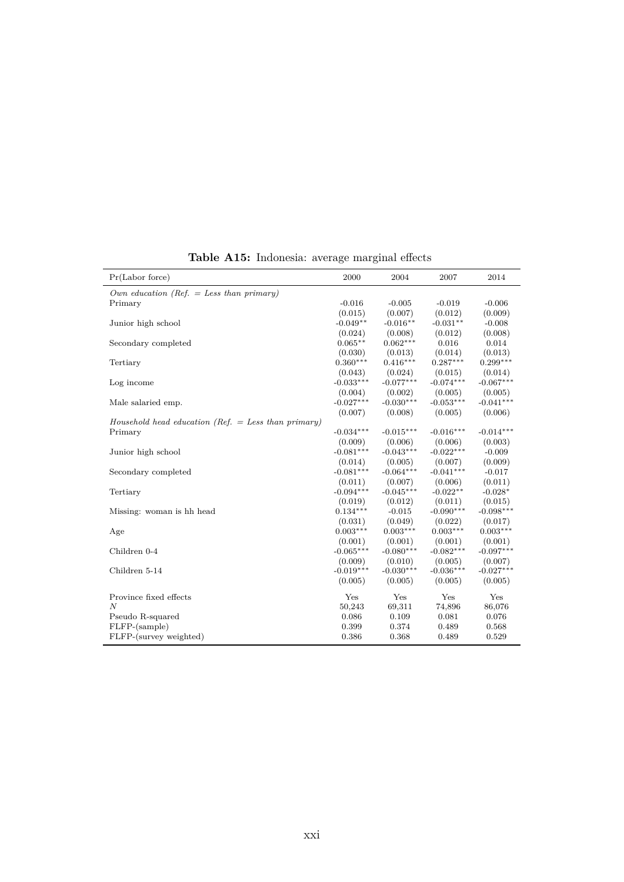**Table A15:** Indonesia: average marginal effects

| Pr(Labor force) | 2000 | 2004 | 2007 | 2014 |
|---|---|---|---|---|
| *Own education (Ref. = Less than primary)* | | | | |
| Primary | -0.016 | -0.005 | -0.019 | -0.006 |
| | (0.015) | (0.007) | (0.012) | (0.009) |
| Junior high school | -0.049** | -0.016** | -0.031** | -0.008 |
| | (0.024) | (0.008) | (0.012) | (0.008) |
| Secondary completed | 0.065** | 0.062*** | 0.016 | 0.014 |
| | (0.030) | (0.013) | (0.014) | (0.013) |
| Tertiary | 0.360*** | 0.416*** | 0.287*** | 0.299*** |
| | (0.043) | (0.024) | (0.015) | (0.014) |
| Log income | -0.033*** | -0.077*** | -0.074*** | -0.067*** |
| | (0.004) | (0.002) | (0.005) | (0.005) |
| Male salaried emp. | -0.027*** | -0.030*** | -0.053*** | -0.041*** |
| | (0.007) | (0.008) | (0.005) | (0.006) |
| *Household head education (Ref. = Less than primary)* | | | | |
| Primary | -0.034*** | -0.015*** | -0.016*** | -0.014*** |
| | (0.009) | (0.006) | (0.006) | (0.003) |
| Junior high school | -0.081*** | -0.043*** | -0.022*** | -0.009 |
| | (0.014) | (0.005) | (0.007) | (0.009) |
| Secondary completed | -0.081*** | -0.064*** | -0.041*** | -0.017 |
| | (0.011) | (0.007) | (0.006) | (0.011) |
| Tertiary | -0.094*** | -0.045*** | -0.022** | -0.028* |
| | (0.019) | (0.012) | (0.011) | (0.015) |
| Missing: woman is hh head | 0.134*** | -0.015 | -0.090*** | -0.098*** |
| | (0.031) | (0.049) | (0.022) | (0.017) |
| Age | 0.003*** | 0.003*** | 0.003*** | 0.003*** |
| | (0.001) | (0.001) | (0.001) | (0.001) |
| Children 0-4 | -0.065*** | -0.080*** | -0.082*** | -0.097*** |
| | (0.009) | (0.010) | (0.005) | (0.007) |
| Children 5-14 | -0.019*** | -0.030*** | -0.036*** | -0.027*** |
| | (0.005) | (0.005) | (0.005) | (0.005) |
| Province fixed effects | Yes | Yes | Yes | Yes |
| $N$ | 50,243 | 69,311 | 74,896 | 86,076 |
| Pseudo R-squared | 0.086 | 0.109 | 0.081 | 0.076 |
| FLFP-(sample) | 0.399 | 0.374 | 0.489 | 0.568 |
| FLFP-(survey weighted) | 0.386 | 0.368 | 0.489 | 0.529 |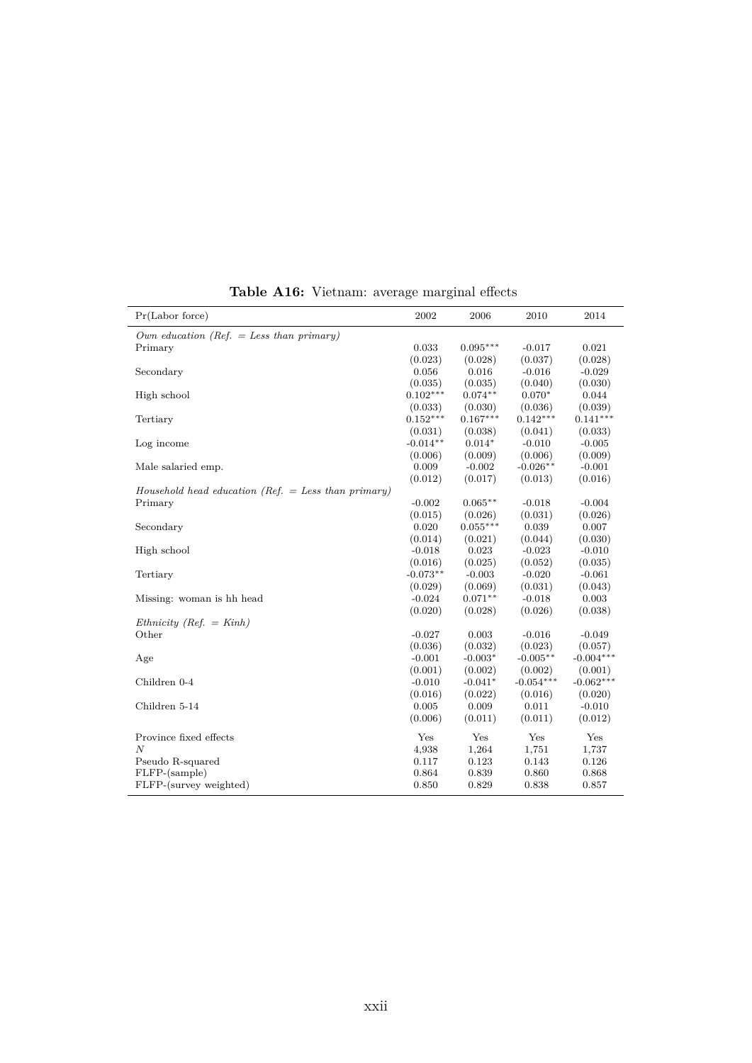**Table A16:** Vietnam: average marginal effects

| Pr(Labor force) | 2002 | 2006 | 2010 | 2014 |
|---|---|---|---|---|
| *Own education (Ref. = Less than primary)* | | | | |
| Primary | 0.033 | 0.095*** | -0.017 | 0.021 |
| | (0.023) | (0.028) | (0.037) | (0.028) |
| Secondary | 0.056 | 0.016 | -0.016 | -0.029 |
| | (0.035) | (0.035) | (0.040) | (0.030) |
| High school | 0.102*** | 0.074** | 0.070* | 0.044 |
| | (0.033) | (0.030) | (0.036) | (0.039) |
| Tertiary | 0.152*** | 0.167*** | 0.142*** | 0.141*** |
| | (0.031) | (0.038) | (0.041) | (0.033) |
| Log income | -0.014** | 0.014* | -0.010 | -0.005 |
| | (0.006) | (0.009) | (0.006) | (0.009) |
| Male salaried emp. | 0.009 | -0.002 | -0.026** | -0.001 |
| | (0.012) | (0.017) | (0.013) | (0.016) |
| *Household head education (Ref. = Less than primary)* | | | | |
| Primary | -0.002 | 0.065** | -0.018 | -0.004 |
| | (0.015) | (0.026) | (0.031) | (0.026) |
| Secondary | 0.020 | 0.055*** | 0.039 | 0.007 |
| | (0.014) | (0.021) | (0.044) | (0.030) |
| High school | -0.018 | 0.023 | -0.023 | -0.010 |
| | (0.016) | (0.025) | (0.052) | (0.035) |
| Tertiary | -0.073** | -0.003 | -0.020 | -0.061 |
| | (0.029) | (0.069) | (0.031) | (0.043) |
| Missing: woman is hh head | -0.024 | 0.071** | -0.018 | 0.003 |
| | (0.020) | (0.028) | (0.026) | (0.038) |
| *Ethnicity (Ref. = Kinh)* | | | | |
| Other | -0.027 | 0.003 | -0.016 | -0.049 |
| | (0.036) | (0.032) | (0.023) | (0.057) |
| Age | -0.001 | -0.003* | -0.005** | -0.004*** |
| | (0.001) | (0.002) | (0.002) | (0.001) |
| Children 0-4 | -0.010 | -0.041* | -0.054*** | -0.062*** |
| | (0.016) | (0.022) | (0.016) | (0.020) |
| Children 5-14 | 0.005 | 0.009 | 0.011 | -0.010 |
| | (0.006) | (0.011) | (0.011) | (0.012) |
| Province fixed effects | Yes | Yes | Yes | Yes |
| $N$ | 4,938 | 1,264 | 1,751 | 1,737 |
| Pseudo R-squared | 0.117 | 0.123 | 0.143 | 0.126 |
| FLFP-(sample) | 0.864 | 0.839 | 0.860 | 0.868 |
| FLFP-(survey weighted) | 0.850 | 0.829 | 0.838 | 0.857 |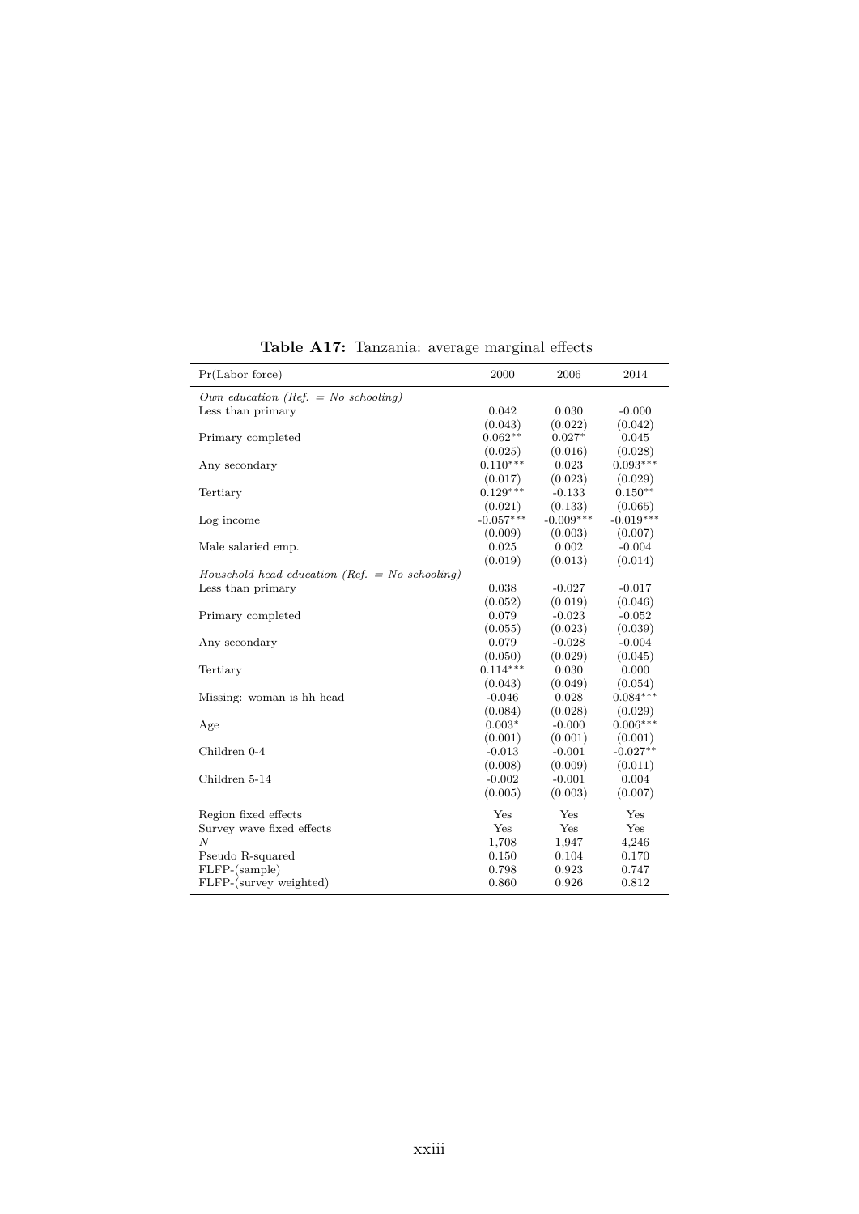**Table A17:** Tanzania: average marginal effects

| Pr(Labor force) | 2000 | 2006 | 2014 |
|---|---|---|---|
| *Own education (Ref. = No schooling)* | | | |
| Less than primary | 0.042 | 0.030 | -0.000 |
| | (0.043) | (0.022) | (0.042) |
| Primary completed | 0.062** | 0.027* | 0.045 |
| | (0.025) | (0.016) | (0.028) |
| Any secondary | 0.110*** | 0.023 | 0.093*** |
| | (0.017) | (0.023) | (0.029) |
| Tertiary | 0.129*** | -0.133 | 0.150** |
| | (0.021) | (0.133) | (0.065) |
| Log income | -0.057*** | -0.009*** | -0.019*** |
| | (0.009) | (0.003) | (0.007) |
| Male salaried emp. | 0.025 | 0.002 | -0.004 |
| | (0.019) | (0.013) | (0.014) |
| *Household head education (Ref. = No schooling)* | | | |
| Less than primary | 0.038 | -0.027 | -0.017 |
| | (0.052) | (0.019) | (0.046) |
| Primary completed | 0.079 | -0.023 | -0.052 |
| | (0.055) | (0.023) | (0.039) |
| Any secondary | 0.079 | -0.028 | -0.004 |
| | (0.050) | (0.029) | (0.045) |
| Tertiary | 0.114*** | 0.030 | 0.000 |
| | (0.043) | (0.049) | (0.054) |
| Missing: woman is hh head | -0.046 | 0.028 | 0.084*** |
| | (0.084) | (0.028) | (0.029) |
| Age | 0.003* | -0.000 | 0.006*** |
| | (0.001) | (0.001) | (0.001) |
| Children 0-4 | -0.013 | -0.001 | -0.027** |
| | (0.008) | (0.009) | (0.011) |
| Children 5-14 | -0.002 | -0.001 | 0.004 |
| | (0.005) | (0.003) | (0.007) |
| Region fixed effects | Yes | Yes | Yes |
| Survey wave fixed effects | Yes | Yes | Yes |
| *N* | 1,708 | 1,947 | 4,246 |
| Pseudo R-squared | 0.150 | 0.104 | 0.170 |
| FLFP-(sample) | 0.798 | 0.923 | 0.747 |
| FLFP-(survey weighted) | 0.860 | 0.926 | 0.812 |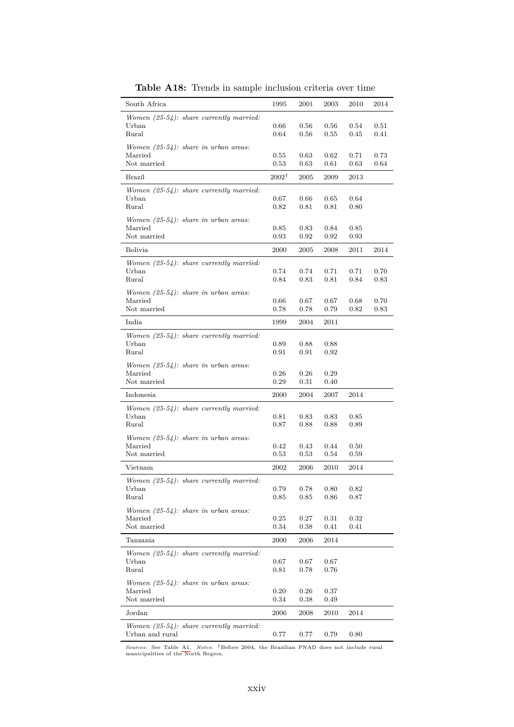**Table A18:** Trends in sample inclusion criteria over time

| South Africa | 1995 | 2001 | 2003 | 2010 | 2014 |
|---|---|---|---|---|---|
| *Women (25-54): share currently married:* | | | | | |
| Urban | 0.66 | 0.56 | 0.56 | 0.54 | 0.51 |
| Rural | 0.64 | 0.56 | 0.55 | 0.45 | 0.41 |
| *Women (25-54): share in urban areas:* | | | | | |
| Married | 0.55 | 0.63 | 0.62 | 0.71 | 0.73 |
| Not married | 0.53 | 0.63 | 0.61 | 0.63 | 0.64 |
| **Brazil** | 2002† | 2005 | 2009 | 2013 | |
| *Women (25-54): share currently married:* | | | | | |
| Urban | 0.67 | 0.66 | 0.65 | 0.64 | |
| Rural | 0.82 | 0.81 | 0.81 | 0.80 | |
| *Women (25-54): share in urban areas:* | | | | | |
| Married | 0.85 | 0.83 | 0.84 | 0.85 | |
| Not married | 0.93 | 0.92 | 0.92 | 0.93 | |
| **Bolivia** | 2000 | 2005 | 2008 | 2011 | 2014 |
| *Women (25-54): share currently married:* | | | | | |
| Urban | 0.74 | 0.74 | 0.71 | 0.71 | 0.70 |
| Rural | 0.84 | 0.83 | 0.81 | 0.84 | 0.83 |
| *Women (25-54): share in urban areas:* | | | | | |
| Married | 0.66 | 0.67 | 0.67 | 0.68 | 0.70 |
| Not married | 0.78 | 0.78 | 0.79 | 0.82 | 0.83 |
| **India** | 1999 | 2004 | 2011 | | |
| *Women (25-54): share currently married:* | | | | | |
| Urban | 0.89 | 0.88 | 0.88 | | |
| Rural | 0.91 | 0.91 | 0.92 | | |
| *Women (25-54): share in urban areas:* | | | | | |
| Married | 0.26 | 0.26 | 0.29 | | |
| Not married | 0.29 | 0.31 | 0.40 | | |
| **Indonesia** | 2000 | 2004 | 2007 | 2014 | |
| *Women (25-54): share currently married:* | | | | | |
| Urban | 0.81 | 0.83 | 0.83 | 0.85 | |
| Rural | 0.87 | 0.88 | 0.88 | 0.89 | |
| *Women (25-54): share in urban areas:* | | | | | |
| Married | 0.42 | 0.43 | 0.44 | 0.50 | |
| Not married | 0.53 | 0.53 | 0.54 | 0.59 | |
| **Vietnam** | 2002 | 2006 | 2010 | 2014 | |
| *Women (25-54): share currently married:* | | | | | |
| Urban | 0.79 | 0.78 | 0.80 | 0.82 | |
| Rural | 0.85 | 0.85 | 0.86 | 0.87 | |
| *Women (25-54): share in urban areas:* | | | | | |
| Married | 0.25 | 0.27 | 0.31 | 0.32 | |
| Not married | 0.34 | 0.38 | 0.41 | 0.41 | |
| **Tanzania** | 2000 | 2006 | 2014 | | |
| *Women (25-54): share currently married:* | | | | | |
| Urban | 0.67 | 0.67 | 0.67 | | |
| Rural | 0.81 | 0.78 | 0.76 | | |
| *Women (25-54): share in urban areas:* | | | | | |
| Married | 0.20 | 0.26 | 0.37 | | |
| Not married | 0.34 | 0.38 | 0.49 | | |
| **Jordan** | 2006 | 2008 | 2010 | 2014 | |
| *Women (25-54): share currently married:* | | | | | |
| Urban and rural | 0.77 | 0.77 | 0.79 | 0.80 | |

*Sources:* See Table A1. *Notes:* † Before 2004, the Brazilian PNAD does not include rural municipalities of the North Region.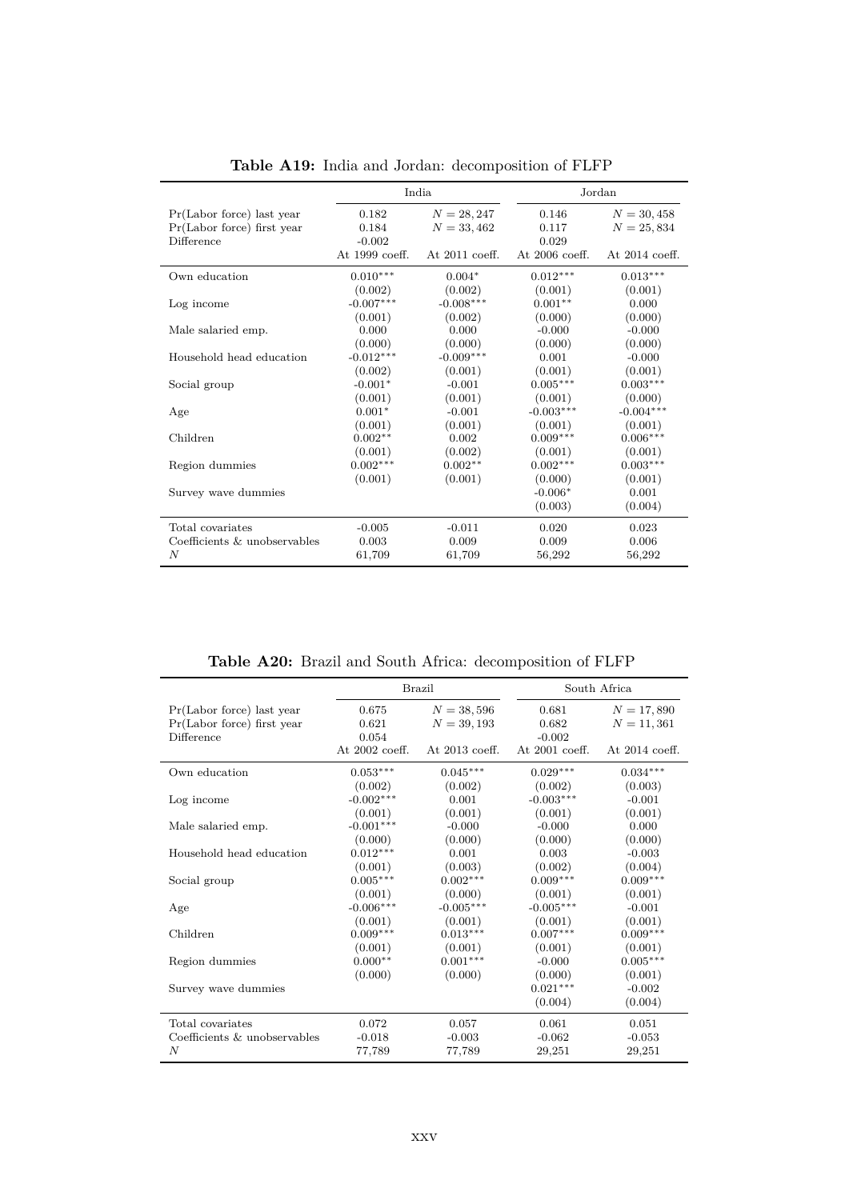**Table A19:** India and Jordan: decomposition of FLFP

| | India | | Jordan | |
|---|---|---|---|---|
| Pr(Labor force) last year | 0.182 | $N = 28,247$ | 0.146 | $N = 30,458$ |
| Pr(Labor force) first year | 0.184 | $N = 33,462$ | 0.117 | $N = 25,834$ |
| Difference | -0.002 | | 0.029 | |
| | At 1999 coeff. | At 2011 coeff. | At 2006 coeff. | At 2014 coeff. |
| Own education | 0.010*** | 0.004* | 0.012*** | 0.013*** |
| | (0.002) | (0.002) | (0.001) | (0.001) |
| Log income | -0.007*** | -0.008*** | 0.001** | 0.000 |
| | (0.001) | (0.002) | (0.000) | (0.000) |
| Male salaried emp. | 0.000 | 0.000 | -0.000 | -0.000 |
| | (0.000) | (0.000) | (0.000) | (0.000) |
| Household head education | -0.012*** | -0.009*** | 0.001 | -0.000 |
| | (0.002) | (0.001) | (0.001) | (0.001) |
| Social group | -0.001* | -0.001 | 0.005*** | 0.003*** |
| | (0.001) | (0.001) | (0.001) | (0.000) |
| Age | 0.001* | -0.001 | -0.003*** | -0.004*** |
| | (0.001) | (0.001) | (0.001) | (0.001) |
| Children | 0.002** | 0.002 | 0.009*** | 0.006*** |
| | (0.001) | (0.002) | (0.001) | (0.001) |
| Region dummies | 0.002*** | 0.002** | 0.002*** | 0.003*** |
| | (0.001) | (0.001) | (0.000) | (0.001) |
| Survey wave dummies | | | -0.006* | 0.001 |
| | | | (0.003) | (0.004) |
| Total covariates | -0.005 | -0.011 | 0.020 | 0.023 |
| Coefficients & unobservables | 0.003 | 0.009 | 0.009 | 0.006 |
| $N$ | 61,709 | 61,709 | 56,292 | 56,292 |

**Table A20:** Brazil and South Africa: decomposition of FLFP

| | Brazil | | South Africa | |
|---|---|---|---|---|
| Pr(Labor force) last year | 0.675 | $N = 38,596$ | 0.681 | $N = 17,890$ |
| Pr(Labor force) first year | 0.621 | $N = 39,193$ | 0.682 | $N = 11,361$ |
| Difference | 0.054 | | -0.002 | |
| | At 2002 coeff. | At 2013 coeff. | At 2001 coeff. | At 2014 coeff. |
| Own education | 0.053*** | 0.045*** | 0.029*** | 0.034*** |
| | (0.002) | (0.002) | (0.002) | (0.003) |
| Log income | -0.002*** | 0.001 | -0.003*** | -0.001 |
| | (0.001) | (0.001) | (0.001) | (0.001) |
| Male salaried emp. | -0.001*** | -0.000 | -0.000 | 0.000 |
| | (0.000) | (0.000) | (0.000) | (0.000) |
| Household head education | 0.012*** | 0.001 | 0.003 | -0.003 |
| | (0.001) | (0.003) | (0.002) | (0.004) |
| Social group | 0.005*** | 0.002*** | 0.009*** | 0.009*** |
| | (0.001) | (0.000) | (0.001) | (0.001) |
| Age | -0.006*** | -0.005*** | -0.005*** | -0.001 |
| | (0.001) | (0.001) | (0.001) | (0.001) |
| Children | 0.009*** | 0.013*** | 0.007*** | 0.009*** |
| | (0.001) | (0.001) | (0.001) | (0.001) |
| Region dummies | 0.000** | 0.001*** | -0.000 | 0.005*** |
| | (0.000) | (0.000) | (0.000) | (0.001) |
| Survey wave dummies | | | 0.021*** | -0.002 |
| | | | (0.004) | (0.004) |
| Total covariates | 0.072 | 0.057 | 0.061 | 0.051 |
| Coefficients & unobservables | -0.018 | -0.003 | -0.062 | -0.053 |
| $N$ | 77,789 | 77,789 | 29,251 | 29,251 |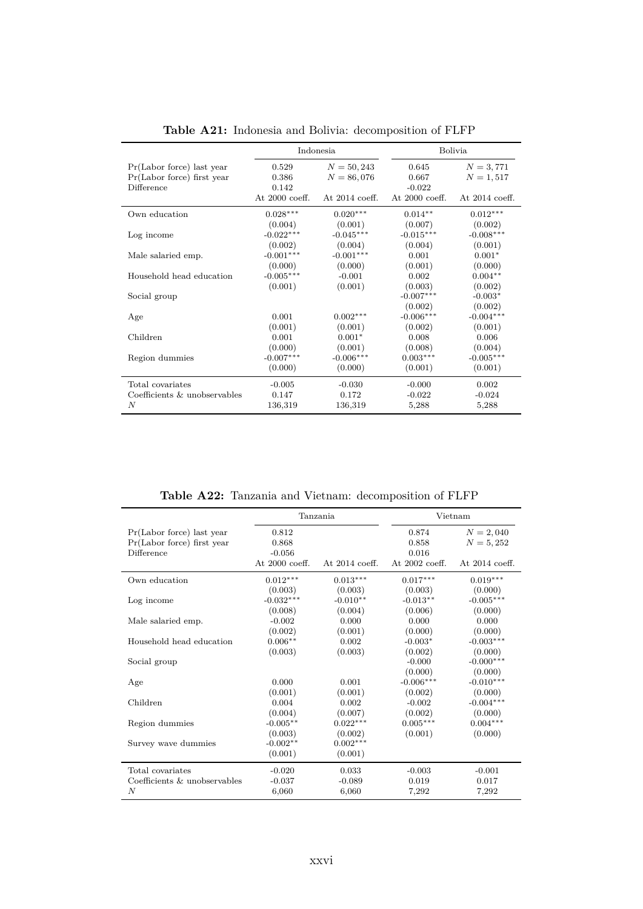**Table A21:** Indonesia and Bolivia: decomposition of FLFP

| | Indonesia | | Bolivia | |
|---|---|---|---|---|
| Pr(Labor force) last year | 0.529 | $N = 50,243$ | 0.645 | $N = 3,771$ |
| Pr(Labor force) first year | 0.386 | $N = 86,076$ | 0.667 | $N = 1,517$ |
| Difference | 0.142 | | -0.022 | |
| | At 2000 coeff. | At 2014 coeff. | At 2000 coeff. | At 2014 coeff. |
| Own education | 0.028*** | 0.020*** | 0.014** | 0.012*** |
| | (0.004) | (0.001) | (0.007) | (0.002) |
| Log income | -0.022*** | -0.045*** | -0.015*** | -0.008*** |
| | (0.002) | (0.004) | (0.004) | (0.001) |
| Male salaried emp. | -0.001*** | -0.001*** | 0.001 | 0.001* |
| | (0.000) | (0.000) | (0.001) | (0.000) |
| Household head education | -0.005*** | -0.001 | 0.002 | 0.004** |
| | (0.001) | (0.001) | (0.003) | (0.002) |
| Social group | | | -0.007*** | -0.003* |
| | | | (0.002) | (0.002) |
| Age | 0.001 | 0.002*** | -0.006*** | -0.004*** |
| | (0.001) | (0.001) | (0.002) | (0.001) |
| Children | 0.001 | 0.001* | 0.008 | 0.006 |
| | (0.000) | (0.001) | (0.008) | (0.004) |
| Region dummies | -0.007*** | -0.006*** | 0.003*** | -0.005*** |
| | (0.000) | (0.000) | (0.001) | (0.001) |
| Total covariates | -0.005 | -0.030 | -0.000 | 0.002 |
| Coefficients & unobservables | 0.147 | 0.172 | -0.022 | -0.024 |
| $N$ | 136,319 | 136,319 | 5,288 | 5,288 |

**Table A22:** Tanzania and Vietnam: decomposition of FLFP

| | Tanzania | | Vietnam | |
|---|---|---|---|---|
| Pr(Labor force) last year | 0.812 | | 0.874 | $N = 2,040$ |
| Pr(Labor force) first year | 0.868 | | 0.858 | $N = 5,252$ |
| Difference | -0.056 | | 0.016 | |
| | At 2000 coeff. | At 2014 coeff. | At 2002 coeff. | At 2014 coeff. |
| Own education | 0.012*** | 0.013*** | 0.017*** | 0.019*** |
| | (0.003) | (0.003) | (0.003) | (0.000) |
| Log income | -0.032*** | -0.010** | -0.013** | -0.005*** |
| | (0.008) | (0.004) | (0.006) | (0.000) |
| Male salaried emp. | -0.002 | 0.000 | 0.000 | 0.000 |
| | (0.002) | (0.001) | (0.000) | (0.000) |
| Household head education | 0.006** | 0.002 | -0.003* | -0.003*** |
| | (0.003) | (0.003) | (0.002) | (0.000) |
| Social group | | | -0.000 | -0.000*** |
| | | | (0.000) | (0.000) |
| Age | 0.000 | 0.001 | -0.006*** | -0.010*** |
| | (0.001) | (0.001) | (0.002) | (0.000) |
| Children | 0.004 | 0.002 | -0.002 | -0.004*** |
| | (0.004) | (0.007) | (0.002) | (0.000) |
| Region dummies | -0.005** | 0.022*** | 0.005*** | 0.004*** |
| | (0.003) | (0.002) | (0.001) | (0.000) |
| Survey wave dummies | -0.002** | 0.002*** | | |
| | (0.001) | (0.001) | | |
| Total covariates | -0.020 | 0.033 | -0.003 | -0.001 |
| Coefficients & unobservables | -0.037 | -0.089 | 0.019 | 0.017 |
| $N$ | 6,060 | 6,060 | 7,292 | 7,292 |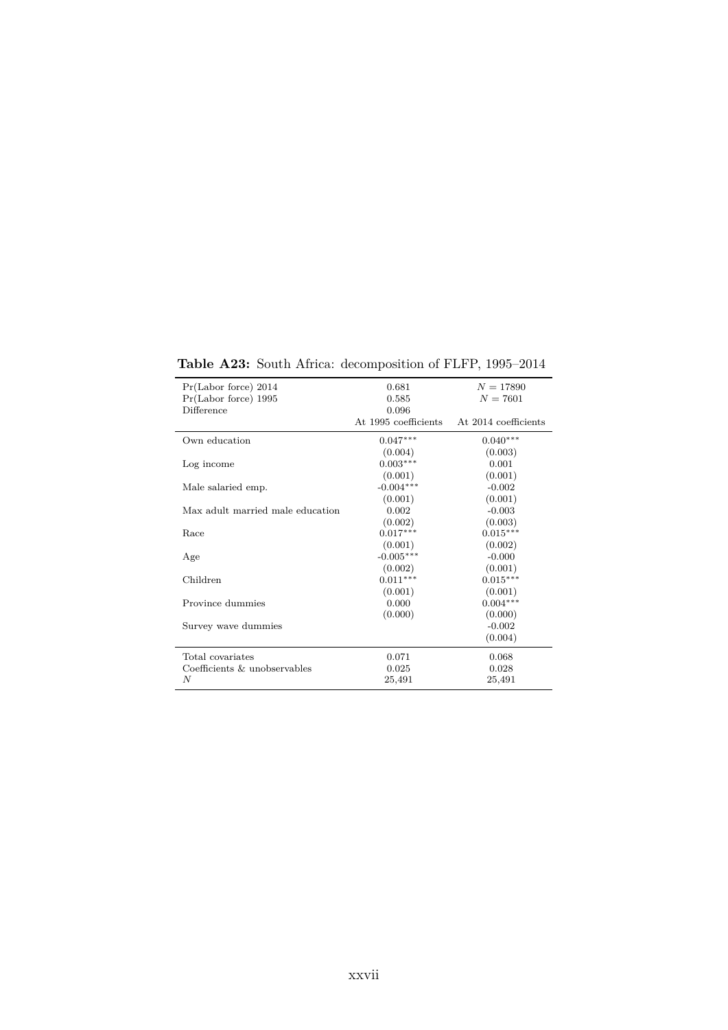**Table A23:** South Africa: decomposition of FLFP, 1995–2014

| | | |
|---|---|---|
| Pr(Labor force) 2014 | 0.681 | $N = 17890$ |
| Pr(Labor force) 1995 | 0.585 | $N = 7601$ |
| Difference | 0.096 | |
| | At 1995 coefficients | At 2014 coefficients |
| Own education | 0.047*** | 0.040*** |
| | (0.004) | (0.003) |
| Log income | 0.003*** | 0.001 |
| | (0.001) | (0.001) |
| Male salaried emp. | -0.004*** | -0.002 |
| | (0.001) | (0.001) |
| Max adult married male education | 0.002 | -0.003 |
| | (0.002) | (0.003) |
| Race | 0.017*** | 0.015*** |
| | (0.001) | (0.002) |
| Age | -0.005*** | -0.000 |
| | (0.002) | (0.001) |
| Children | 0.011*** | 0.015*** |
| | (0.001) | (0.001) |
| Province dummies | 0.000 | 0.004*** |
| | (0.000) | (0.000) |
| Survey wave dummies | | -0.002 |
| | | (0.004) |
| Total covariates | 0.071 | 0.068 |
| Coefficients & unobservables | 0.025 | 0.028 |
| $N$ | 25,491 | 25,491 |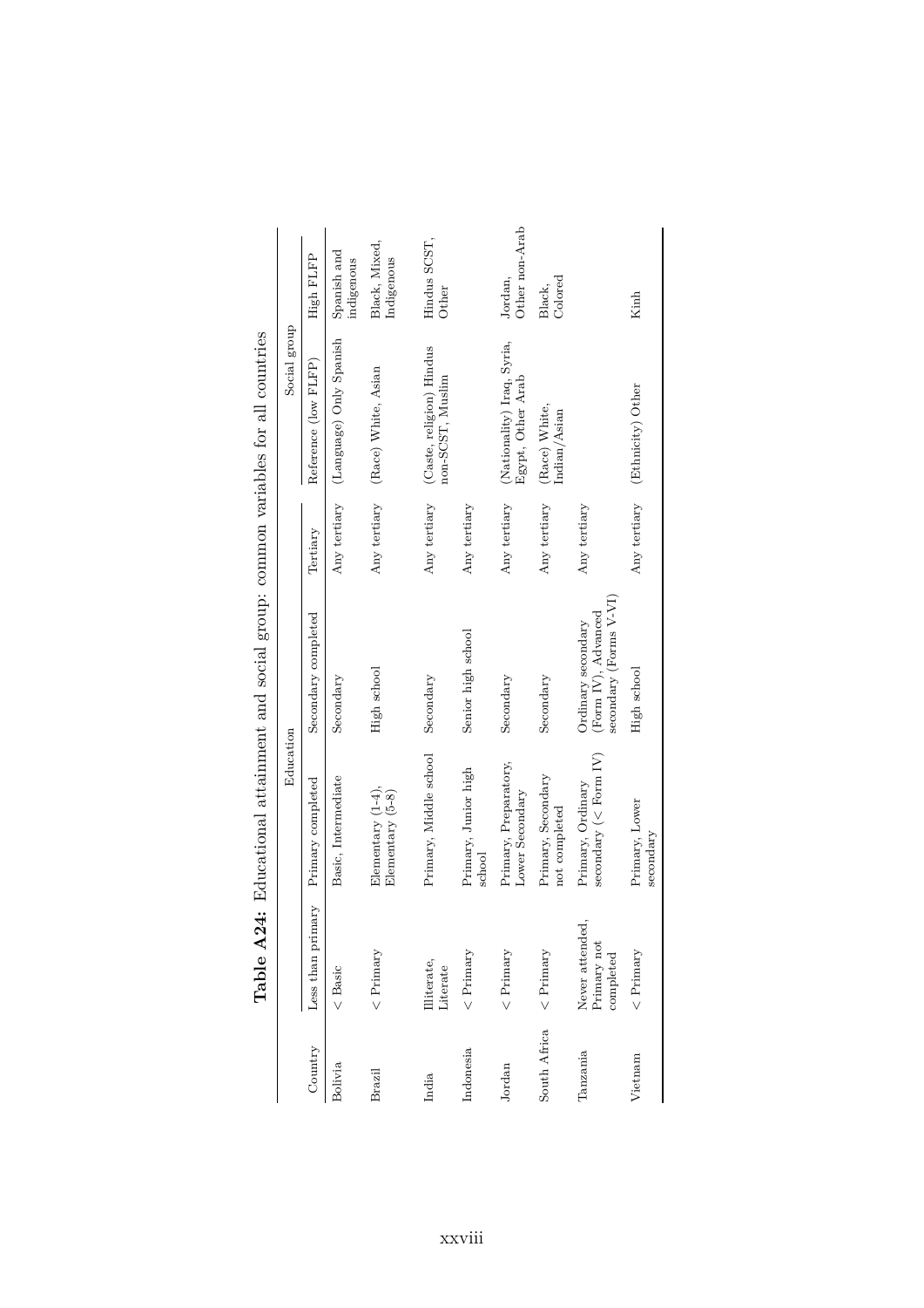**Table A24:** Educational attainment and social group: common variables for all countries

| Country | Education | | | | | Social group | |
|---|---|---|---|---|---|---|---|
| | Less than primary | Primary completed | Secondary completed | Tertiary | | Reference (low FLFP) | High FLFP |
| Bolivia | < Basic | Basic, Intermediate | Secondary | Any tertiary | | (Language) Only Spanish | Spanish and indigenous |
| Brazil | < Primary | Elementary (1-4), Elementary (5-8) | High school | Any tertiary | | (Race) White, Asian | Black, Mixed, Indigenous |
| India | Illiterate, Literate | Primary, Middle school | Secondary | Any tertiary | | (Caste, religion) Hindus non-SCST, Muslim | Hindus SCST, Other |
| Indonesia | < Primary | Primary, Junior high school | Senior high school | Any tertiary | | | |
| Jordan | < Primary | Primary, Preparatory, Lower Secondary | Secondary | Any tertiary | | (Nationality) Iraq, Syria, Egypt, Other Arab | Jordan, Other non-Arab |
| South Africa | < Primary | Primary, Secondary not completed | Secondary | Any tertiary | | (Race) White, Indian/Asian | Black, Colored |
| Tanzania | Never attended, Primary not completed | Primary, Ordinary secondary (< Form IV) | Ordinary secondary (Form IV), Advanced secondary (Forms V-VI) | Any tertiary | | | |
| Vietnam | < Primary | Primary, Lower secondary | High school | Any tertiary | | (Ethnicity) Other | Kinh |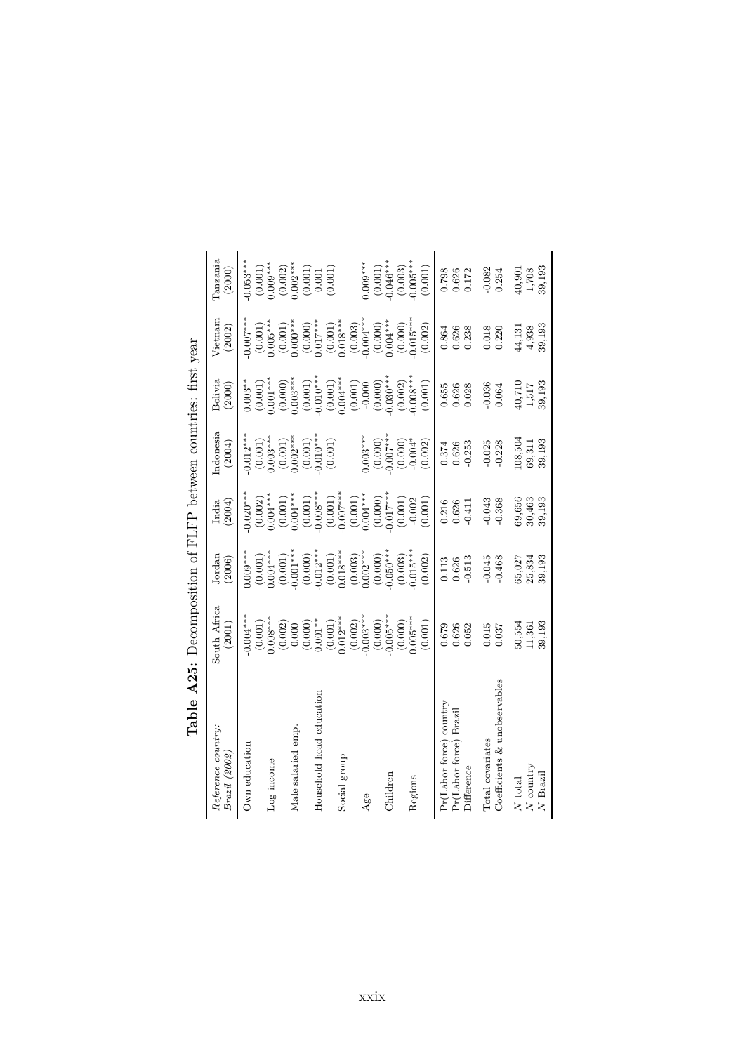**Table A25:** Decomposition of FLFP between countries: first year

| *Reference country: Brazil (2002)* | South Africa (2001) | Jordan (2006) | India (2004) | Indonesia (2004) | Bolivia (2000) | Vietnam (2002) | Tanzania (2000) |
|---|---|---|---|---|---|---|---|
| Own education | -0.004*** | 0.009*** | -0.020*** | -0.012*** | 0.003** | -0.007*** | -0.053*** |
| | (0.001) | (0.001) | (0.002) | (0.001) | (0.001) | (0.001) | (0.001) |
| Log income | 0.008*** | 0.004*** | 0.004*** | 0.003*** | 0.001*** | 0.005*** | 0.009*** |
| | (0.002) | (0.001) | (0.001) | (0.001) | (0.000) | (0.001) | (0.002) |
| Male salaried emp. | 0.000 | -0.001*** | 0.004*** | 0.002*** | 0.003*** | 0.000*** | 0.002*** |
| | (0.000) | (0.000) | (0.001) | (0.001) | (0.001) | (0.000) | (0.001) |
| Household head education | 0.001** | -0.012*** | -0.008*** | -0.010*** | -0.010*** | 0.017*** | 0.001 |
| | (0.001) | (0.001) | (0.001) | (0.001) | (0.001) | (0.001) | (0.001) |
| Social group | 0.012*** | 0.018*** | -0.007*** | | 0.004*** | 0.018*** | |
| | (0.002) | (0.003) | (0.001) | | (0.001) | (0.003) | |
| Age | -0.003*** | 0.002*** | 0.004*** | 0.003*** | -0.000 | -0.004*** | 0.009*** |
| | (0.000) | (0.000) | (0.000) | (0.000) | (0.000) | (0.000) | (0.001) |
| Children | -0.005*** | -0.050*** | -0.017*** | -0.007*** | -0.030*** | 0.004*** | -0.046*** |
| | (0.000) | (0.003) | (0.001) | (0.000) | (0.002) | (0.000) | (0.003) |
| Regions | 0.005*** | -0.015*** | -0.002 | -0.004* | -0.008*** | -0.015*** | -0.005*** |
| | (0.001) | (0.002) | (0.001) | (0.002) | (0.001) | (0.002) | (0.001) |
| Pr(Labor force) country | 0.679 | 0.113 | 0.216 | 0.374 | 0.655 | 0.864 | 0.798 |
| Pr(Labor force) Brazil | 0.626 | 0.626 | 0.626 | 0.626 | 0.626 | 0.626 | 0.626 |
| Difference | 0.052 | -0.513 | -0.411 | -0.253 | 0.028 | 0.238 | 0.172 |
| Total covariates | 0.015 | -0.045 | -0.043 | -0.025 | -0.036 | 0.018 | -0.082 |
| Coefficients & unobservables | 0.037 | -0.468 | -0.368 | -0.228 | 0.064 | 0.220 | 0.254 |
| $N$ total | 50,554 | 65,027 | 69,656 | 108,504 | 40,710 | 44,131 | 40,901 |
| $N$ country | 11,361 | 25,834 | 30,463 | 69,311 | 1,517 | 4,938 | 1,708 |
| $N$ Brazil | 39,193 | 39,193 | 39,193 | 39,193 | 39,193 | 39,193 | 39,193 |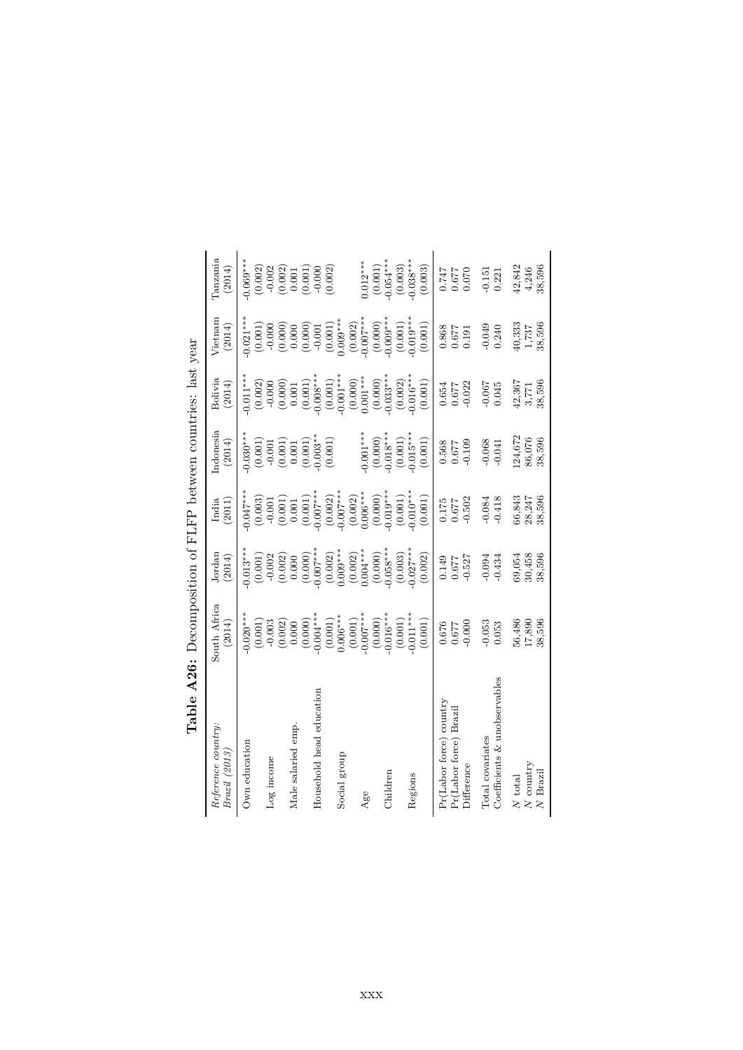**Table A26:** Decomposition of FLFP between countries: last year

| *Reference country: Brazil (2013)* | South Africa (2014) | Jordan (2014) | India (2011) | Indonesia (2014) | Bolivia (2014) | Vietnam (2014) | Tanzania (2014) |
|---|---|---|---|---|---|---|---|
| Own education | -0.020*** | -0.013*** | -0.047*** | -0.030*** | -0.011*** | -0.021*** | -0.069*** |
| | (0.001) | (0.001) | (0.003) | (0.001) | (0.002) | (0.001) | (0.002) |
| Log income | -0.003 | -0.002 | -0.001 | -0.001 | -0.000 | -0.000 | -0.002 |
| | (0.002) | (0.002) | (0.001) | (0.001) | (0.000) | (0.000) | (0.002) |
| Male salaried emp. | 0.000 | 0.000 | 0.001 | 0.001 | 0.001 | 0.000 | 0.001 |
| | (0.000) | (0.000) | (0.001) | (0.001) | (0.001) | (0.000) | (0.001) |
| Household head education | -0.004*** | -0.007*** | -0.007*** | -0.003** | -0.008*** | -0.001 | -0.000 |
| | (0.001) | (0.002) | (0.002) | (0.001) | (0.001) | (0.001) | (0.002) |
| Social group | 0.006*** | 0.009*** | -0.007*** | | -0.001*** | 0.009*** | |
| | (0.001) | (0.002) | (0.002) | | (0.000) | (0.002) | |
| Age | -0.007*** | 0.004*** | 0.006*** | -0.001*** | 0.001*** | -0.007*** | 0.012*** |
| | (0.000) | (0.000) | (0.000) | (0.000) | (0.000) | (0.000) | (0.001) |
| Children | -0.016*** | -0.058*** | -0.019*** | -0.018*** | -0.033*** | -0.009*** | -0.054*** |
| | (0.001) | (0.003) | (0.001) | (0.001) | (0.002) | (0.001) | (0.003) |
| Regions | -0.011*** | -0.027*** | -0.010*** | -0.015*** | -0.016*** | -0.019*** | -0.038*** |
| | (0.001) | (0.002) | (0.001) | (0.001) | (0.001) | (0.001) | (0.003) |
| Pr(Labor force) country | 0.676 | 0.149 | 0.175 | 0.568 | 0.654 | 0.868 | 0.747 |
| Pr(Labor force) Brazil | 0.677 | 0.677 | 0.677 | 0.677 | 0.677 | 0.677 | 0.677 |
| Difference | -0.000 | -0.527 | -0.502 | -0.109 | -0.022 | 0.191 | 0.070 |
| Total covariates | -0.053 | -0.094 | -0.084 | -0.068 | -0.067 | -0.049 | -0.151 |
| Coefficients & unobservables | 0.053 | -0.434 | -0.418 | -0.041 | 0.045 | 0.240 | 0.221 |
| *N* total | 56,486 | 69,054 | 66,843 | 124,672 | 42,367 | 40,333 | 42,842 |
| *N* country | 17,890 | 30,458 | 28,247 | 86,076 | 3,771 | 1,737 | 4,246 |
| *N* Brazil | 38,596 | 38,596 | 38,596 | 38,596 | 38,596 | 38,596 | 38,596 |